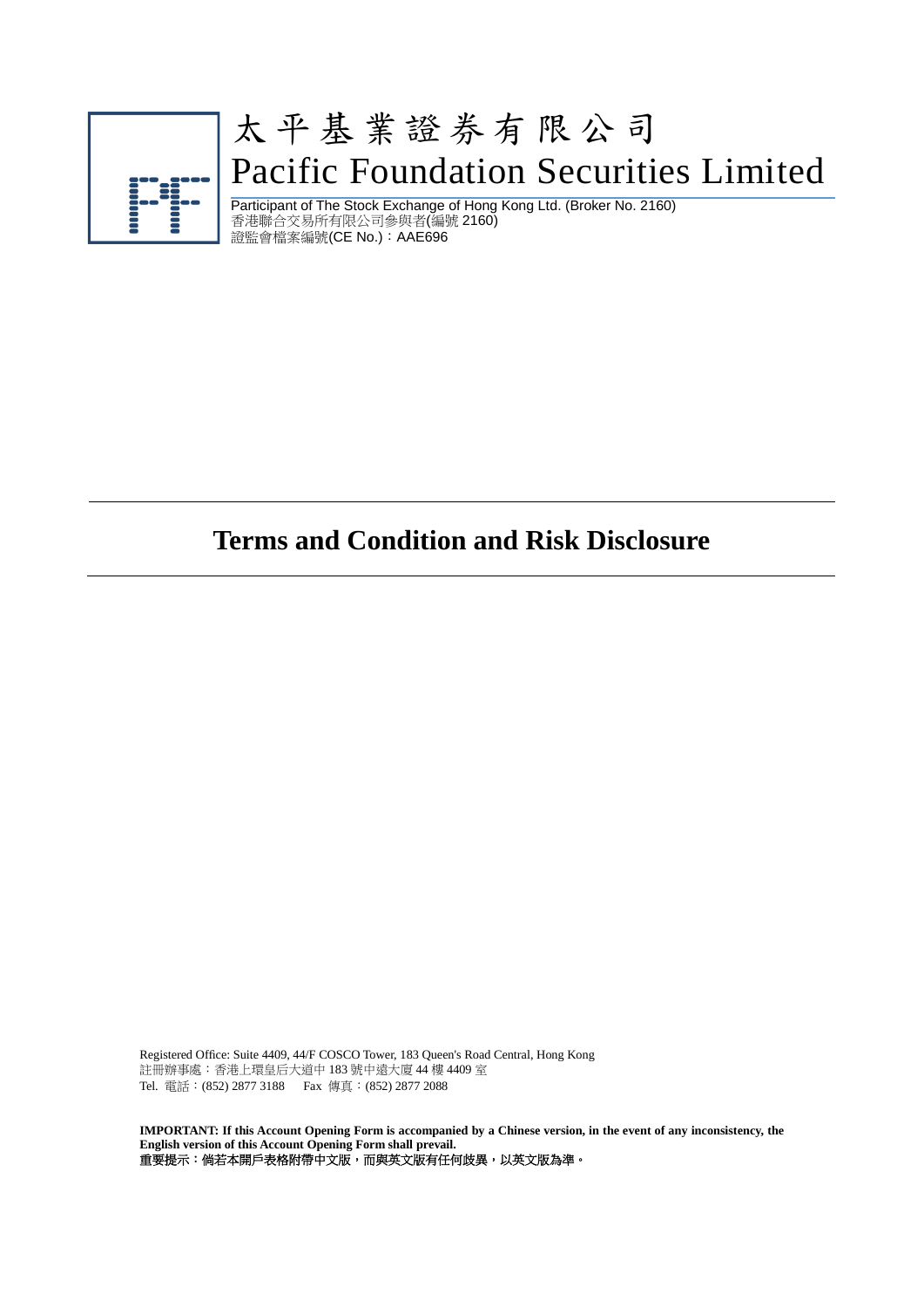太平基業證券有限公司

Pacific Foundation Securities Limited

Participant of The Stock Exchange of Hong Kong Ltd. (Broker No. 2160)
香港聯合交易所有限公司參與者(編號 2160)
證監會檔案編號(CE No.)：AAE696

# Terms and Condition and Risk Disclosure

Registered Office: Suite 4409, 44/F COSCO Tower, 183 Queen's Road Central, Hong Kong
註冊辦事處：香港上環皇后大道中 183 號中遠大廈 44 樓 4409 室
Tel. 電話：(852) 2877 3188 Fax 傳真：(852) 2877 2088

**IMPORTANT: If this Account Opening Form is accompanied by a Chinese version, in the event of any inconsistency, the English version of this Account Opening Form shall prevail.**
**重要提示：倘若本開戶表格附帶中文版，而與英文版有任何歧異，以英文版為準。**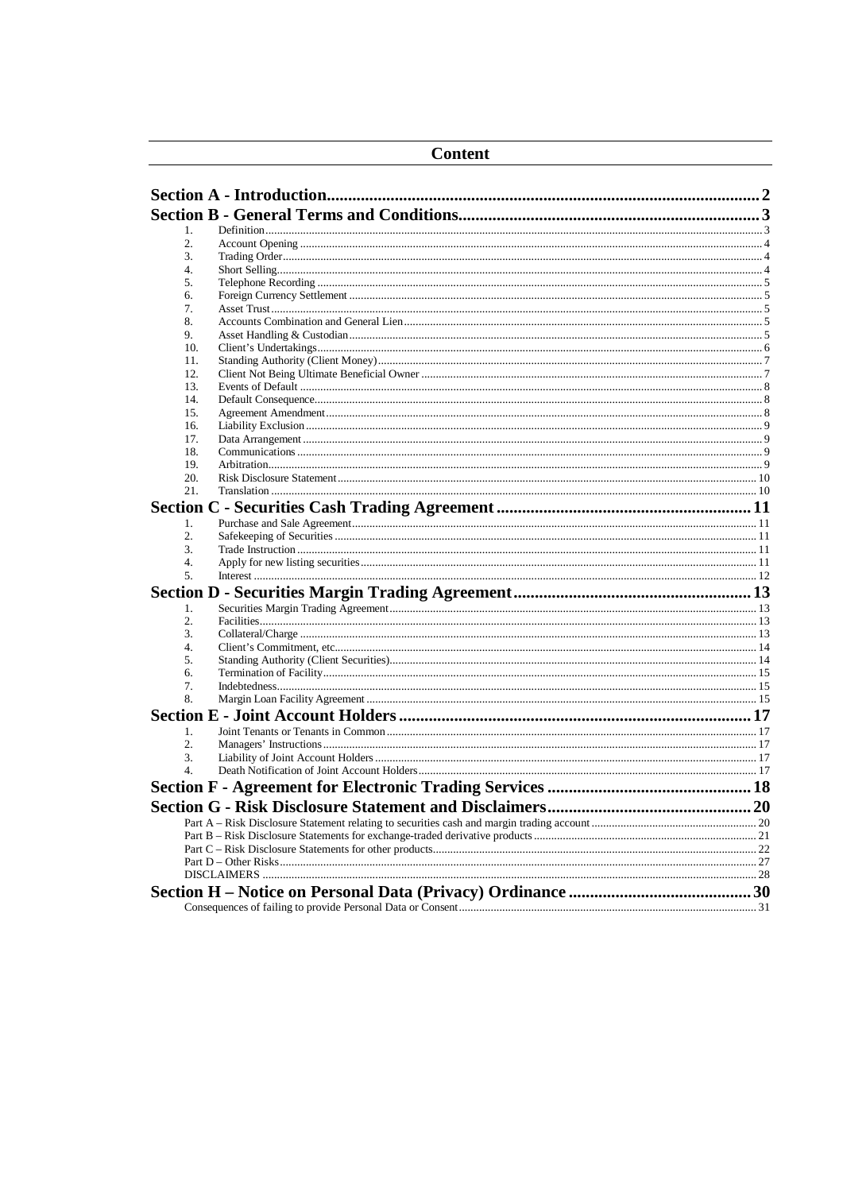# Content

| | | |
|---|---|---|
| **Section A - Introduction** | | **2** |
| **Section B - General Terms and Conditions** | | **3** |
| 1. | Definition | 3 |
| 2. | Account Opening | 4 |
| 3. | Trading Order | 4 |
| 4. | Short Selling | 4 |
| 5. | Telephone Recording | 5 |
| 6. | Foreign Currency Settlement | 5 |
| 7. | Asset Trust | 5 |
| 8. | Accounts Combination and General Lien | 5 |
| 9. | Asset Handling & Custodian | 5 |
| 10. | Client's Undertakings | 6 |
| 11. | Standing Authority (Client Money) | 7 |
| 12. | Client Not Being Ultimate Beneficial Owner | 7 |
| 13. | Events of Default | 8 |
| 14. | Default Consequence | 8 |
| 15. | Agreement Amendment | 8 |
| 16. | Liability Exclusion | 9 |
| 17. | Data Arrangement | 9 |
| 18. | Communications | 9 |
| 19. | Arbitration | 9 |
| 20. | Risk Disclosure Statement | 10 |
| 21. | Translation | 10 |
| **Section C - Securities Cash Trading Agreement** | | **11** |
| 1. | Purchase and Sale Agreement | 11 |
| 2. | Safekeeping of Securities | 11 |
| 3. | Trade Instruction | 11 |
| 4. | Apply for new listing securities | 11 |
| 5. | Interest | 12 |
| **Section D - Securities Margin Trading Agreement** | | **13** |
| 1. | Securities Margin Trading Agreement | 13 |
| 2. | Facilities | 13 |
| 3. | Collateral/Charge | 13 |
| 4. | Client's Commitment, etc | 14 |
| 5. | Standing Authority (Client Securities) | 14 |
| 6. | Termination of Facility | 15 |
| 7. | Indebtedness | 15 |
| 8. | Margin Loan Facility Agreement | 15 |
| **Section E - Joint Account Holders** | | **17** |
| 1. | Joint Tenants or Tenants in Common | 17 |
| 2. | Managers' Instructions | 17 |
| 3. | Liability of Joint Account Holders | 17 |
| 4. | Death Notification of Joint Account Holders | 17 |
| **Section F - Agreement for Electronic Trading Services** | | **18** |
| **Section G - Risk Disclosure Statement and Disclaimers** | | **20** |
| | Part A – Risk Disclosure Statement relating to securities cash and margin trading account | 20 |
| | Part B – Risk Disclosure Statements for exchange-traded derivative products | 21 |
| | Part C – Risk Disclosure Statements for other products | 22 |
| | Part D – Other Risks | 27 |
| | DISCLAIMERS | 28 |
| **Section H – Notice on Personal Data (Privacy) Ordinance** | | **30** |
| | Consequences of failing to provide Personal Data or Consent | 31 |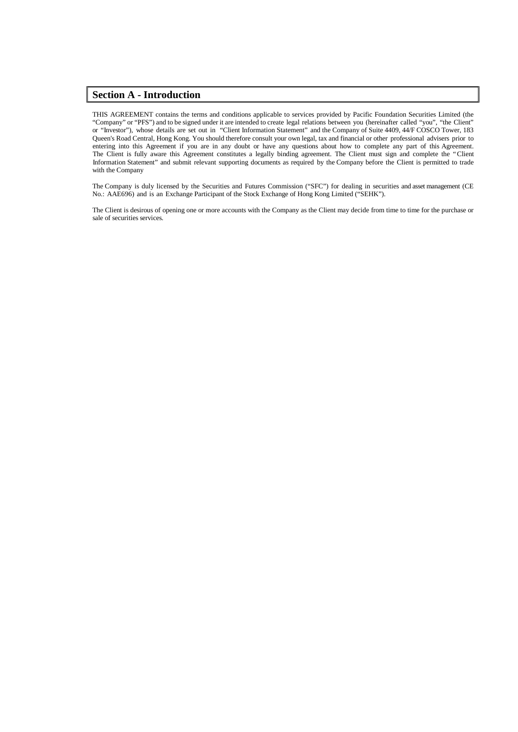## Section A - Introduction

THIS AGREEMENT contains the terms and conditions applicable to services provided by Pacific Foundation Securities Limited (the "Company" or "PFS") and to be signed under it are intended to create legal relations between you (hereinafter called "you", "the Client" or "Investor"), whose details are set out in "Client Information Statement" and the Company of Suite 4409, 44/F COSCO Tower, 183 Queen's Road Central, Hong Kong. You should therefore consult your own legal, tax and financial or other professional advisers prior to entering into this Agreement if you are in any doubt or have any questions about how to complete any part of this Agreement. The Client is fully aware this Agreement constitutes a legally binding agreement. The Client must sign and complete the "Client Information Statement" and submit relevant supporting documents as required by the Company before the Client is permitted to trade with the Company

The Company is duly licensed by the Securities and Futures Commission ("SFC") for dealing in securities and asset management (CE No.: AAE696) and is an Exchange Participant of the Stock Exchange of Hong Kong Limited ("SEHK").

The Client is desirous of opening one or more accounts with the Company as the Client may decide from time to time for the purchase or sale of securities services.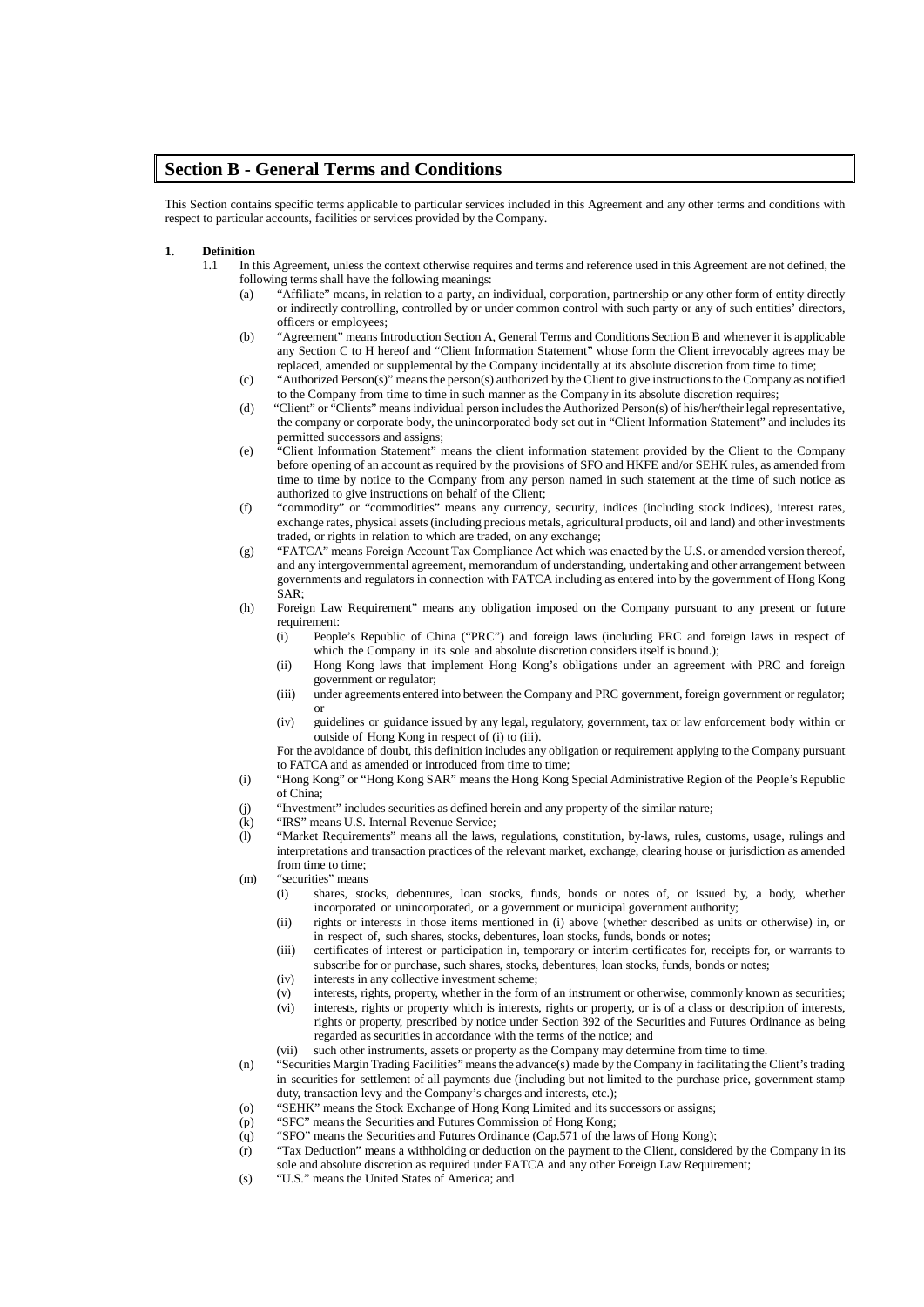## Section B - General Terms and Conditions

This Section contains specific terms applicable to particular services included in this Agreement and any other terms and conditions with respect to particular accounts, facilities or services provided by the Company.

**1. Definition**

1.1 In this Agreement, unless the context otherwise requires and terms and reference used in this Agreement are not defined, the following terms shall have the following meanings:

(a) "Affiliate" means, in relation to a party, an individual, corporation, partnership or any other form of entity directly or indirectly controlling, controlled by or under common control with such party or any of such entities' directors, officers or employees;

(b) "Agreement" means Introduction Section A, General Terms and Conditions Section B and whenever it is applicable any Section C to H hereof and "Client Information Statement" whose form the Client irrevocably agrees may be replaced, amended or supplemental by the Company incidentally at its absolute discretion from time to time;

(c) "Authorized Person(s)" means the person(s) authorized by the Client to give instructions to the Company as notified to the Company from time to time in such manner as the Company in its absolute discretion requires;

(d) "Client" or "Clients" means individual person includes the Authorized Person(s) of his/her/their legal representative, the company or corporate body, the unincorporated body set out in "Client Information Statement" and includes its permitted successors and assigns;

(e) "Client Information Statement" means the client information statement provided by the Client to the Company before opening of an account as required by the provisions of SFO and HKFE and/or SEHK rules, as amended from time to time by notice to the Company from any person named in such statement at the time of such notice as authorized to give instructions on behalf of the Client;

(f) "commodity" or "commodities" means any currency, security, indices (including stock indices), interest rates, exchange rates, physical assets (including precious metals, agricultural products, oil and land) and other investments traded, or rights in relation to which are traded, on any exchange;

(g) "FATCA" means Foreign Account Tax Compliance Act which was enacted by the U.S. or amended version thereof, and any intergovernmental agreement, memorandum of understanding, undertaking and other arrangement between governments and regulators in connection with FATCA including as entered into by the government of Hong Kong SAR;

(h) Foreign Law Requirement" means any obligation imposed on the Company pursuant to any present or future requirement:

(i) People's Republic of China ("PRC") and foreign laws (including PRC and foreign laws in respect of which the Company in its sole and absolute discretion considers itself is bound.);

(ii) Hong Kong laws that implement Hong Kong's obligations under an agreement with PRC and foreign government or regulator;

(iii) under agreements entered into between the Company and PRC government, foreign government or regulator; or

(iv) guidelines or guidance issued by any legal, regulatory, government, tax or law enforcement body within or outside of Hong Kong in respect of (i) to (iii).

For the avoidance of doubt, this definition includes any obligation or requirement applying to the Company pursuant to FATCA and as amended or introduced from time to time;

(i) "Hong Kong" or "Hong Kong SAR" means the Hong Kong Special Administrative Region of the People's Republic of China;

(j) "Investment" includes securities as defined herein and any property of the similar nature;

(k) "IRS" means U.S. Internal Revenue Service;

(l) "Market Requirements" means all the laws, regulations, constitution, by-laws, rules, customs, usage, rulings and interpretations and transaction practices of the relevant market, exchange, clearing house or jurisdiction as amended from time to time;

(m) "securities" means

(i) shares, stocks, debentures, loan stocks, funds, bonds or notes of, or issued by, a body, whether incorporated or unincorporated, or a government or municipal government authority;

(ii) rights or interests in those items mentioned in (i) above (whether described as units or otherwise) in, or in respect of, such shares, stocks, debentures, loan stocks, funds, bonds or notes;

(iii) certificates of interest or participation in, temporary or interim certificates for, receipts for, or warrants to subscribe for or purchase, such shares, stocks, debentures, loan stocks, funds, bonds or notes;

(iv) interests in any collective investment scheme;

(v) interests, rights, property, whether in the form of an instrument or otherwise, commonly known as securities;

(vi) interests, rights or property which is interests, rights or property, or is of a class or description of interests, rights or property, prescribed by notice under Section 392 of the Securities and Futures Ordinance as being regarded as securities in accordance with the terms of the notice; and

(vii) such other instruments, assets or property as the Company may determine from time to time.

(n) "Securities Margin Trading Facilities" means the advance(s) made by the Company in facilitating the Client's trading in securities for settlement of all payments due (including but not limited to the purchase price, government stamp duty, transaction levy and the Company's charges and interests, etc.);

(o) "SEHK" means the Stock Exchange of Hong Kong Limited and its successors or assigns;

(p) "SFC" means the Securities and Futures Commission of Hong Kong;

(q) "SFO" means the Securities and Futures Ordinance (Cap.571 of the laws of Hong Kong);

(r) "Tax Deduction" means a withholding or deduction on the payment to the Client, considered by the Company in its sole and absolute discretion as required under FATCA and any other Foreign Law Requirement;

(s) "U.S." means the United States of America; and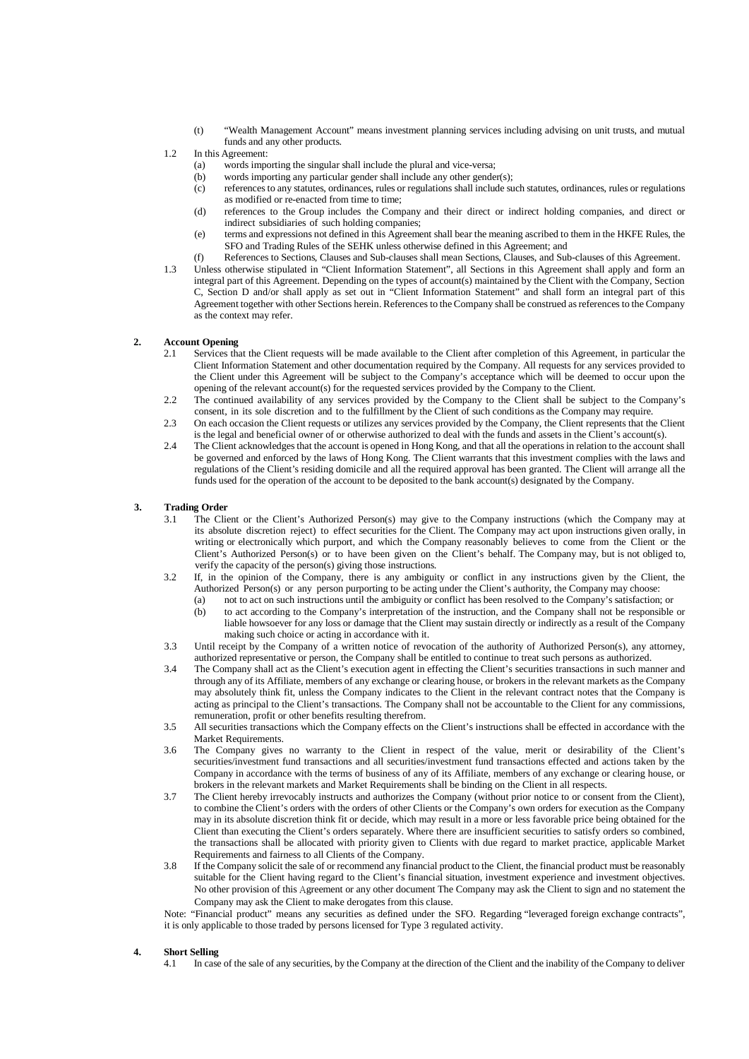(t) "Wealth Management Account" means investment planning services including advising on unit trusts, and mutual funds and any other products.

1.2 In this Agreement:

(a) words importing the singular shall include the plural and vice-versa;

(b) words importing any particular gender shall include any other gender(s);

(c) references to any statutes, ordinances, rules or regulations shall include such statutes, ordinances, rules or regulations as modified or re-enacted from time to time;

(d) references to the Group includes the Company and their direct or indirect holding companies, and direct or indirect subsidiaries of such holding companies;

(e) terms and expressions not defined in this Agreement shall bear the meaning ascribed to them in the HKFE Rules, the SFO and Trading Rules of the SEHK unless otherwise defined in this Agreement; and

(f) References to Sections, Clauses and Sub-clauses shall mean Sections, Clauses, and Sub-clauses of this Agreement.

1.3 Unless otherwise stipulated in "Client Information Statement", all Sections in this Agreement shall apply and form an integral part of this Agreement. Depending on the types of account(s) maintained by the Client with the Company, Section C, Section D and/or shall apply as set out in "Client Information Statement" and shall form an integral part of this Agreement together with other Sections herein. References to the Company shall be construed as references to the Company as the context may refer.

## 2. Account Opening

2.1 Services that the Client requests will be made available to the Client after completion of this Agreement, in particular the Client Information Statement and other documentation required by the Company. All requests for any services provided to the Client under this Agreement will be subject to the Company's acceptance which will be deemed to occur upon the opening of the relevant account(s) for the requested services provided by the Company to the Client.

2.2 The continued availability of any services provided by the Company to the Client shall be subject to the Company's consent, in its sole discretion and to the fulfillment by the Client of such conditions as the Company may require.

2.3 On each occasion the Client requests or utilizes any services provided by the Company, the Client represents that the Client is the legal and beneficial owner of or otherwise authorized to deal with the funds and assets in the Client's account(s).

2.4 The Client acknowledges that the account is opened in Hong Kong, and that all the operations in relation to the account shall be governed and enforced by the laws of Hong Kong. The Client warrants that this investment complies with the laws and regulations of the Client's residing domicile and all the required approval has been granted. The Client will arrange all the funds used for the operation of the account to be deposited to the bank account(s) designated by the Company.

## 3. Trading Order

3.1 The Client or the Client's Authorized Person(s) may give to the Company instructions (which the Company may at its absolute discretion reject) to effect securities for the Client. The Company may act upon instructions given orally, in writing or electronically which purport, and which the Company reasonably believes to come from the Client or the Client's Authorized Person(s) or to have been given on the Client's behalf. The Company may, but is not obliged to, verify the capacity of the person(s) giving those instructions.

3.2 If, in the opinion of the Company, there is any ambiguity or conflict in any instructions given by the Client, the Authorized Person(s) or any person purporting to be acting under the Client's authority, the Company may choose:

(a) not to act on such instructions until the ambiguity or conflict has been resolved to the Company's satisfaction; or

(b) to act according to the Company's interpretation of the instruction, and the Company shall not be responsible or liable howsoever for any loss or damage that the Client may sustain directly or indirectly as a result of the Company making such choice or acting in accordance with it.

3.3 Until receipt by the Company of a written notice of revocation of the authority of Authorized Person(s), any attorney, authorized representative or person, the Company shall be entitled to continue to treat such persons as authorized.

3.4 The Company shall act as the Client's execution agent in effecting the Client's securities transactions in such manner and through any of its Affiliate, members of any exchange or clearing house, or brokers in the relevant markets as the Company may absolutely think fit, unless the Company indicates to the Client in the relevant contract notes that the Company is acting as principal to the Client's transactions. The Company shall not be accountable to the Client for any commissions, remuneration, profit or other benefits resulting therefrom.

3.5 All securities transactions which the Company effects on the Client's instructions shall be effected in accordance with the Market Requirements.

3.6 The Company gives no warranty to the Client in respect of the value, merit or desirability of the Client's securities/investment fund transactions and all securities/investment fund transactions effected and actions taken by the Company in accordance with the terms of business of any of its Affiliate, members of any exchange or clearing house, or brokers in the relevant markets and Market Requirements shall be binding on the Client in all respects.

3.7 The Client hereby irrevocably instructs and authorizes the Company (without prior notice to or consent from the Client), to combine the Client's orders with the orders of other Clients or the Company's own orders for execution as the Company may in its absolute discretion think fit or decide, which may result in a more or less favorable price being obtained for the Client than executing the Client's orders separately. Where there are insufficient securities to satisfy orders so combined, the transactions shall be allocated with priority given to Clients with due regard to market practice, applicable Market Requirements and fairness to all Clients of the Company.

3.8 If the Company solicit the sale of or recommend any financial product to the Client, the financial product must be reasonably suitable for the Client having regard to the Client's financial situation, investment experience and investment objectives. No other provision of this Agreement or any other document The Company may ask the Client to sign and no statement the Company may ask the Client to make derogates from this clause.

Note: "Financial product" means any securities as defined under the SFO. Regarding "leveraged foreign exchange contracts", it is only applicable to those traded by persons licensed for Type 3 regulated activity.

## 4. Short Selling

4.1 In case of the sale of any securities, by the Company at the direction of the Client and the inability of the Company to deliver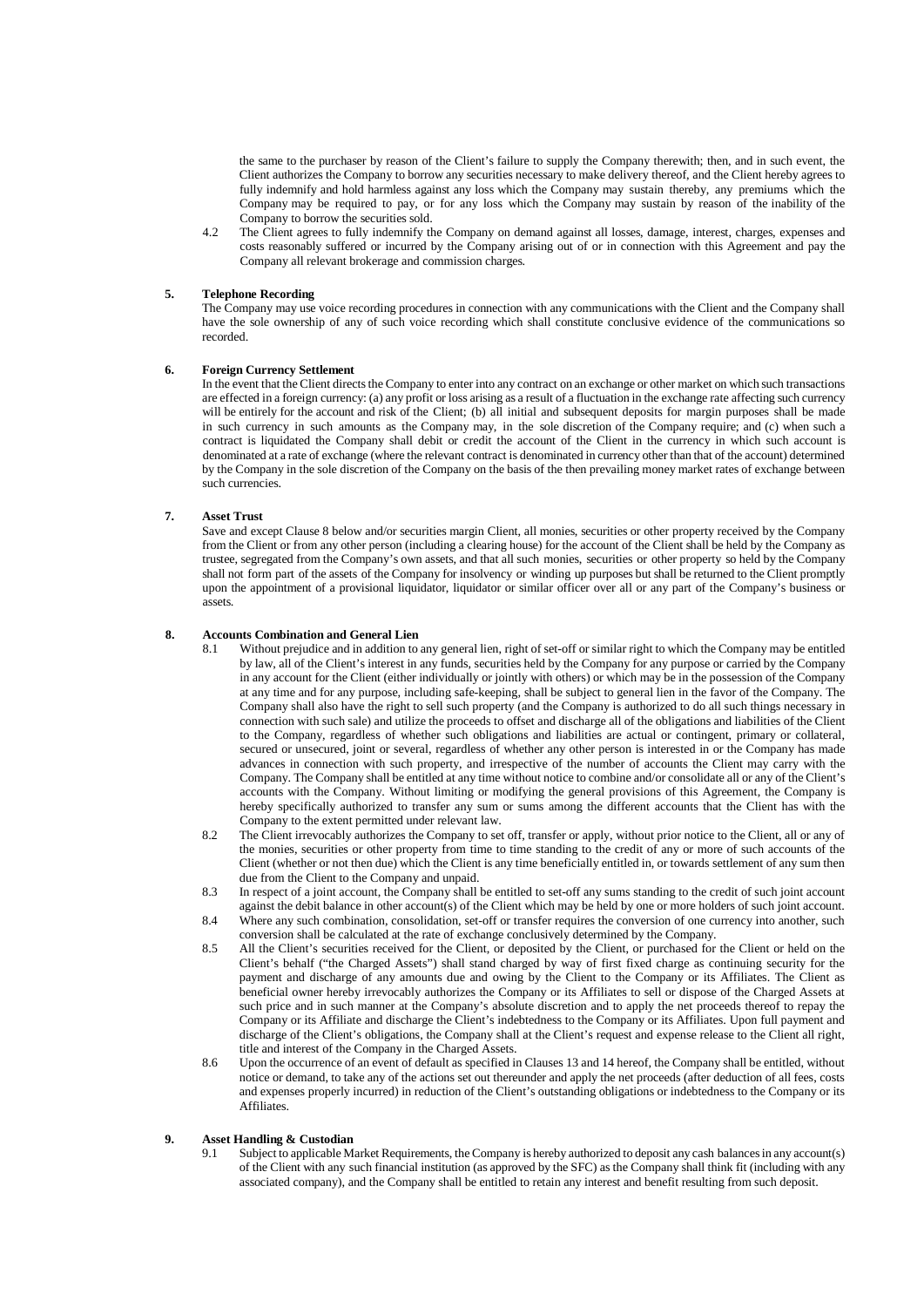the same to the purchaser by reason of the Client's failure to supply the Company therewith; then, and in such event, the Client authorizes the Company to borrow any securities necessary to make delivery thereof, and the Client hereby agrees to fully indemnify and hold harmless against any loss which the Company may sustain thereby, any premiums which the Company may be required to pay, or for any loss which the Company may sustain by reason of the inability of the Company to borrow the securities sold.

4.2 The Client agrees to fully indemnify the Company on demand against all losses, damage, interest, charges, expenses and costs reasonably suffered or incurred by the Company arising out of or in connection with this Agreement and pay the Company all relevant brokerage and commission charges.

**5. Telephone Recording**

The Company may use voice recording procedures in connection with any communications with the Client and the Company shall have the sole ownership of any of such voice recording which shall constitute conclusive evidence of the communications so recorded.

**6. Foreign Currency Settlement**

In the event that the Client directs the Company to enter into any contract on an exchange or other market on which such transactions are effected in a foreign currency: (a) any profit or loss arising as a result of a fluctuation in the exchange rate affecting such currency will be entirely for the account and risk of the Client; (b) all initial and subsequent deposits for margin purposes shall be made in such currency in such amounts as the Company may, in the sole discretion of the Company require; and (c) when such a contract is liquidated the Company shall debit or credit the account of the Client in the currency in which such account is denominated at a rate of exchange (where the relevant contract is denominated in currency other than that of the account) determined by the Company in the sole discretion of the Company on the basis of the then prevailing money market rates of exchange between such currencies.

**7. Asset Trust**

Save and except Clause 8 below and/or securities margin Client, all monies, securities or other property received by the Company from the Client or from any other person (including a clearing house) for the account of the Client shall be held by the Company as trustee, segregated from the Company's own assets, and that all such monies, securities or other property so held by the Company shall not form part of the assets of the Company for insolvency or winding up purposes but shall be returned to the Client promptly upon the appointment of a provisional liquidator, liquidator or similar officer over all or any part of the Company's business or assets.

**8. Accounts Combination and General Lien**

8.1 Without prejudice and in addition to any general lien, right of set-off or similar right to which the Company may be entitled by law, all of the Client's interest in any funds, securities held by the Company for any purpose or carried by the Company in any account for the Client (either individually or jointly with others) or which may be in the possession of the Company at any time and for any purpose, including safe-keeping, shall be subject to general lien in the favor of the Company. The Company shall also have the right to sell such property (and the Company is authorized to do all such things necessary in connection with such sale) and utilize the proceeds to offset and discharge all of the obligations and liabilities of the Client to the Company, regardless of whether such obligations and liabilities are actual or contingent, primary or collateral, secured or unsecured, joint or several, regardless of whether any other person is interested in or the Company has made advances in connection with such property, and irrespective of the number of accounts the Client may carry with the Company. The Company shall be entitled at any time without notice to combine and/or consolidate all or any of the Client's accounts with the Company. Without limiting or modifying the general provisions of this Agreement, the Company is hereby specifically authorized to transfer any sum or sums among the different accounts that the Client has with the Company to the extent permitted under relevant law.

8.2 The Client irrevocably authorizes the Company to set off, transfer or apply, without prior notice to the Client, all or any of the monies, securities or other property from time to time standing to the credit of any or more of such accounts of the Client (whether or not then due) which the Client is any time beneficially entitled in, or towards settlement of any sum then due from the Client to the Company and unpaid.

8.3 In respect of a joint account, the Company shall be entitled to set-off any sums standing to the credit of such joint account against the debit balance in other account(s) of the Client which may be held by one or more holders of such joint account.

8.4 Where any such combination, consolidation, set-off or transfer requires the conversion of one currency into another, such conversion shall be calculated at the rate of exchange conclusively determined by the Company.

8.5 All the Client's securities received for the Client, or deposited by the Client, or purchased for the Client or held on the Client's behalf ("the Charged Assets") shall stand charged by way of first fixed charge as continuing security for the payment and discharge of any amounts due and owing by the Client to the Company or its Affiliates. The Client as beneficial owner hereby irrevocably authorizes the Company or its Affiliates to sell or dispose of the Charged Assets at such price and in such manner at the Company's absolute discretion and to apply the net proceeds thereof to repay the Company or its Affiliate and discharge the Client's indebtedness to the Company or its Affiliates. Upon full payment and discharge of the Client's obligations, the Company shall at the Client's request and expense release to the Client all right, title and interest of the Company in the Charged Assets.

8.6 Upon the occurrence of an event of default as specified in Clauses 13 and 14 hereof, the Company shall be entitled, without notice or demand, to take any of the actions set out thereunder and apply the net proceeds (after deduction of all fees, costs and expenses properly incurred) in reduction of the Client's outstanding obligations or indebtedness to the Company or its Affiliates.

**9. Asset Handling & Custodian**

9.1 Subject to applicable Market Requirements, the Company is hereby authorized to deposit any cash balances in any account(s) of the Client with any such financial institution (as approved by the SFC) as the Company shall think fit (including with any associated company), and the Company shall be entitled to retain any interest and benefit resulting from such deposit.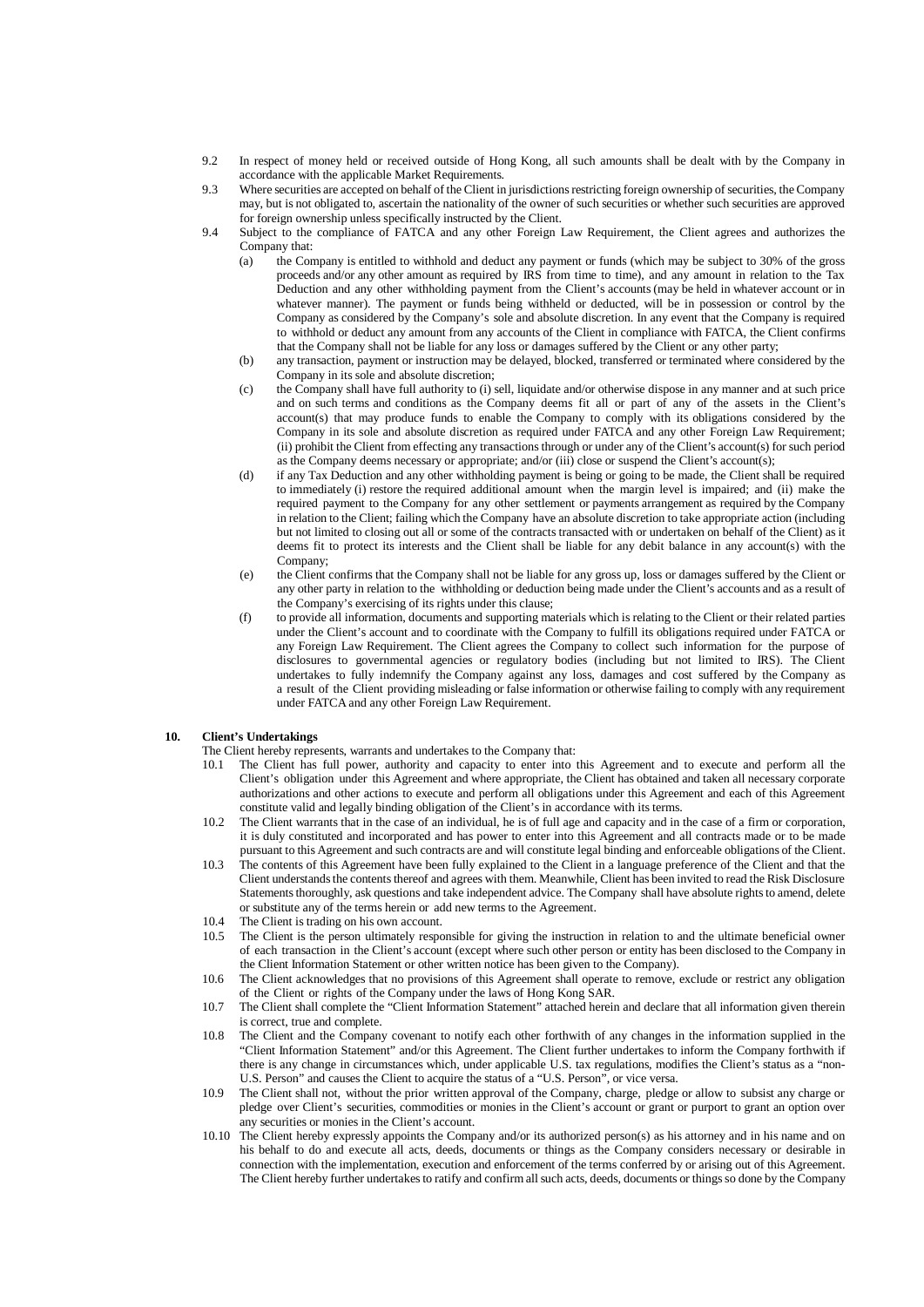9.2 In respect of money held or received outside of Hong Kong, all such amounts shall be dealt with by the Company in accordance with the applicable Market Requirements.

9.3 Where securities are accepted on behalf of the Client in jurisdictions restricting foreign ownership of securities, the Company may, but is not obligated to, ascertain the nationality of the owner of such securities or whether such securities are approved for foreign ownership unless specifically instructed by the Client.

9.4 Subject to the compliance of FATCA and any other Foreign Law Requirement, the Client agrees and authorizes the Company that:

(a) the Company is entitled to withhold and deduct any payment or funds (which may be subject to 30% of the gross proceeds and/or any other amount as required by IRS from time to time), and any amount in relation to the Tax Deduction and any other withholding payment from the Client's accounts (may be held in whatever account or in whatever manner). The payment or funds being withheld or deducted, will be in possession or control by the Company as considered by the Company's sole and absolute discretion. In any event that the Company is required to withhold or deduct any amount from any accounts of the Client in compliance with FATCA, the Client confirms that the Company shall not be liable for any loss or damages suffered by the Client or any other party;

(b) any transaction, payment or instruction may be delayed, blocked, transferred or terminated where considered by the Company in its sole and absolute discretion;

(c) the Company shall have full authority to (i) sell, liquidate and/or otherwise dispose in any manner and at such price and on such terms and conditions as the Company deems fit all or part of any of the assets in the Client's account(s) that may produce funds to enable the Company to comply with its obligations considered by the Company in its sole and absolute discretion as required under FATCA and any other Foreign Law Requirement; (ii) prohibit the Client from effecting any transactions through or under any of the Client's account(s) for such period as the Company deems necessary or appropriate; and/or (iii) close or suspend the Client's account(s);

(d) if any Tax Deduction and any other withholding payment is being or going to be made, the Client shall be required to immediately (i) restore the required additional amount when the margin level is impaired; and (ii) make the required payment to the Company for any other settlement or payments arrangement as required by the Company in relation to the Client; failing which the Company have an absolute discretion to take appropriate action (including but not limited to closing out all or some of the contracts transacted with or undertaken on behalf of the Client) as it deems fit to protect its interests and the Client shall be liable for any debit balance in any account(s) with the Company;

(e) the Client confirms that the Company shall not be liable for any gross up, loss or damages suffered by the Client or any other party in relation to the withholding or deduction being made under the Client's accounts and as a result of the Company's exercising of its rights under this clause;

(f) to provide all information, documents and supporting materials which is relating to the Client or their related parties under the Client's account and to coordinate with the Company to fulfill its obligations required under FATCA or any Foreign Law Requirement. The Client agrees the Company to collect such information for the purpose of disclosures to governmental agencies or regulatory bodies (including but not limited to IRS). The Client undertakes to fully indemnify the Company against any loss, damages and cost suffered by the Company as a result of the Client providing misleading or false information or otherwise failing to comply with any requirement under FATCA and any other Foreign Law Requirement.

## 10. Client's Undertakings

The Client hereby represents, warrants and undertakes to the Company that:

10.1 The Client has full power, authority and capacity to enter into this Agreement and to execute and perform all the Client's obligation under this Agreement and where appropriate, the Client has obtained and taken all necessary corporate authorizations and other actions to execute and perform all obligations under this Agreement and each of this Agreement constitute valid and legally binding obligation of the Client's in accordance with its terms.

10.2 The Client warrants that in the case of an individual, he is of full age and capacity and in the case of a firm or corporation, it is duly constituted and incorporated and has power to enter into this Agreement and all contracts made or to be made pursuant to this Agreement and such contracts are and will constitute legal binding and enforceable obligations of the Client.

10.3 The contents of this Agreement have been fully explained to the Client in a language preference of the Client and that the Client understands the contents thereof and agrees with them. Meanwhile, Client has been invited to read the Risk Disclosure Statements thoroughly, ask questions and take independent advice. The Company shall have absolute rights to amend, delete or substitute any of the terms herein or add new terms to the Agreement.

10.4 The Client is trading on his own account.

10.5 The Client is the person ultimately responsible for giving the instruction in relation to and the ultimate beneficial owner of each transaction in the Client's account (except where such other person or entity has been disclosed to the Company in the Client Information Statement or other written notice has been given to the Company).

10.6 The Client acknowledges that no provisions of this Agreement shall operate to remove, exclude or restrict any obligation of the Client or rights of the Company under the laws of Hong Kong SAR.

10.7 The Client shall complete the "Client Information Statement" attached herein and declare that all information given therein is correct, true and complete.

10.8 The Client and the Company covenant to notify each other forthwith of any changes in the information supplied in the "Client Information Statement" and/or this Agreement. The Client further undertakes to inform the Company forthwith if there is any change in circumstances which, under applicable U.S. tax regulations, modifies the Client's status as a "non-U.S. Person" and causes the Client to acquire the status of a "U.S. Person", or vice versa.

10.9 The Client shall not, without the prior written approval of the Company, charge, pledge or allow to subsist any charge or pledge over Client's securities, commodities or monies in the Client's account or grant or purport to grant an option over any securities or monies in the Client's account.

10.10 The Client hereby expressly appoints the Company and/or its authorized person(s) as his attorney and in his name and on his behalf to do and execute all acts, deeds, documents or things as the Company considers necessary or desirable in connection with the implementation, execution and enforcement of the terms conferred by or arising out of this Agreement. The Client hereby further undertakes to ratify and confirm all such acts, deeds, documents or things so done by the Company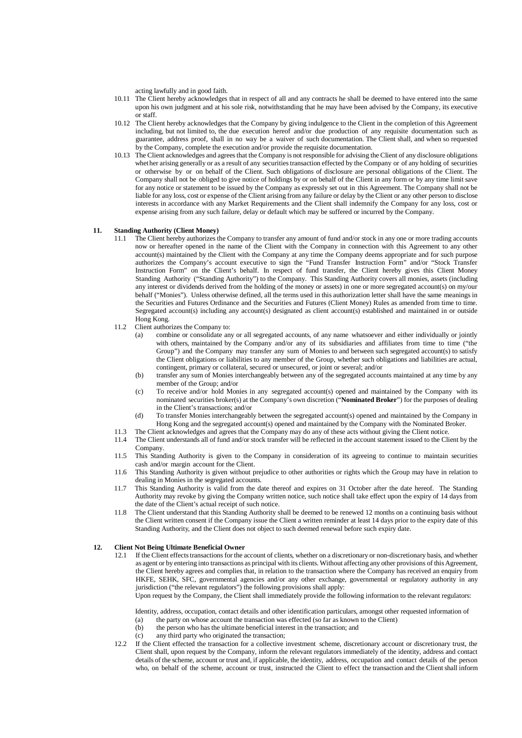acting lawfully and in good faith.

10.11 The Client hereby acknowledges that in respect of all and any contracts he shall be deemed to have entered into the same upon his own judgment and at his sole risk, notwithstanding that he may have been advised by the Company, its executive or staff.

10.12 The Client hereby acknowledges that the Company by giving indulgence to the Client in the completion of this Agreement including, but not limited to, the due execution hereof and/or due production of any requisite documentation such as guarantee, address proof, shall in no way be a waiver of such documentation. The Client shall, and when so requested by the Company, complete the execution and/or provide the requisite documentation.

10.13 The Client acknowledges and agrees that the Company is not responsible for advising the Client of any disclosure obligations whether arising generally or as a result of any securities transaction effected by the Company or of any holding of securities or otherwise by or on behalf of the Client. Such obligations of disclosure are personal obligations of the Client. The Company shall not be obliged to give notice of holdings by or on behalf of the Client in any form or by any time limit save for any notice or statement to be issued by the Company as expressly set out in this Agreement. The Company shall not be liable for any loss, cost or expense of the Client arising from any failure or delay by the Client or any other person to disclose interests in accordance with any Market Requirements and the Client shall indemnify the Company for any loss, cost or expense arising from any such failure, delay or default which may be suffered or incurred by the Company.

## 11. Standing Authority (Client Money)

11.1 The Client hereby authorizes the Company to transfer any amount of fund and/or stock in any one or more trading accounts now or hereafter opened in the name of the Client with the Company in connection with this Agreement to any other account(s) maintained by the Client with the Company at any time the Company deems appropriate and for such purpose authorizes the Company's account executive to sign the "Fund Transfer Instruction Form" and/or "Stock Transfer Instruction Form" on the Client's behalf. In respect of fund transfer, the Client hereby gives this Client Money Standing Authority ("Standing Authority") to the Company. This Standing Authority covers all monies, assets (including any interest or dividends derived from the holding of the money or assets) in one or more segregated account(s) on my/our behalf ("Monies"). Unless otherwise defined, all the terms used in this authorization letter shall have the same meanings in the Securities and Futures Ordinance and the Securities and Futures (Client Money) Rules as amended from time to time. Segregated account(s) including any account(s) designated as client account(s) established and maintained in or outside Hong Kong.

11.2 Client authorizes the Company to:

(a) combine or consolidate any or all segregated accounts, of any name whatsoever and either individually or jointly with others, maintained by the Company and/or any of its subsidiaries and affiliates from time to time ("the Group") and the Company may transfer any sum of Monies to and between such segregated account(s) to satisfy the Client obligations or liabilities to any member of the Group, whether such obligations and liabilities are actual, contingent, primary or collateral, secured or unsecured, or joint or several; and/or

(b) transfer any sum of Monies interchangeably between any of the segregated accounts maintained at any time by any member of the Group; and/or

(c) To receive and/or hold Monies in any segregated account(s) opened and maintained by the Company with its nominated securities broker(s) at the Company's own discretion ("**Nominated Broker**") for the purposes of dealing in the Client's transactions; and/or

(d) To transfer Monies interchangeably between the segregated account(s) opened and maintained by the Company in Hong Kong and the segregated account(s) opened and maintained by the Company with the Nominated Broker.

11.3 The Client acknowledges and agrees that the Company may do any of these acts without giving the Client notice.

11.4 The Client understands all of fund and/or stock transfer will be reflected in the account statement issued to the Client by the Company.

11.5 This Standing Authority is given to the Company in consideration of its agreeing to continue to maintain securities cash and/or margin account for the Client.

11.6 This Standing Authority is given without prejudice to other authorities or rights which the Group may have in relation to dealing in Monies in the segregated accounts.

11.7 This Standing Authority is valid from the date thereof and expires on 31 October after the date hereof. The Standing Authority may revoke by giving the Company written notice, such notice shall take effect upon the expiry of 14 days from the date of the Client's actual receipt of such notice.

11.8 The Client understand that this Standing Authority shall be deemed to be renewed 12 months on a continuing basis without the Client written consent if the Company issue the Client a written reminder at least 14 days prior to the expiry date of this Standing Authority, and the Client does not object to such deemed renewal before such expiry date.

## 12. Client Not Being Ultimate Beneficial Owner

12.1 If the Client effects transactions for the account of clients, whether on a discretionary or non-discretionary basis, and whether as agent or by entering into transactions as principal with its clients. Without affecting any other provisions of this Agreement, the Client hereby agrees and complies that, in relation to the transaction where the Company has received an enquiry from HKFE, SEHK, SFC, governmental agencies and/or any other exchange, governmental or regulatory authority in any jurisdiction ("the relevant regulators") the following provisions shall apply:

Upon request by the Company, the Client shall immediately provide the following information to the relevant regulators:

Identity, address, occupation, contact details and other identification particulars, amongst other requested information of

(a) the party on whose account the transaction was effected (so far as known to the Client)

(b) the person who has the ultimate beneficial interest in the transaction; and

(c) any third party who originated the transaction;

12.2 If the Client effected the transaction for a collective investment scheme, discretionary account or discretionary trust, the Client shall, upon request by the Company, inform the relevant regulators immediately of the identity, address and contact details of the scheme, account or trust and, if applicable, the identity, address, occupation and contact details of the person who, on behalf of the scheme, account or trust, instructed the Client to effect the transaction and the Client shall inform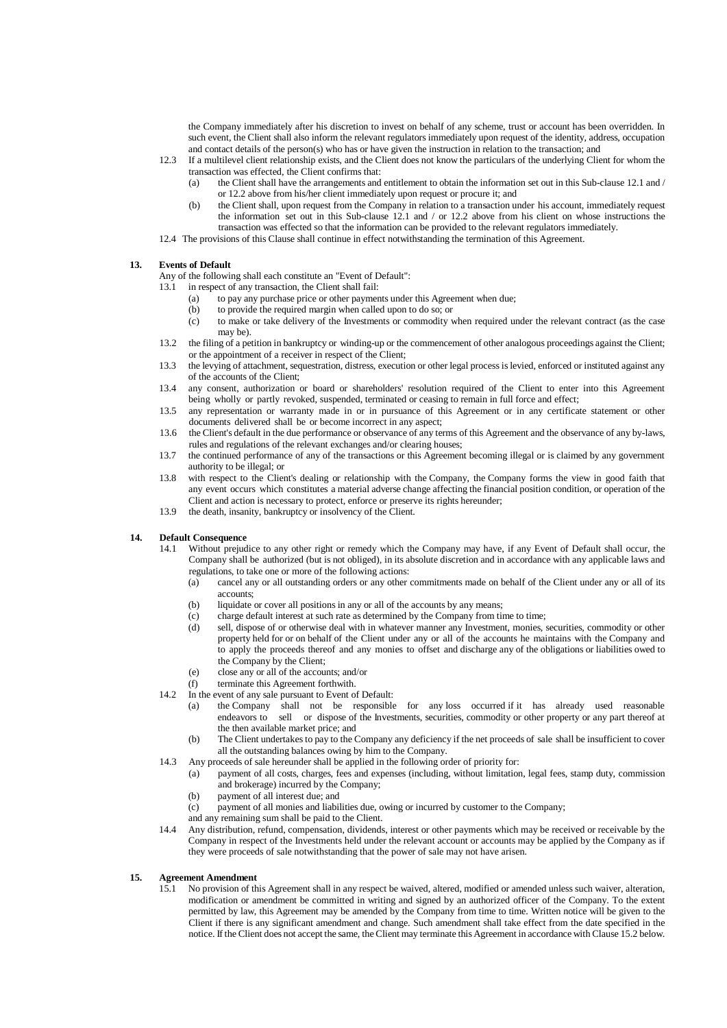the Company immediately after his discretion to invest on behalf of any scheme, trust or account has been overridden. In such event, the Client shall also inform the relevant regulators immediately upon request of the identity, address, occupation and contact details of the person(s) who has or have given the instruction in relation to the transaction; and

12.3 If a multilevel client relationship exists, and the Client does not know the particulars of the underlying Client for whom the transaction was effected, the Client confirms that:

(a) the Client shall have the arrangements and entitlement to obtain the information set out in this Sub-clause 12.1 and / or 12.2 above from his/her client immediately upon request or procure it; and

(b) the Client shall, upon request from the Company in relation to a transaction under his account, immediately request the information set out in this Sub-clause 12.1 and / or 12.2 above from his client on whose instructions the transaction was effected so that the information can be provided to the relevant regulators immediately.

12.4 The provisions of this Clause shall continue in effect notwithstanding the termination of this Agreement.

## 13. Events of Default

Any of the following shall each constitute an "Event of Default":

13.1 in respect of any transaction, the Client shall fail:

(a) to pay any purchase price or other payments under this Agreement when due;

(b) to provide the required margin when called upon to do so; or

(c) to make or take delivery of the Investments or commodity when required under the relevant contract (as the case may be).

13.2 the filing of a petition in bankruptcy or winding-up or the commencement of other analogous proceedings against the Client; or the appointment of a receiver in respect of the Client;

13.3 the levying of attachment, sequestration, distress, execution or other legal process is levied, enforced or instituted against any of the accounts of the Client;

13.4 any consent, authorization or board or shareholders' resolution required of the Client to enter into this Agreement being wholly or partly revoked, suspended, terminated or ceasing to remain in full force and effect;

13.5 any representation or warranty made in or in pursuance of this Agreement or in any certificate statement or other documents delivered shall be or become incorrect in any aspect;

13.6 the Client's default in the due performance or observance of any terms of this Agreement and the observance of any by-laws, rules and regulations of the relevant exchanges and/or clearing houses;

13.7 the continued performance of any of the transactions or this Agreement becoming illegal or is claimed by any government authority to be illegal; or

13.8 with respect to the Client's dealing or relationship with the Company, the Company forms the view in good faith that any event occurs which constitutes a material adverse change affecting the financial position condition, or operation of the Client and action is necessary to protect, enforce or preserve its rights hereunder;

13.9 the death, insanity, bankruptcy or insolvency of the Client.

## 14. Default Consequence

14.1 Without prejudice to any other right or remedy which the Company may have, if any Event of Default shall occur, the Company shall be authorized (but is not obliged), in its absolute discretion and in accordance with any applicable laws and regulations, to take one or more of the following actions:

(a) cancel any or all outstanding orders or any other commitments made on behalf of the Client under any or all of its accounts;

(b) liquidate or cover all positions in any or all of the accounts by any means;

(c) charge default interest at such rate as determined by the Company from time to time;

(d) sell, dispose of or otherwise deal with in whatever manner any Investment, monies, securities, commodity or other property held for or on behalf of the Client under any or all of the accounts he maintains with the Company and to apply the proceeds thereof and any monies to offset and discharge any of the obligations or liabilities owed to the Company by the Client;

(e) close any or all of the accounts; and/or

(f) terminate this Agreement forthwith.

14.2 In the event of any sale pursuant to Event of Default:

(a) the Company shall not be responsible for any loss occurred if it has already used reasonable endeavors to sell or dispose of the Investments, securities, commodity or other property or any part thereof at the then available market price; and

(b) The Client undertakes to pay to the Company any deficiency if the net proceeds of sale shall be insufficient to cover all the outstanding balances owing by him to the Company.

14.3 Any proceeds of sale hereunder shall be applied in the following order of priority for:

(a) payment of all costs, charges, fees and expenses (including, without limitation, legal fees, stamp duty, commission and brokerage) incurred by the Company;

(b) payment of all interest due; and

(c) payment of all monies and liabilities due, owing or incurred by customer to the Company;

and any remaining sum shall be paid to the Client.

14.4 Any distribution, refund, compensation, dividends, interest or other payments which may be received or receivable by the Company in respect of the Investments held under the relevant account or accounts may be applied by the Company as if they were proceeds of sale notwithstanding that the power of sale may not have arisen.

## 15. Agreement Amendment

15.1 No provision of this Agreement shall in any respect be waived, altered, modified or amended unless such waiver, alteration, modification or amendment be committed in writing and signed by an authorized officer of the Company. To the extent permitted by law, this Agreement may be amended by the Company from time to time. Written notice will be given to the Client if there is any significant amendment and change. Such amendment shall take effect from the date specified in the notice. If the Client does not accept the same, the Client may terminate this Agreement in accordance with Clause 15.2 below.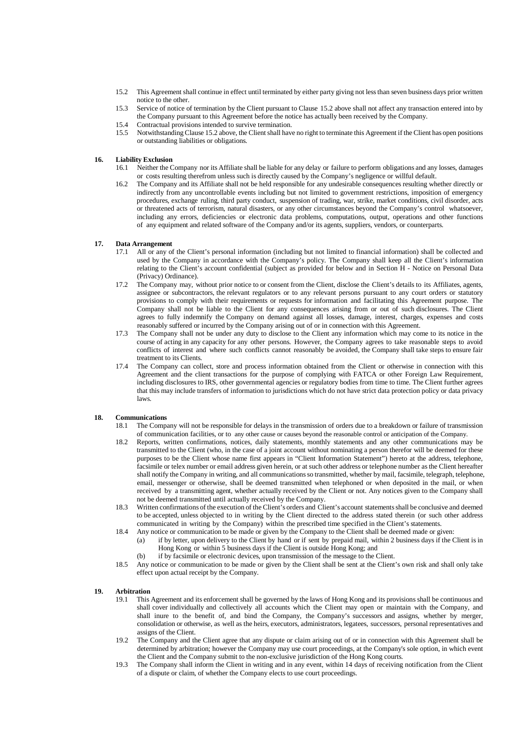15.2 This Agreement shall continue in effect until terminated by either party giving not less than seven business days prior written notice to the other.

15.3 Service of notice of termination by the Client pursuant to Clause 15.2 above shall not affect any transaction entered into by the Company pursuant to this Agreement before the notice has actually been received by the Company.

15.4 Contractual provisions intended to survive termination.

15.5 Notwithstanding Clause 15.2 above, the Client shall have no right to terminate this Agreement if the Client has open positions or outstanding liabilities or obligations.

## 16. Liability Exclusion

16.1 Neither the Company nor its Affiliate shall be liable for any delay or failure to perform obligations and any losses, damages or costs resulting therefrom unless such is directly caused by the Company's negligence or willful default.

16.2 The Company and its Affiliate shall not be held responsible for any undesirable consequences resulting whether directly or indirectly from any uncontrollable events including but not limited to government restrictions, imposition of emergency procedures, exchange ruling, third party conduct, suspension of trading, war, strike, market conditions, civil disorder, acts or threatened acts of terrorism, natural disasters, or any other circumstances beyond the Company's control whatsoever, including any errors, deficiencies or electronic data problems, computations, output, operations and other functions of any equipment and related software of the Company and/or its agents, suppliers, vendors, or counterparts.

## 17. Data Arrangement

17.1 All or any of the Client's personal information (including but not limited to financial information) shall be collected and used by the Company in accordance with the Company's policy. The Company shall keep all the Client's information relating to the Client's account confidential (subject as provided for below and in Section H - Notice on Personal Data (Privacy) Ordinance).

17.2 The Company may, without prior notice to or consent from the Client, disclose the Client's details to its Affiliates, agents, assignee or subcontractors, the relevant regulators or to any relevant persons pursuant to any court orders or statutory provisions to comply with their requirements or requests for information and facilitating this Agreement purpose. The Company shall not be liable to the Client for any consequences arising from or out of such disclosures. The Client agrees to fully indemnify the Company on demand against all losses, damage, interest, charges, expenses and costs reasonably suffered or incurred by the Company arising out of or in connection with this Agreement.

17.3 The Company shall not be under any duty to disclose to the Client any information which may come to its notice in the course of acting in any capacity for any other persons. However, the Company agrees to take reasonable steps to avoid conflicts of interest and where such conflicts cannot reasonably be avoided, the Company shall take steps to ensure fair treatment to its Clients.

17.4 The Company can collect, store and process information obtained from the Client or otherwise in connection with this Agreement and the client transactions for the purpose of complying with FATCA or other Foreign Law Requirement, including disclosures to IRS, other governmental agencies or regulatory bodies from time to time. The Client further agrees that this may include transfers of information to jurisdictions which do not have strict data protection policy or data privacy laws.

## 18. Communications

18.1 The Company will not be responsible for delays in the transmission of orders due to a breakdown or failure of transmission of communication facilities, or to any other cause or causes beyond the reasonable control or anticipation of the Company.

18.2 Reports, written confirmations, notices, daily statements, monthly statements and any other communications may be transmitted to the Client (who, in the case of a joint account without nominating a person therefor will be deemed for these purposes to be the Client whose name first appears in "Client Information Statement") hereto at the address, telephone, facsimile or telex number or email address given herein, or at such other address or telephone number as the Client hereafter shall notify the Company in writing, and all communications so transmitted, whether by mail, facsimile, telegraph, telephone, email, messenger or otherwise, shall be deemed transmitted when telephoned or when deposited in the mail, or when received by a transmitting agent, whether actually received by the Client or not. Any notices given to the Company shall not be deemed transmitted until actually received by the Company.

18.3 Written confirmations of the execution of the Client's orders and Client's account statements shall be conclusive and deemed to be accepted, unless objected to in writing by the Client directed to the address stated therein (or such other address communicated in writing by the Company) within the prescribed time specified in the Client's statements.

18.4 Any notice or communication to be made or given by the Company to the Client shall be deemed made or given:

(a) if by letter, upon delivery to the Client by hand or if sent by prepaid mail, within 2 business days if the Client is in Hong Kong or within 5 business days if the Client is outside Hong Kong; and

(b) if by facsimile or electronic devices, upon transmission of the message to the Client.

18.5 Any notice or communication to be made or given by the Client shall be sent at the Client's own risk and shall only take effect upon actual receipt by the Company.

## 19. Arbitration

19.1 This Agreement and its enforcement shall be governed by the laws of Hong Kong and its provisions shall be continuous and shall cover individually and collectively all accounts which the Client may open or maintain with the Company, and shall inure to the benefit of, and bind the Company, the Company's successors and assigns, whether by merger, consolidation or otherwise, as well as the heirs, executors, administrators, legatees, successors, personal representatives and assigns of the Client.

19.2 The Company and the Client agree that any dispute or claim arising out of or in connection with this Agreement shall be determined by arbitration; however the Company may use court proceedings, at the Company's sole option, in which event the Client and the Company submit to the non-exclusive jurisdiction of the Hong Kong courts.

19.3 The Company shall inform the Client in writing and in any event, within 14 days of receiving notification from the Client of a dispute or claim, of whether the Company elects to use court proceedings.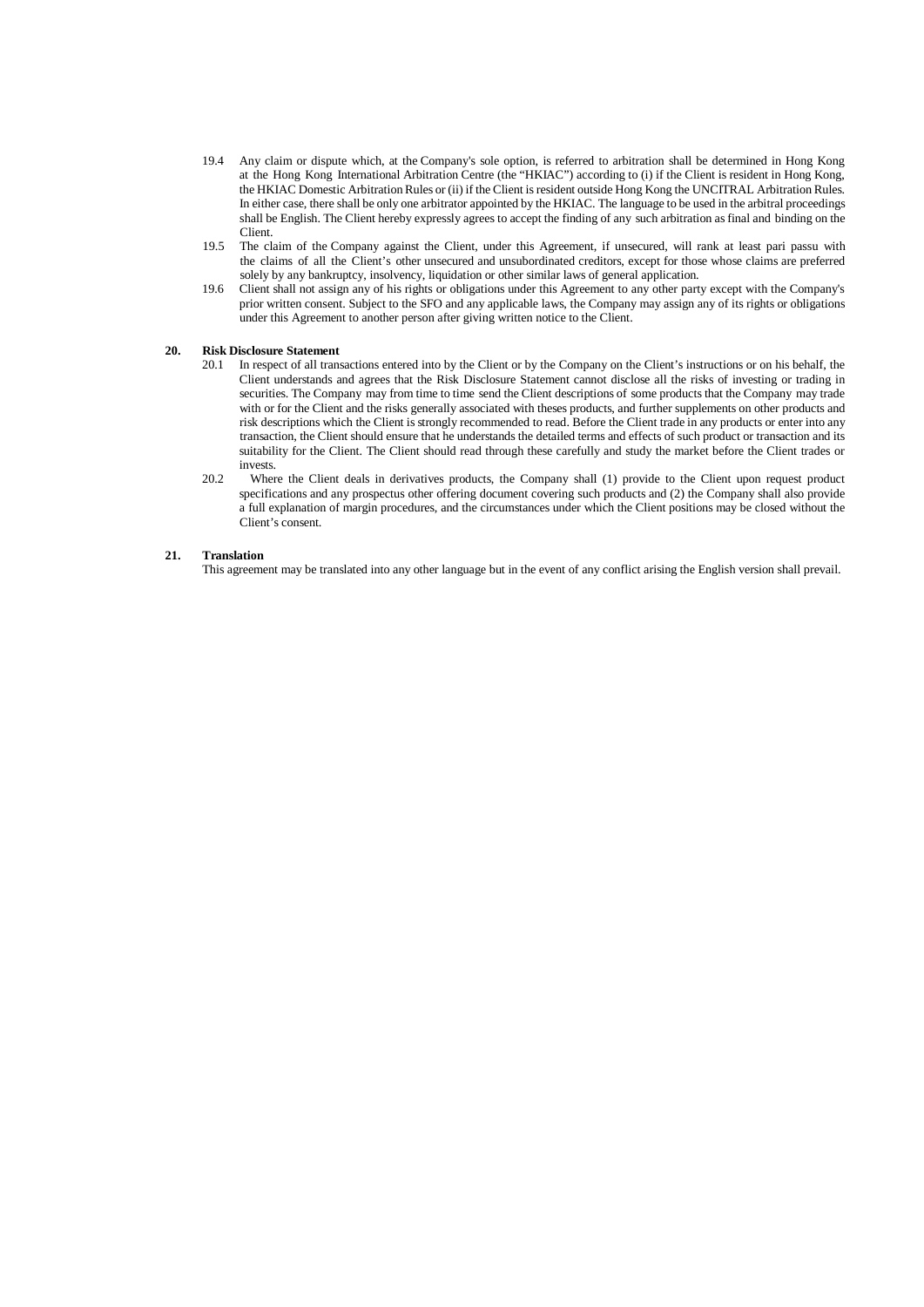19.4 Any claim or dispute which, at the Company's sole option, is referred to arbitration shall be determined in Hong Kong at the Hong Kong International Arbitration Centre (the "HKIAC") according to (i) if the Client is resident in Hong Kong, the HKIAC Domestic Arbitration Rules or (ii) if the Client is resident outside Hong Kong the UNCITRAL Arbitration Rules. In either case, there shall be only one arbitrator appointed by the HKIAC. The language to be used in the arbitral proceedings shall be English. The Client hereby expressly agrees to accept the finding of any such arbitration as final and binding on the Client.

19.5 The claim of the Company against the Client, under this Agreement, if unsecured, will rank at least pari passu with the claims of all the Client's other unsecured and unsubordinated creditors, except for those whose claims are preferred solely by any bankruptcy, insolvency, liquidation or other similar laws of general application.

19.6 Client shall not assign any of his rights or obligations under this Agreement to any other party except with the Company's prior written consent. Subject to the SFO and any applicable laws, the Company may assign any of its rights or obligations under this Agreement to another person after giving written notice to the Client.

**20. Risk Disclosure Statement**

20.1 In respect of all transactions entered into by the Client or by the Company on the Client's instructions or on his behalf, the Client understands and agrees that the Risk Disclosure Statement cannot disclose all the risks of investing or trading in securities. The Company may from time to time send the Client descriptions of some products that the Company may trade with or for the Client and the risks generally associated with theses products, and further supplements on other products and risk descriptions which the Client is strongly recommended to read. Before the Client trade in any products or enter into any transaction, the Client should ensure that he understands the detailed terms and effects of such product or transaction and its suitability for the Client. The Client should read through these carefully and study the market before the Client trades or invests.

20.2 Where the Client deals in derivatives products, the Company shall (1) provide to the Client upon request product specifications and any prospectus other offering document covering such products and (2) the Company shall also provide a full explanation of margin procedures, and the circumstances under which the Client positions may be closed without the Client's consent.

**21. Translation**

This agreement may be translated into any other language but in the event of any conflict arising the English version shall prevail.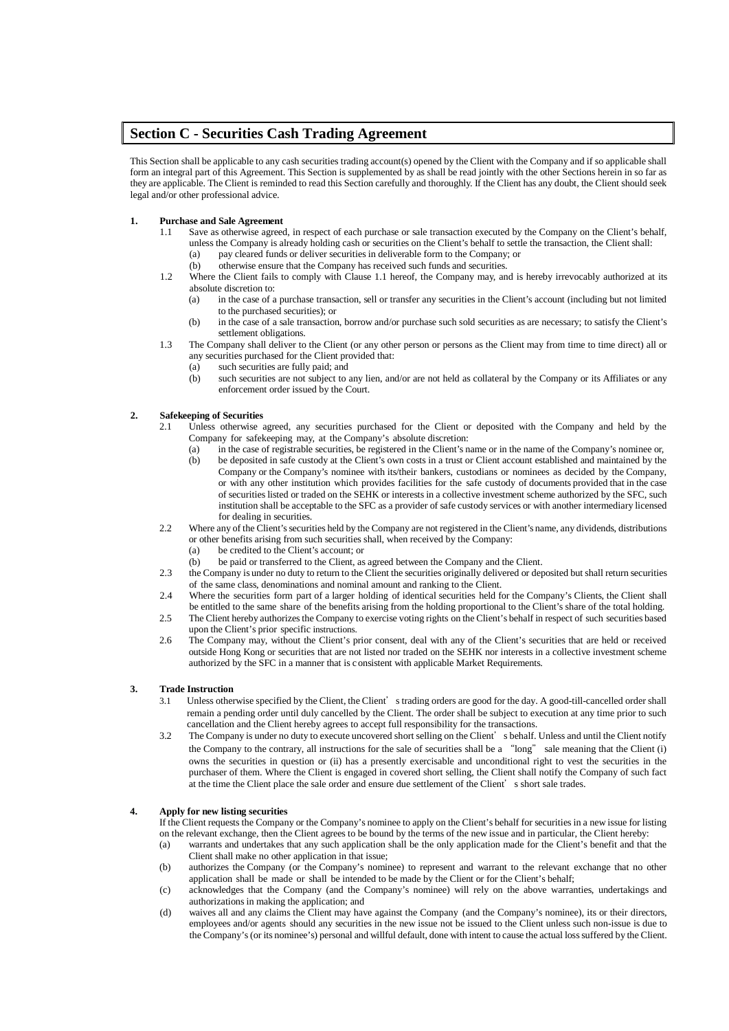## Section C - Securities Cash Trading Agreement

This Section shall be applicable to any cash securities trading account(s) opened by the Client with the Company and if so applicable shall form an integral part of this Agreement. This Section is supplemented by as shall be read jointly with the other Sections herein in so far as they are applicable. The Client is reminded to read this Section carefully and thoroughly. If the Client has any doubt, the Client should seek legal and/or other professional advice.

**1. Purchase and Sale Agreement**

1.1 Save as otherwise agreed, in respect of each purchase or sale transaction executed by the Company on the Client's behalf, unless the Company is already holding cash or securities on the Client's behalf to settle the transaction, the Client shall:
   (a) pay cleared funds or deliver securities in deliverable form to the Company; or
   (b) otherwise ensure that the Company has received such funds and securities.

1.2 Where the Client fails to comply with Clause 1.1 hereof, the Company may, and is hereby irrevocably authorized at its absolute discretion to:
   (a) in the case of a purchase transaction, sell or transfer any securities in the Client's account (including but not limited to the purchased securities); or
   (b) in the case of a sale transaction, borrow and/or purchase such sold securities as are necessary; to satisfy the Client's settlement obligations.

1.3 The Company shall deliver to the Client (or any other person or persons as the Client may from time to time direct) all or any securities purchased for the Client provided that:
   (a) such securities are fully paid; and
   (b) such securities are not subject to any lien, and/or are not held as collateral by the Company or its Affiliates or any enforcement order issued by the Court.

**2. Safekeeping of Securities**

2.1 Unless otherwise agreed, any securities purchased for the Client or deposited with the Company and held by the Company for safekeeping may, at the Company's absolute discretion:
   (a) in the case of registrable securities, be registered in the Client's name or in the name of the Company's nominee or,
   (b) be deposited in safe custody at the Client's own costs in a trust or Client account established and maintained by the Company or the Company's nominee with its/their bankers, custodians or nominees as decided by the Company, or with any other institution which provides facilities for the safe custody of documents provided that in the case of securities listed or traded on the SEHK or interests in a collective investment scheme authorized by the SFC, such institution shall be acceptable to the SFC as a provider of safe custody services or with another intermediary licensed for dealing in securities.

2.2 Where any of the Client's securities held by the Company are not registered in the Client's name, any dividends, distributions or other benefits arising from such securities shall, when received by the Company:
   (a) be credited to the Client's account; or
   (b) be paid or transferred to the Client, as agreed between the Company and the Client.

2.3 the Company is under no duty to return to the Client the securities originally delivered or deposited but shall return securities of the same class, denominations and nominal amount and ranking to the Client.

2.4 Where the securities form part of a larger holding of identical securities held for the Company's Clients, the Client shall be entitled to the same share of the benefits arising from the holding proportional to the Client's share of the total holding.

2.5 The Client hereby authorizes the Company to exercise voting rights on the Client's behalf in respect of such securities based upon the Client's prior specific instructions.

2.6 The Company may, without the Client's prior consent, deal with any of the Client's securities that are held or received outside Hong Kong or securities that are not listed nor traded on the SEHK nor interests in a collective investment scheme authorized by the SFC in a manner that is consistent with applicable Market Requirements.

**3. Trade Instruction**

3.1 Unless otherwise specified by the Client, the Client's trading orders are good for the day. A good-till-cancelled order shall remain a pending order until duly cancelled by the Client. The order shall be subject to execution at any time prior to such cancellation and the Client hereby agrees to accept full responsibility for the transactions.

3.2 The Company is under no duty to execute uncovered short selling on the Client's behalf. Unless and until the Client notify the Company to the contrary, all instructions for the sale of securities shall be a "long" sale meaning that the Client (i) owns the securities in question or (ii) has a presently exercisable and unconditional right to vest the securities in the purchaser of them. Where the Client is engaged in covered short selling, the Client shall notify the Company of such fact at the time the Client place the sale order and ensure due settlement of the Client's short sale trades.

**4. Apply for new listing securities**

If the Client requests the Company or the Company's nominee to apply on the Client's behalf for securities in a new issue for listing on the relevant exchange, then the Client agrees to be bound by the terms of the new issue and in particular, the Client hereby:
   (a) warrants and undertakes that any such application shall be the only application made for the Client's benefit and that the Client shall make no other application in that issue;
   (b) authorizes the Company (or the Company's nominee) to represent and warrant to the relevant exchange that no other application shall be made or shall be intended to be made by the Client or for the Client's behalf;
   (c) acknowledges that the Company (and the Company's nominee) will rely on the above warranties, undertakings and authorizations in making the application; and
   (d) waives all and any claims the Client may have against the Company (and the Company's nominee), its or their directors, employees and/or agents should any securities in the new issue not be issued to the Client unless such non-issue is due to the Company's (or its nominee's) personal and willful default, done with intent to cause the actual loss suffered by the Client.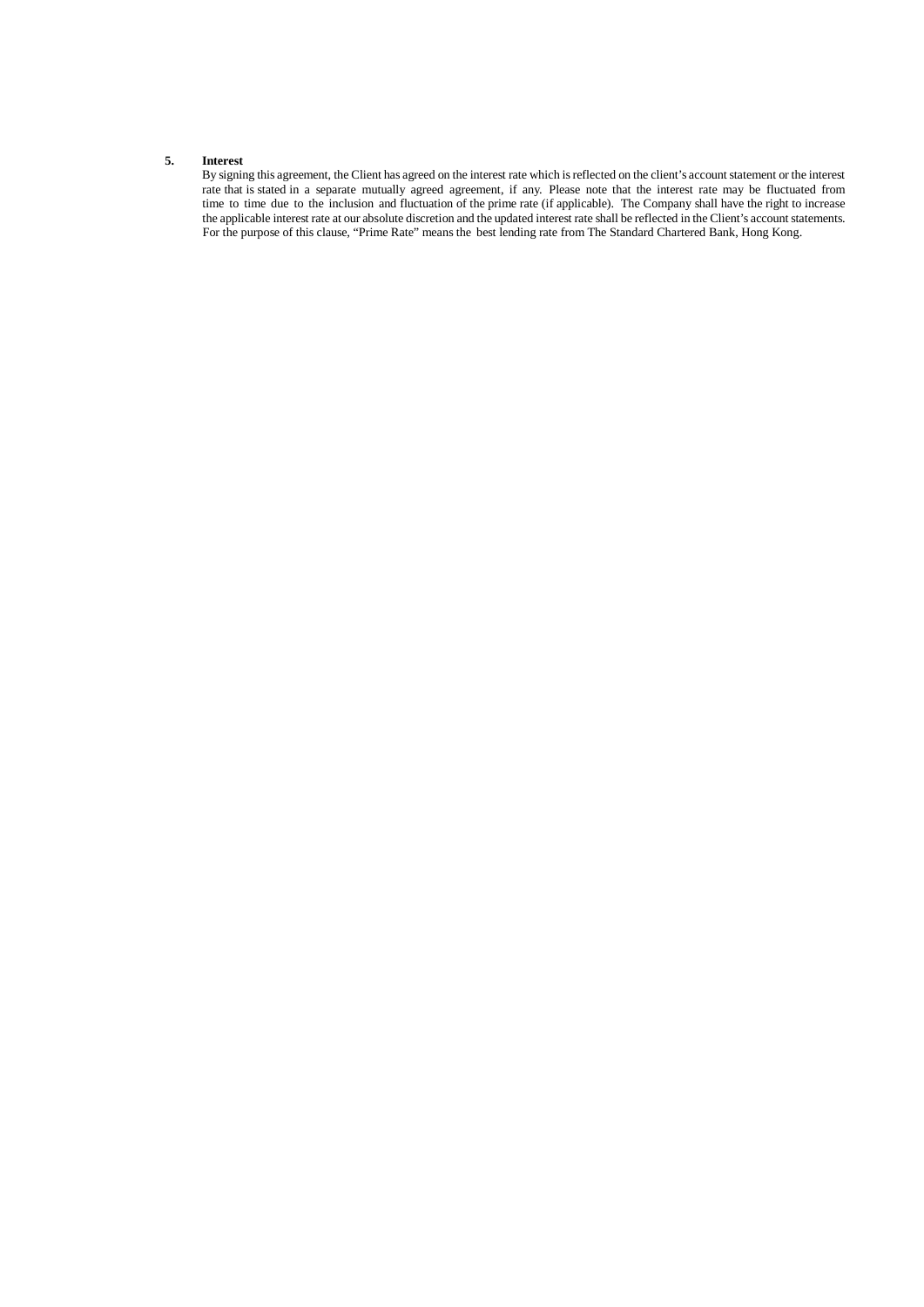**5. Interest**

By signing this agreement, the Client has agreed on the interest rate which is reflected on the client's account statement or the interest rate that is stated in a separate mutually agreed agreement, if any. Please note that the interest rate may be fluctuated from time to time due to the inclusion and fluctuation of the prime rate (if applicable). The Company shall have the right to increase the applicable interest rate at our absolute discretion and the updated interest rate shall be reflected in the Client's account statements. For the purpose of this clause, "Prime Rate" means the best lending rate from The Standard Chartered Bank, Hong Kong.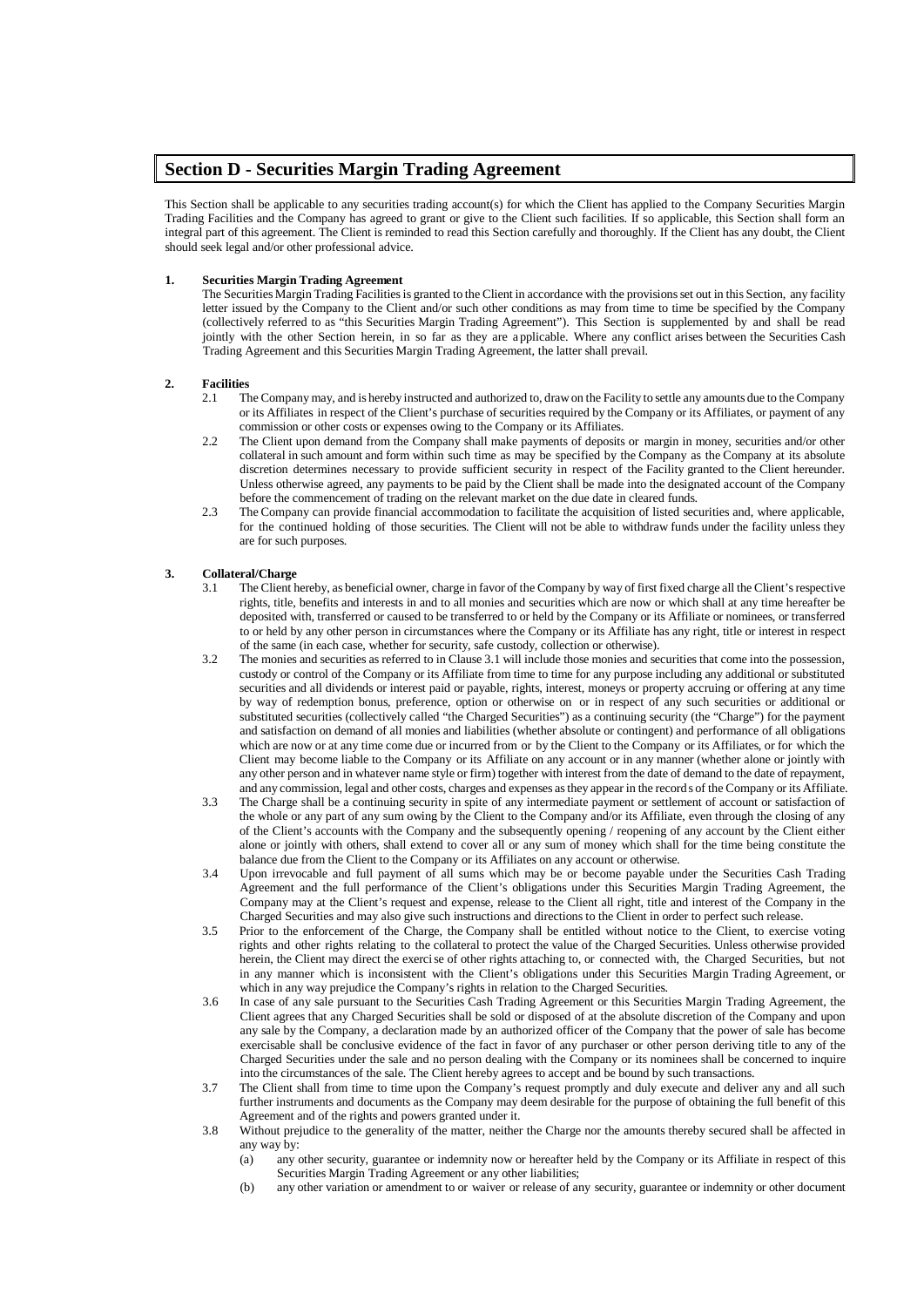## Section D - Securities Margin Trading Agreement

This Section shall be applicable to any securities trading account(s) for which the Client has applied to the Company Securities Margin Trading Facilities and the Company has agreed to grant or give to the Client such facilities. If so applicable, this Section shall form an integral part of this agreement. The Client is reminded to read this Section carefully and thoroughly. If the Client has any doubt, the Client should seek legal and/or other professional advice.

**1. Securities Margin Trading Agreement**

The Securities Margin Trading Facilities is granted to the Client in accordance with the provisions set out in this Section, any facility letter issued by the Company to the Client and/or such other conditions as may from time to time be specified by the Company (collectively referred to as "this Securities Margin Trading Agreement"). This Section is supplemented by and shall be read jointly with the other Section herein, in so far as they are applicable. Where any conflict arises between the Securities Cash Trading Agreement and this Securities Margin Trading Agreement, the latter shall prevail.

**2. Facilities**

2.1 The Company may, and is hereby instructed and authorized to, draw on the Facility to settle any amounts due to the Company or its Affiliates in respect of the Client's purchase of securities required by the Company or its Affiliates, or payment of any commission or other costs or expenses owing to the Company or its Affiliates.

2.2 The Client upon demand from the Company shall make payments of deposits or margin in money, securities and/or other collateral in such amount and form within such time as may be specified by the Company as the Company at its absolute discretion determines necessary to provide sufficient security in respect of the Facility granted to the Client hereunder. Unless otherwise agreed, any payments to be paid by the Client shall be made into the designated account of the Company before the commencement of trading on the relevant market on the due date in cleared funds.

2.3 The Company can provide financial accommodation to facilitate the acquisition of listed securities and, where applicable, for the continued holding of those securities. The Client will not be able to withdraw funds under the facility unless they are for such purposes.

**3. Collateral/Charge**

3.1 The Client hereby, as beneficial owner, charge in favor of the Company by way of first fixed charge all the Client's respective rights, title, benefits and interests in and to all monies and securities which are now or which shall at any time hereafter be deposited with, transferred or caused to be transferred to or held by the Company or its Affiliate or nominees, or transferred to or held by any other person in circumstances where the Company or its Affiliate has any right, title or interest in respect of the same (in each case, whether for security, safe custody, collection or otherwise).

3.2 The monies and securities as referred to in Clause 3.1 will include those monies and securities that come into the possession, custody or control of the Company or its Affiliate from time to time for any purpose including any additional or substituted securities and all dividends or interest paid or payable, rights, interest, moneys or property accruing or offering at any time by way of redemption bonus, preference, option or otherwise on or in respect of any such securities or additional or substituted securities (collectively called "the Charged Securities") as a continuing security (the "Charge") for the payment and satisfaction on demand of all monies and liabilities (whether absolute or contingent) and performance of all obligations which are now or at any time come due or incurred from or by the Client to the Company or its Affiliates, or for which the Client may become liable to the Company or its Affiliate on any account or in any manner (whether alone or jointly with any other person and in whatever name style or firm) together with interest from the date of demand to the date of repayment, and any commission, legal and other costs, charges and expenses as they appear in the records of the Company or its Affiliate.

3.3 The Charge shall be a continuing security in spite of any intermediate payment or settlement of account or satisfaction of the whole or any part of any sum owing by the Client to the Company and/or its Affiliate, even through the closing of any of the Client's accounts with the Company and the subsequently opening / reopening of any account by the Client either alone or jointly with others, shall extend to cover all or any sum of money which shall for the time being constitute the balance due from the Client to the Company or its Affiliates on any account or otherwise.

3.4 Upon irrevocable and full payment of all sums which may be or become payable under the Securities Cash Trading Agreement and the full performance of the Client's obligations under this Securities Margin Trading Agreement, the Company may at the Client's request and expense, release to the Client all right, title and interest of the Company in the Charged Securities and may also give such instructions and directions to the Client in order to perfect such release.

3.5 Prior to the enforcement of the Charge, the Company shall be entitled without notice to the Client, to exercise voting rights and other rights relating to the collateral to protect the value of the Charged Securities. Unless otherwise provided herein, the Client may direct the exercise of other rights attaching to, or connected with, the Charged Securities, but not in any manner which is inconsistent with the Client's obligations under this Securities Margin Trading Agreement, or which in any way prejudice the Company's rights in relation to the Charged Securities.

3.6 In case of any sale pursuant to the Securities Cash Trading Agreement or this Securities Margin Trading Agreement, the Client agrees that any Charged Securities shall be sold or disposed of at the absolute discretion of the Company and upon any sale by the Company, a declaration made by an authorized officer of the Company that the power of sale has become exercisable shall be conclusive evidence of the fact in favor of any purchaser or other person deriving title to any of the Charged Securities under the sale and no person dealing with the Company or its nominees shall be concerned to inquire into the circumstances of the sale. The Client hereby agrees to accept and be bound by such transactions.

3.7 The Client shall from time to time upon the Company's request promptly and duly execute and deliver any and all such further instruments and documents as the Company may deem desirable for the purpose of obtaining the full benefit of this Agreement and of the rights and powers granted under it.

3.8 Without prejudice to the generality of the matter, neither the Charge nor the amounts thereby secured shall be affected in any way by:

(a) any other security, guarantee or indemnity now or hereafter held by the Company or its Affiliate in respect of this Securities Margin Trading Agreement or any other liabilities;

(b) any other variation or amendment to or waiver or release of any security, guarantee or indemnity or other document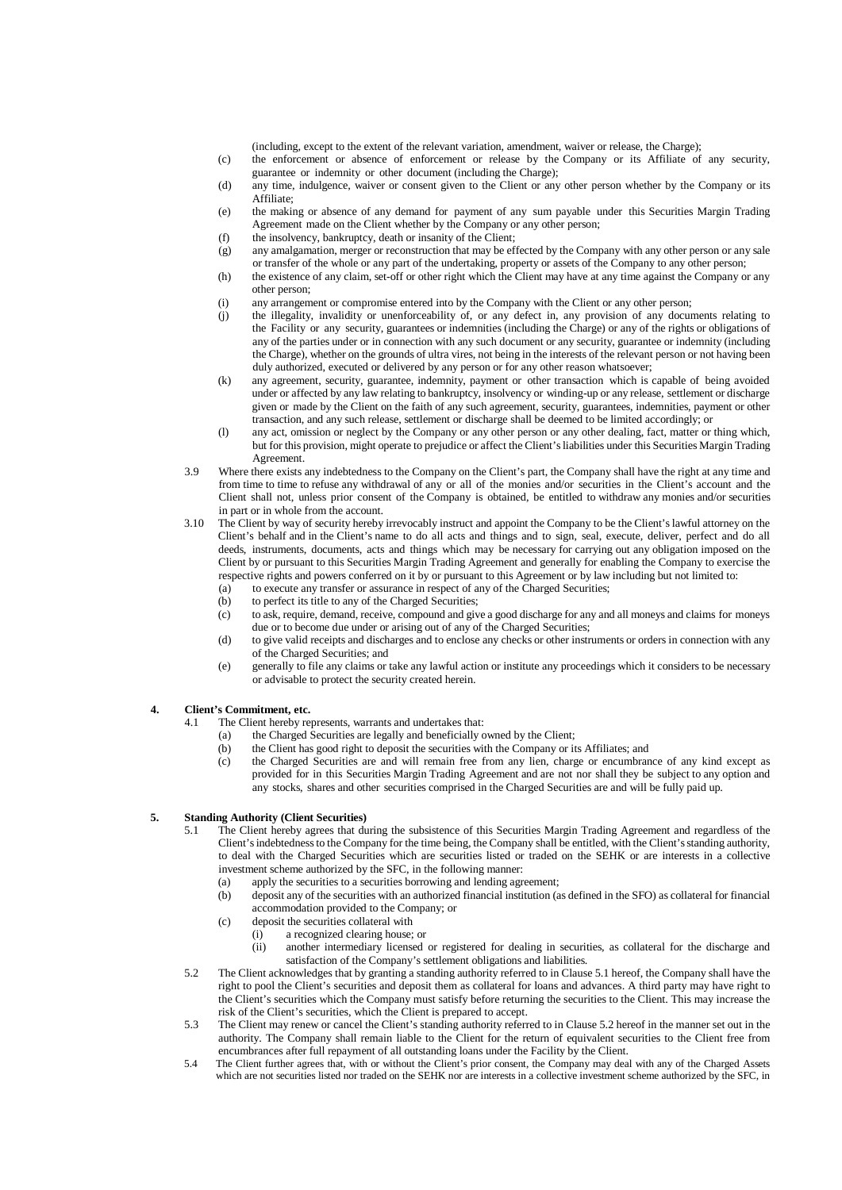(including, except to the extent of the relevant variation, amendment, waiver or release, the Charge);

(c) the enforcement or absence of enforcement or release by the Company or its Affiliate of any security, guarantee or indemnity or other document (including the Charge);

(d) any time, indulgence, waiver or consent given to the Client or any other person whether by the Company or its Affiliate;

(e) the making or absence of any demand for payment of any sum payable under this Securities Margin Trading Agreement made on the Client whether by the Company or any other person;

(f) the insolvency, bankruptcy, death or insanity of the Client;

(g) any amalgamation, merger or reconstruction that may be effected by the Company with any other person or any sale or transfer of the whole or any part of the undertaking, property or assets of the Company to any other person;

(h) the existence of any claim, set-off or other right which the Client may have at any time against the Company or any other person;

(i) any arrangement or compromise entered into by the Company with the Client or any other person;

(j) the illegality, invalidity or unenforceability of, or any defect in, any provision of any documents relating to the Facility or any security, guarantees or indemnities (including the Charge) or any of the rights or obligations of any of the parties under or in connection with any such document or any security, guarantee or indemnity (including the Charge), whether on the grounds of ultra vires, not being in the interests of the relevant person or not having been duly authorized, executed or delivered by any person or for any other reason whatsoever;

(k) any agreement, security, guarantee, indemnity, payment or other transaction which is capable of being avoided under or affected by any law relating to bankruptcy, insolvency or winding-up or any release, settlement or discharge given or made by the Client on the faith of any such agreement, security, guarantees, indemnity, payment or other transaction, and any such release, settlement or discharge shall be deemed to be limited accordingly; or

(l) any act, omission or neglect by the Company or any other person or any other dealing, fact, matter or thing which, but for this provision, might operate to prejudice or affect the Client's liabilities under this Securities Margin Trading Agreement.

3.9 Where there exists any indebtedness to the Company on the Client's part, the Company shall have the right at any time and from time to time to refuse any withdrawal of any or all of the monies and/or securities in the Client's account and the Client shall not, unless prior consent of the Company is obtained, be entitled to withdraw any monies and/or securities in part or in whole from the account.

3.10 The Client by way of security hereby irrevocably instruct and appoint the Company to be the Client's lawful attorney on the Client's behalf and in the Client's name to do all acts and things and to sign, seal, execute, deliver, perfect and do all deeds, instruments, documents, acts and things which may be necessary for carrying out any obligation imposed on the Client by or pursuant to this Securities Margin Trading Agreement and generally for enabling the Company to exercise the respective rights and powers conferred on it by or pursuant to this Agreement or by law including but not limited to:

(a) to execute any transfer or assurance in respect of any of the Charged Securities;

(b) to perfect its title to any of the Charged Securities;

(c) to ask, require, demand, receive, compound and give a good discharge for any and all moneys and claims for moneys due or to become due under or arising out of any of the Charged Securities;

(d) to give valid receipts and discharges and to enclose any checks or other instruments or orders in connection with any of the Charged Securities; and

(e) generally to file any claims or take any lawful action or institute any proceedings which it considers to be necessary or advisable to protect the security created herein.

## 4. Client's Commitment, etc.

4.1 The Client hereby represents, warrants and undertakes that:

(a) the Charged Securities are legally and beneficially owned by the Client;

(b) the Client has good right to deposit the securities with the Company or its Affiliates; and

(c) the Charged Securities are and will remain free from any lien, charge or encumbrance of any kind except as provided for in this Securities Margin Trading Agreement and are not nor shall they be subject to any option and any stocks, shares and other securities comprised in the Charged Securities are and will be fully paid up.

## 5. Standing Authority (Client Securities)

5.1 The Client hereby agrees that during the subsistence of this Securities Margin Trading Agreement and regardless of the Client's indebtedness to the Company for the time being, the Company shall be entitled, with the Client's standing authority, to deal with the Charged Securities which are securities listed or traded on the SEHK or are interests in a collective investment scheme authorized by the SFC, in the following manner:

(a) apply the securities to a securities borrowing and lending agreement;

(b) deposit any of the securities with an authorized financial institution (as defined in the SFO) as collateral for financial accommodation provided to the Company; or

(c) deposit the securities collateral with

  (i) a recognized clearing house; or

  (ii) another intermediary licensed or registered for dealing in securities, as collateral for the discharge and satisfaction of the Company's settlement obligations and liabilities.

5.2 The Client acknowledges that by granting a standing authority referred to in Clause 5.1 hereof, the Company shall have the right to pool the Client's securities and deposit them as collateral for loans and advances. A third party may have right to the Client's securities which the Company must satisfy before returning the securities to the Client. This may increase the risk of the Client's securities, which the Client is prepared to accept.

5.3 The Client may renew or cancel the Client's standing authority referred to in Clause 5.2 hereof in the manner set out in the authority. The Company shall remain liable to the Client for the return of equivalent securities to the Client free from encumbrances after full repayment of all outstanding loans under the Facility by the Client.

5.4 The Client further agrees that, with or without the Client's prior consent, the Company may deal with any of the Charged Assets which are not securities listed nor traded on the SEHK nor are interests in a collective investment scheme authorized by the SFC, in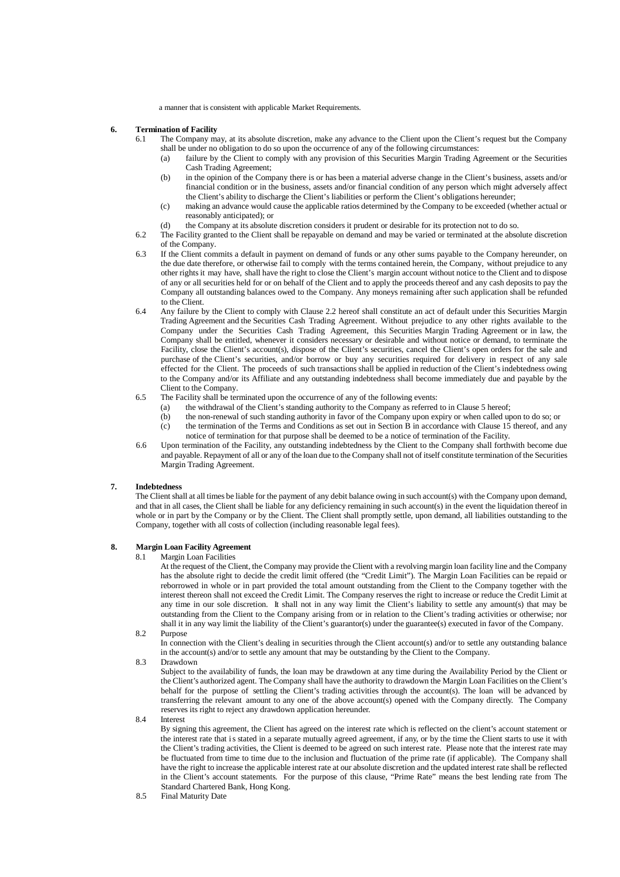a manner that is consistent with applicable Market Requirements.

**6. Termination of Facility**

6.1 The Company may, at its absolute discretion, make any advance to the Client upon the Client's request but the Company shall be under no obligation to do so upon the occurrence of any of the following circumstances:

(a) failure by the Client to comply with any provision of this Securities Margin Trading Agreement or the Securities Cash Trading Agreement;

(b) in the opinion of the Company there is or has been a material adverse change in the Client's business, assets and/or financial condition or in the business, assets and/or financial condition of any person which might adversely affect the Client's ability to discharge the Client's liabilities or perform the Client's obligations hereunder;

(c) making an advance would cause the applicable ratios determined by the Company to be exceeded (whether actual or reasonably anticipated); or

(d) the Company at its absolute discretion considers it prudent or desirable for its protection not to do so.

6.2 The Facility granted to the Client shall be repayable on demand and may be varied or terminated at the absolute discretion of the Company.

6.3 If the Client commits a default in payment on demand of funds or any other sums payable to the Company hereunder, on the due date therefore, or otherwise fail to comply with the terms contained herein, the Company, without prejudice to any other rights it may have, shall have the right to close the Client's margin account without notice to the Client and to dispose of any or all securities held for or on behalf of the Client and to apply the proceeds thereof and any cash deposits to pay the Company all outstanding balances owed to the Company. Any moneys remaining after such application shall be refunded to the Client.

6.4 Any failure by the Client to comply with Clause 2.2 hereof shall constitute an act of default under this Securities Margin Trading Agreement and the Securities Cash Trading Agreement. Without prejudice to any other rights available to the Company under the Securities Cash Trading Agreement, this Securities Margin Trading Agreement or in law, the Company shall be entitled, whenever it considers necessary or desirable and without notice or demand, to terminate the Facility, close the Client's account(s), dispose of the Client's securities, cancel the Client's open orders for the sale and purchase of the Client's securities, and/or borrow or buy any securities required for delivery in respect of any sale effected for the Client. The proceeds of such transactions shall be applied in reduction of the Client's indebtedness owing to the Company and/or its Affiliate and any outstanding indebtedness shall become immediately due and payable by the Client to the Company.

6.5 The Facility shall be terminated upon the occurrence of any of the following events:

(a) the withdrawal of the Client's standing authority to the Company as referred to in Clause 5 hereof;

(b) the non-renewal of such standing authority in favor of the Company upon expiry or when called upon to do so; or

(c) the termination of the Terms and Conditions as set out in Section B in accordance with Clause 15 thereof, and any notice of termination for that purpose shall be deemed to be a notice of termination of the Facility.

6.6 Upon termination of the Facility, any outstanding indebtedness by the Client to the Company shall forthwith become due and payable. Repayment of all or any of the loan due to the Company shall not of itself constitute termination of the Securities Margin Trading Agreement.

**7. Indebtedness**

The Client shall at all times be liable for the payment of any debit balance owing in such account(s) with the Company upon demand, and that in all cases, the Client shall be liable for any deficiency remaining in such account(s) in the event the liquidation thereof in whole or in part by the Company or by the Client. The Client shall promptly settle, upon demand, all liabilities outstanding to the Company, together with all costs of collection (including reasonable legal fees).

**8. Margin Loan Facility Agreement**

8.1 Margin Loan Facilities

At the request of the Client, the Company may provide the Client with a revolving margin loan facility line and the Company has the absolute right to decide the credit limit offered (the "Credit Limit"). The Margin Loan Facilities can be repaid or reborrowed in whole or in part provided the total amount outstanding from the Client to the Company together with the interest thereon shall not exceed the Credit Limit. The Company reserves the right to increase or reduce the Credit Limit at any time in our sole discretion. It shall not in any way limit the Client's liability to settle any amount(s) that may be outstanding from the Client to the Company arising from or in relation to the Client's trading activities or otherwise; nor shall it in any way limit the liability of the Client's guarantor(s) under the guarantee(s) executed in favor of the Company.

8.2 Purpose

In connection with the Client's dealing in securities through the Client account(s) and/or to settle any outstanding balance in the account(s) and/or to settle any amount that may be outstanding by the Client to the Company.

8.3 Drawdown

Subject to the availability of funds, the loan may be drawdown at any time during the Availability Period by the Client or the Client's authorized agent. The Company shall have the authority to drawdown the Margin Loan Facilities on the Client's behalf for the purpose of settling the Client's trading activities through the account(s). The loan will be advanced by transferring the relevant amount to any one of the above account(s) opened with the Company directly. The Company reserves its right to reject any drawdown application hereunder.

8.4 Interest

By signing this agreement, the Client has agreed on the interest rate which is reflected on the client's account statement or the interest rate that is stated in a separate mutually agreed agreement, if any, or by the time the Client starts to use it with the Client's trading activities, the Client is deemed to be agreed on such interest rate. Please note that the interest rate may be fluctuated from time to time due to the inclusion and fluctuation of the prime rate (if applicable). The Company shall have the right to increase the applicable interest rate at our absolute discretion and the updated interest rate shall be reflected in the Client's account statements. For the purpose of this clause, "Prime Rate" means the best lending rate from The Standard Chartered Bank, Hong Kong.

8.5 Final Maturity Date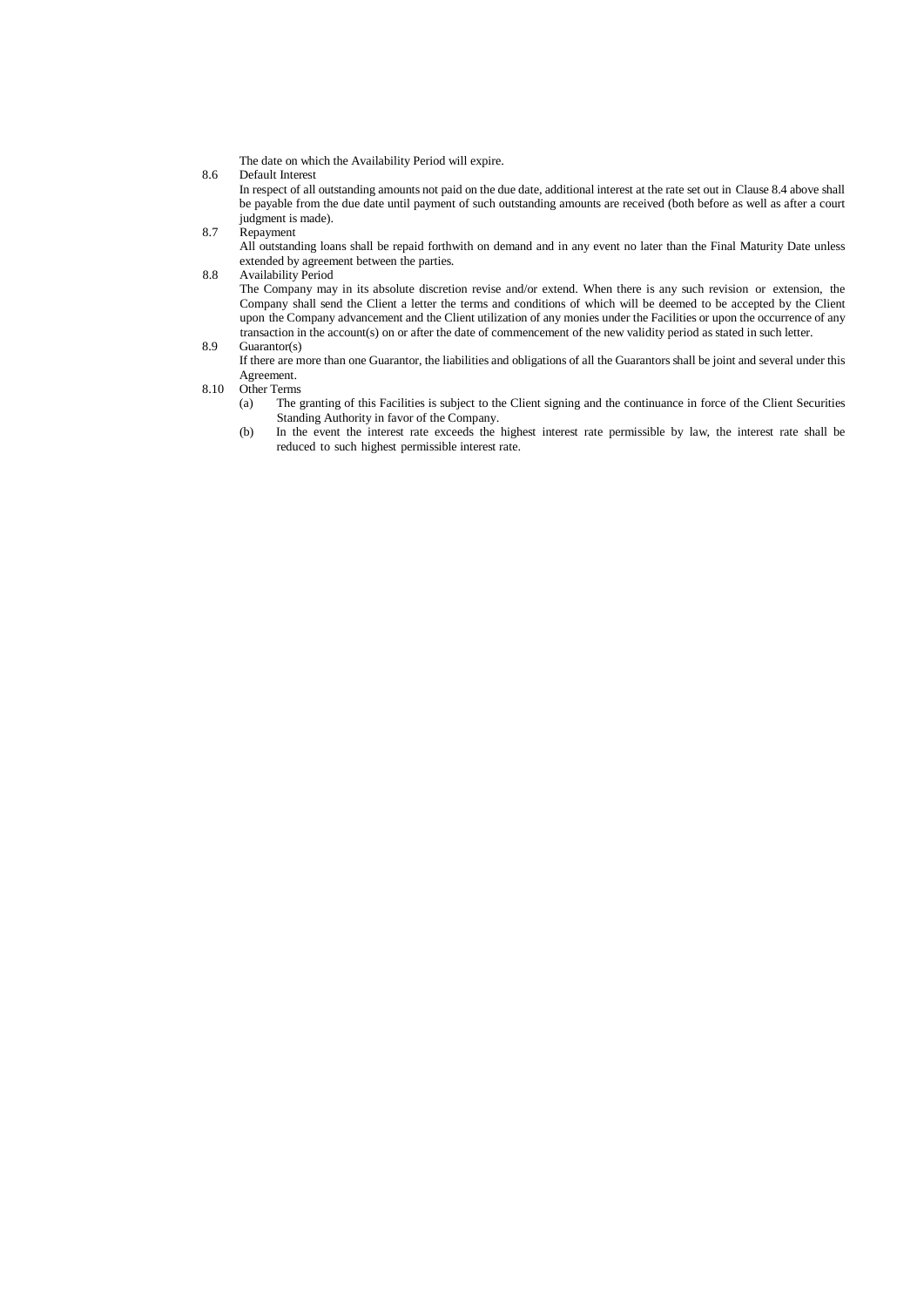The date on which the Availability Period will expire.

8.6 Default Interest

In respect of all outstanding amounts not paid on the due date, additional interest at the rate set out in Clause 8.4 above shall be payable from the due date until payment of such outstanding amounts are received (both before as well as after a court judgment is made).

8.7 Repayment

All outstanding loans shall be repaid forthwith on demand and in any event no later than the Final Maturity Date unless extended by agreement between the parties.

8.8 Availability Period

The Company may in its absolute discretion revise and/or extend. When there is any such revision or extension, the Company shall send the Client a letter the terms and conditions of which will be deemed to be accepted by the Client upon the Company advancement and the Client utilization of any monies under the Facilities or upon the occurrence of any transaction in the account(s) on or after the date of commencement of the new validity period as stated in such letter.

8.9 Guarantor(s)

If there are more than one Guarantor, the liabilities and obligations of all the Guarantors shall be joint and several under this Agreement.

8.10 Other Terms

(a) The granting of this Facilities is subject to the Client signing and the continuance in force of the Client Securities Standing Authority in favor of the Company.

(b) In the event the interest rate exceeds the highest interest rate permissible by law, the interest rate shall be reduced to such highest permissible interest rate.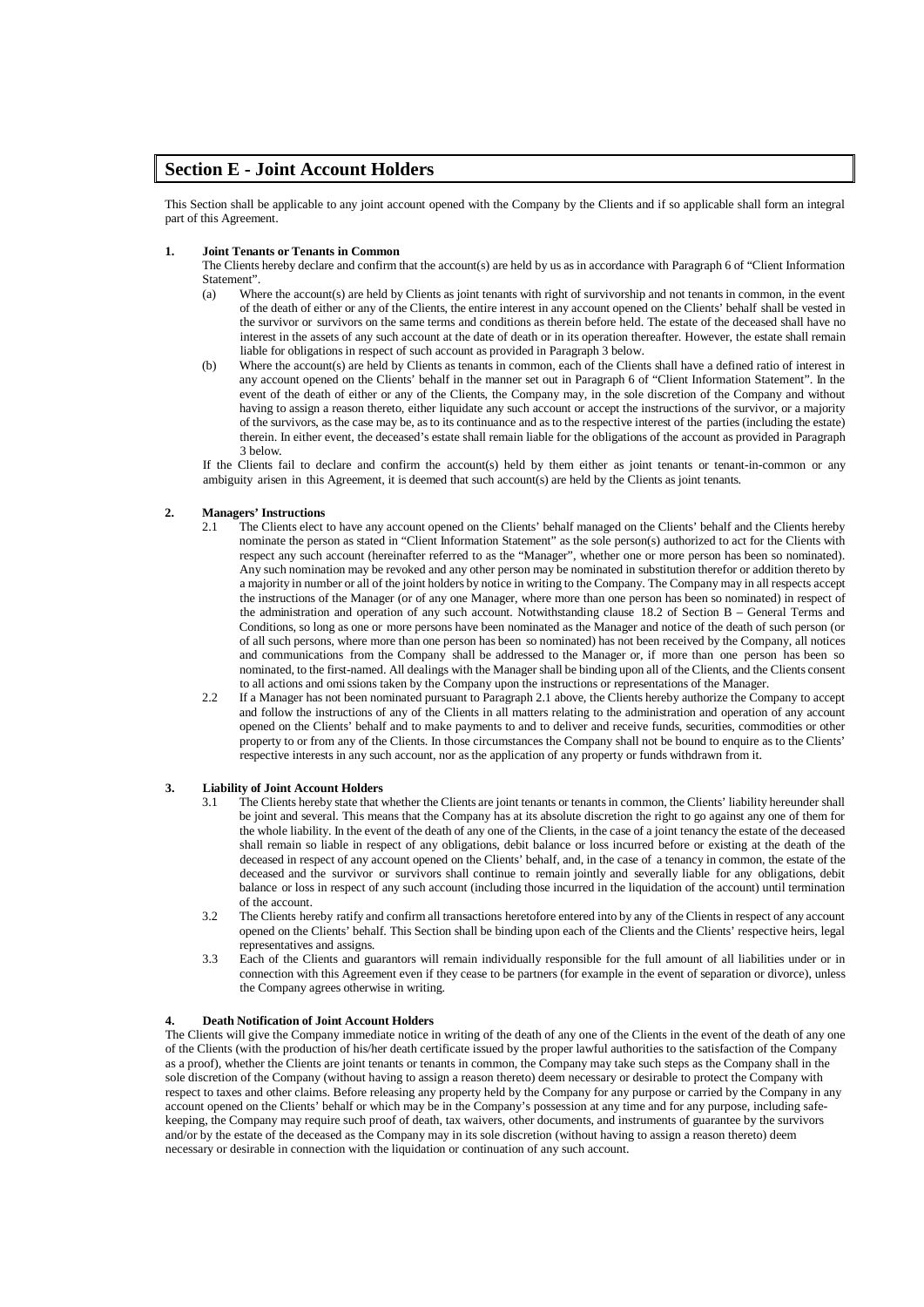# Section E - Joint Account Holders

This Section shall be applicable to any joint account opened with the Company by the Clients and if so applicable shall form an integral part of this Agreement.

**1. Joint Tenants or Tenants in Common**

The Clients hereby declare and confirm that the account(s) are held by us as in accordance with Paragraph 6 of "Client Information Statement".

(a) Where the account(s) are held by Clients as joint tenants with right of survivorship and not tenants in common, in the event of the death of either or any of the Clients, the entire interest in any account opened on the Clients' behalf shall be vested in the survivor or survivors on the same terms and conditions as therein before held. The estate of the deceased shall have no interest in the assets of any such account at the date of death or in its operation thereafter. However, the estate shall remain liable for obligations in respect of such account as provided in Paragraph 3 below.

(b) Where the account(s) are held by Clients as tenants in common, each of the Clients shall have a defined ratio of interest in any account opened on the Clients' behalf in the manner set out in Paragraph 6 of "Client Information Statement". In the event of the death of either or any of the Clients, the Company may, in the sole discretion of the Company and without having to assign a reason thereto, either liquidate any such account or accept the instructions of the survivor, or a majority of the survivors, as the case may be, as to its continuance and as to the respective interest of the parties (including the estate) therein. In either event, the deceased's estate shall remain liable for the obligations of the account as provided in Paragraph 3 below.

If the Clients fail to declare and confirm the account(s) held by them either as joint tenants or tenant-in-common or any ambiguity arisen in this Agreement, it is deemed that such account(s) are held by the Clients as joint tenants.

**2. Managers' Instructions**

2.1 The Clients elect to have any account opened on the Clients' behalf managed on the Clients' behalf and the Clients hereby nominate the person as stated in "Client Information Statement" as the sole person(s) authorized to act for the Clients with respect any such account (hereinafter referred to as the "Manager", whether one or more person has been so nominated). Any such nomination may be revoked and any other person may be nominated in substitution therefor or addition thereto by a majority in number or all of the joint holders by notice in writing to the Company. The Company may in all respects accept the instructions of the Manager (or of any one Manager, where more than one person has been so nominated) in respect of the administration and operation of any such account. Notwithstanding clause 18.2 of Section B – General Terms and Conditions, so long as one or more persons have been nominated as the Manager and notice of the death of such person (or of all such persons, where more than one person has been so nominated) has not been received by the Company, all notices and communications from the Company shall be addressed to the Manager or, if more than one person has been so nominated, to the first-named. All dealings with the Manager shall be binding upon all of the Clients, and the Clients consent to all actions and omissions taken by the Company upon the instructions or representations of the Manager.

2.2 If a Manager has not been nominated pursuant to Paragraph 2.1 above, the Clients hereby authorize the Company to accept and follow the instructions of any of the Clients in all matters relating to the administration and operation of any account opened on the Clients' behalf and to make payments to and to deliver and receive funds, securities, commodities or other property to or from any of the Clients. In those circumstances the Company shall not be bound to enquire as to the Clients' respective interests in any such account, nor as the application of any property or funds withdrawn from it.

**3. Liability of Joint Account Holders**

3.1 The Clients hereby state that whether the Clients are joint tenants or tenants in common, the Clients' liability hereunder shall be joint and several. This means that the Company has at its absolute discretion the right to go against any one of them for the whole liability. In the event of the death of any one of the Clients, in the case of a joint tenancy the estate of the deceased shall remain so liable in respect of any obligations, debit balance or loss incurred before or existing at the death of the deceased in respect of any account opened on the Clients' behalf, and, in the case of a tenancy in common, the estate of the deceased and the survivor or survivors shall continue to remain jointly and severally liable for any obligations, debit balance or loss in respect of any such account (including those incurred in the liquidation of the account) until termination of the account.

3.2 The Clients hereby ratify and confirm all transactions heretofore entered into by any of the Clients in respect of any account opened on the Clients' behalf. This Section shall be binding upon each of the Clients and the Clients' respective heirs, legal representatives and assigns.

3.3 Each of the Clients and guarantors will remain individually responsible for the full amount of all liabilities under or in connection with this Agreement even if they cease to be partners (for example in the event of separation or divorce), unless the Company agrees otherwise in writing.

**4. Death Notification of Joint Account Holders**

The Clients will give the Company immediate notice in writing of the death of any one of the Clients in the event of the death of any one of the Clients (with the production of his/her death certificate issued by the proper lawful authorities to the satisfaction of the Company as a proof), whether the Clients are joint tenants or tenants in common, the Company may take such steps as the Company shall in the sole discretion of the Company (without having to assign a reason thereto) deem necessary or desirable to protect the Company with respect to taxes and other claims. Before releasing any property held by the Company for any purpose or carried by the Company in any account opened on the Clients' behalf or which may be in the Company's possession at any time and for any purpose, including safe-keeping, the Company may require such proof of death, tax waivers, other documents, and instruments of guarantee by the survivors and/or by the estate of the deceased as the Company may in its sole discretion (without having to assign a reason thereto) deem necessary or desirable in connection with the liquidation or continuation of any such account.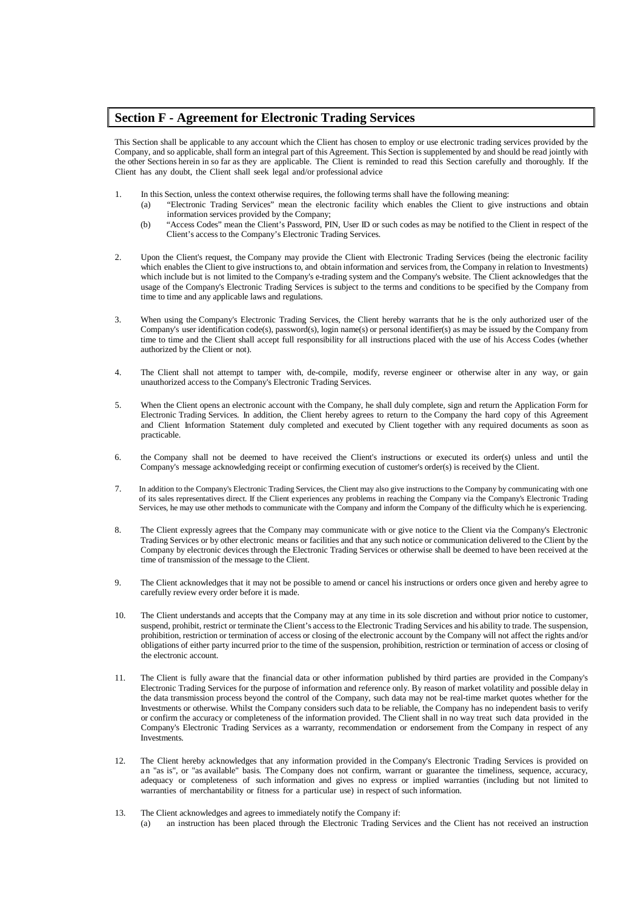## Section F - Agreement for Electronic Trading Services

This Section shall be applicable to any account which the Client has chosen to employ or use electronic trading services provided by the Company, and so applicable, shall form an integral part of this Agreement. This Section is supplemented by and should be read jointly with the other Sections herein in so far as they are applicable. The Client is reminded to read this Section carefully and thoroughly. If the Client has any doubt, the Client shall seek legal and/or professional advice

1. In this Section, unless the context otherwise requires, the following terms shall have the following meaning:
   (a) "Electronic Trading Services" mean the electronic facility which enables the Client to give instructions and obtain information services provided by the Company;
   (b) "Access Codes" mean the Client's Password, PIN, User ID or such codes as may be notified to the Client in respect of the Client's access to the Company's Electronic Trading Services.

2. Upon the Client's request, the Company may provide the Client with Electronic Trading Services (being the electronic facility which enables the Client to give instructions to, and obtain information and services from, the Company in relation to Investments) which include but is not limited to the Company's e-trading system and the Company's website. The Client acknowledges that the usage of the Company's Electronic Trading Services is subject to the terms and conditions to be specified by the Company from time to time and any applicable laws and regulations.

3. When using the Company's Electronic Trading Services, the Client hereby warrants that he is the only authorized user of the Company's user identification code(s), password(s), login name(s) or personal identifier(s) as may be issued by the Company from time to time and the Client shall accept full responsibility for all instructions placed with the use of his Access Codes (whether authorized by the Client or not).

4. The Client shall not attempt to tamper with, de-compile, modify, reverse engineer or otherwise alter in any way, or gain unauthorized access to the Company's Electronic Trading Services.

5. When the Client opens an electronic account with the Company, he shall duly complete, sign and return the Application Form for Electronic Trading Services. In addition, the Client hereby agrees to return to the Company the hard copy of this Agreement and Client Information Statement duly completed and executed by Client together with any required documents as soon as practicable.

6. the Company shall not be deemed to have received the Client's instructions or executed its order(s) unless and until the Company's message acknowledging receipt or confirming execution of customer's order(s) is received by the Client.

7. In addition to the Company's Electronic Trading Services, the Client may also give instructions to the Company by communicating with one of its sales representatives direct. If the Client experiences any problems in reaching the Company via the Company's Electronic Trading Services, he may use other methods to communicate with the Company and inform the Company of the difficulty which he is experiencing.

8. The Client expressly agrees that the Company may communicate with or give notice to the Client via the Company's Electronic Trading Services or by other electronic means or facilities and that any such notice or communication delivered to the Client by the Company by electronic devices through the Electronic Trading Services or otherwise shall be deemed to have been received at the time of transmission of the message to the Client.

9. The Client acknowledges that it may not be possible to amend or cancel his instructions or orders once given and hereby agree to carefully review every order before it is made.

10. The Client understands and accepts that the Company may at any time in its sole discretion and without prior notice to customer, suspend, prohibit, restrict or terminate the Client's access to the Electronic Trading Services and his ability to trade. The suspension, prohibition, restriction or termination of access or closing of the electronic account by the Company will not affect the rights and/or obligations of either party incurred prior to the time of the suspension, prohibition, restriction or termination of access or closing of the electronic account.

11. The Client is fully aware that the financial data or other information published by third parties are provided in the Company's Electronic Trading Services for the purpose of information and reference only. By reason of market volatility and possible delay in the data transmission process beyond the control of the Company, such data may not be real-time market quotes whether for the Investments or otherwise. Whilst the Company considers such data to be reliable, the Company has no independent basis to verify or confirm the accuracy or completeness of the information provided. The Client shall in no way treat such data provided in the Company's Electronic Trading Services as a warranty, recommendation or endorsement from the Company in respect of any Investments.

12. The Client hereby acknowledges that any information provided in the Company's Electronic Trading Services is provided on an "as is", or "as available" basis. The Company does not confirm, warrant or guarantee the timeliness, sequence, accuracy, adequacy or completeness of such information and gives no express or implied warranties (including but not limited to warranties of merchantability or fitness for a particular use) in respect of such information.

13. The Client acknowledges and agrees to immediately notify the Company if:
   (a) an instruction has been placed through the Electronic Trading Services and the Client has not received an instruction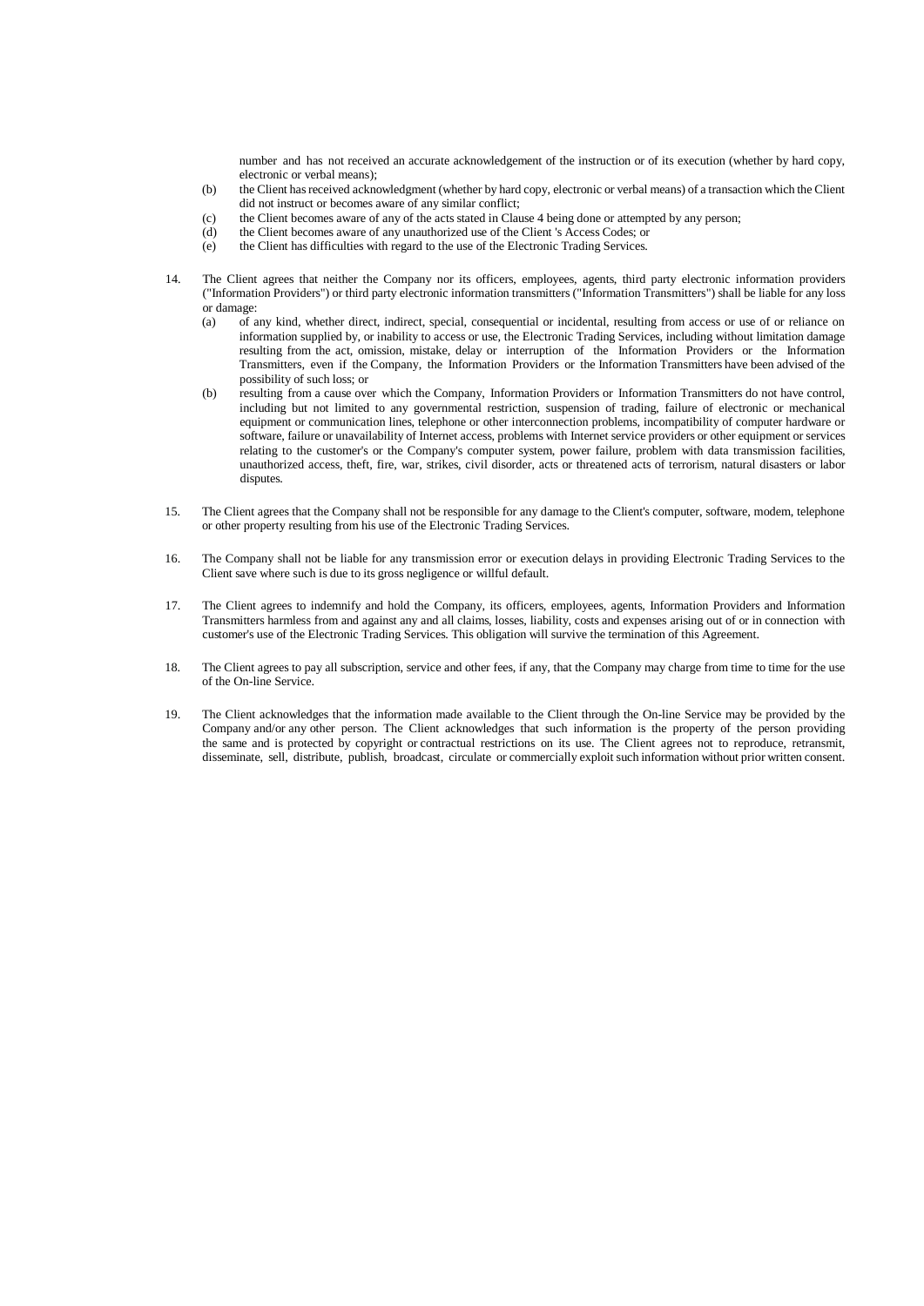number and has not received an accurate acknowledgement of the instruction or of its execution (whether by hard copy, electronic or verbal means);

(b) the Client has received acknowledgment (whether by hard copy, electronic or verbal means) of a transaction which the Client did not instruct or becomes aware of any similar conflict;

(c) the Client becomes aware of any of the acts stated in Clause 4 being done or attempted by any person;

(d) the Client becomes aware of any unauthorized use of the Client 's Access Codes; or

(e) the Client has difficulties with regard to the use of the Electronic Trading Services.

14. The Client agrees that neither the Company nor its officers, employees, agents, third party electronic information providers ("Information Providers") or third party electronic information transmitters ("Information Transmitters") shall be liable for any loss or damage:

   (a) of any kind, whether direct, indirect, special, consequential or incidental, resulting from access or use of or reliance on information supplied by, or inability to access or use, the Electronic Trading Services, including without limitation damage resulting from the act, omission, mistake, delay or interruption of the Information Providers or the Information Transmitters, even if the Company, the Information Providers or the Information Transmitters have been advised of the possibility of such loss; or

   (b) resulting from a cause over which the Company, Information Providers or Information Transmitters do not have control, including but not limited to any governmental restriction, suspension of trading, failure of electronic or mechanical equipment or communication lines, telephone or other interconnection problems, incompatibility of computer hardware or software, failure or unavailability of Internet access, problems with Internet service providers or other equipment or services relating to the customer's or the Company's computer system, power failure, problem with data transmission facilities, unauthorized access, theft, fire, war, strikes, civil disorder, acts or threatened acts of terrorism, natural disasters or labor disputes.

15. The Client agrees that the Company shall not be responsible for any damage to the Client's computer, software, modem, telephone or other property resulting from his use of the Electronic Trading Services.

16. The Company shall not be liable for any transmission error or execution delays in providing Electronic Trading Services to the Client save where such is due to its gross negligence or willful default.

17. The Client agrees to indemnify and hold the Company, its officers, employees, agents, Information Providers and Information Transmitters harmless from and against any and all claims, losses, liability, costs and expenses arising out of or in connection with customer's use of the Electronic Trading Services. This obligation will survive the termination of this Agreement.

18. The Client agrees to pay all subscription, service and other fees, if any, that the Company may charge from time to time for the use of the On-line Service.

19. The Client acknowledges that the information made available to the Client through the On-line Service may be provided by the Company and/or any other person. The Client acknowledges that such information is the property of the person providing the same and is protected by copyright or contractual restrictions on its use. The Client agrees not to reproduce, retransmit, disseminate, sell, distribute, publish, broadcast, circulate or commercially exploit such information without prior written consent.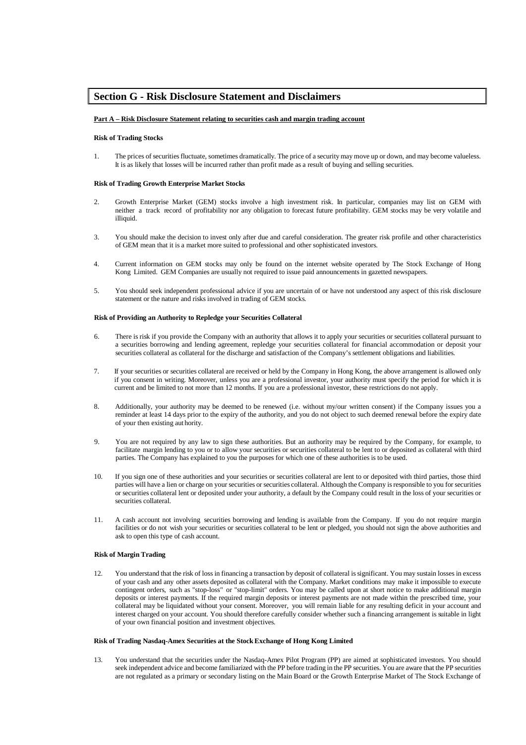# Section G - Risk Disclosure Statement and Disclaimers

**Part A – Risk Disclosure Statement relating to securities cash and margin trading account**

**Risk of Trading Stocks**

1. The prices of securities fluctuate, sometimes dramatically. The price of a security may move up or down, and may become valueless. It is as likely that losses will be incurred rather than profit made as a result of buying and selling securities.

**Risk of Trading Growth Enterprise Market Stocks**

2. Growth Enterprise Market (GEM) stocks involve a high investment risk. In particular, companies may list on GEM with neither a track record of profitability nor any obligation to forecast future profitability. GEM stocks may be very volatile and illiquid.

3. You should make the decision to invest only after due and careful consideration. The greater risk profile and other characteristics of GEM mean that it is a market more suited to professional and other sophisticated investors.

4. Current information on GEM stocks may only be found on the internet website operated by The Stock Exchange of Hong Kong Limited. GEM Companies are usually not required to issue paid announcements in gazetted newspapers.

5. You should seek independent professional advice if you are uncertain of or have not understood any aspect of this risk disclosure statement or the nature and risks involved in trading of GEM stocks.

**Risk of Providing an Authority to Repledge your Securities Collateral**

6. There is risk if you provide the Company with an authority that allows it to apply your securities or securities collateral pursuant to a securities borrowing and lending agreement, repledge your securities collateral for financial accommodation or deposit your securities collateral as collateral for the discharge and satisfaction of the Company's settlement obligations and liabilities.

7. If your securities or securities collateral are received or held by the Company in Hong Kong, the above arrangement is allowed only if you consent in writing. Moreover, unless you are a professional investor, your authority must specify the period for which it is current and be limited to not more than 12 months. If you are a professional investor, these restrictions do not apply.

8. Additionally, your authority may be deemed to be renewed (i.e. without my/our written consent) if the Company issues you a reminder at least 14 days prior to the expiry of the authority, and you do not object to such deemed renewal before the expiry date of your then existing authority.

9. You are not required by any law to sign these authorities. But an authority may be required by the Company, for example, to facilitate margin lending to you or to allow your securities or securities collateral to be lent to or deposited as collateral with third parties. The Company has explained to you the purposes for which one of these authorities is to be used.

10. If you sign one of these authorities and your securities or securities collateral are lent to or deposited with third parties, those third parties will have a lien or charge on your securities or securities collateral. Although the Company is responsible to you for securities or securities collateral lent or deposited under your authority, a default by the Company could result in the loss of your securities or securities collateral.

11. A cash account not involving securities borrowing and lending is available from the Company. If you do not require margin facilities or do not wish your securities or securities collateral to be lent or pledged, you should not sign the above authorities and ask to open this type of cash account.

**Risk of Margin Trading**

12. You understand that the risk of loss in financing a transaction by deposit of collateral is significant. You may sustain losses in excess of your cash and any other assets deposited as collateral with the Company. Market conditions may make it impossible to execute contingent orders, such as "stop-loss" or "stop-limit" orders. You may be called upon at short notice to make additional margin deposits or interest payments. If the required margin deposits or interest payments are not made within the prescribed time, your collateral may be liquidated without your consent. Moreover, you will remain liable for any resulting deficit in your account and interest charged on your account. You should therefore carefully consider whether such a financing arrangement is suitable in light of your own financial position and investment objectives.

**Risk of Trading Nasdaq-Amex Securities at the Stock Exchange of Hong Kong Limited**

13. You understand that the securities under the Nasdaq-Amex Pilot Program (PP) are aimed at sophisticated investors. You should seek independent advice and become familiarized with the PP before trading in the PP securities. You are aware that the PP securities are not regulated as a primary or secondary listing on the Main Board or the Growth Enterprise Market of The Stock Exchange of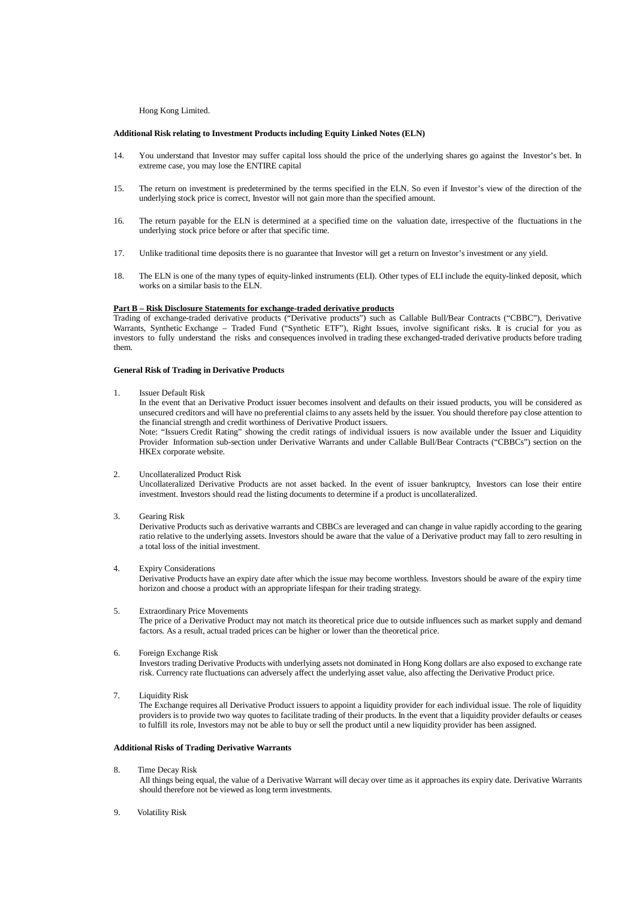Hong Kong Limited.

**Additional Risk relating to Investment Products including Equity Linked Notes (ELN)**

14. You understand that Investor may suffer capital loss should the price of the underlying shares go against the Investor's bet. In extreme case, you may lose the ENTIRE capital

15. The return on investment is predetermined by the terms specified in the ELN. So even if Investor's view of the direction of the underlying stock price is correct, Investor will not gain more than the specified amount.

16. The return payable for the ELN is determined at a specified time on the valuation date, irrespective of the fluctuations in the underlying stock price before or after that specific time.

17. Unlike traditional time deposits there is no guarantee that Investor will get a return on Investor's investment or any yield.

18. The ELN is one of the many types of equity-linked instruments (ELI). Other types of ELI include the equity-linked deposit, which works on a similar basis to the ELN.

**Part B – Risk Disclosure Statements for exchange-traded derivative products**

Trading of exchange-traded derivative products ("Derivative products") such as Callable Bull/Bear Contracts ("CBBC"), Derivative Warrants, Synthetic Exchange – Traded Fund ("Synthetic ETF"), Right Issues, involve significant risks. It is crucial for you as investors to fully understand the risks and consequences involved in trading these exchanged-traded derivative products before trading them.

**General Risk of Trading in Derivative Products**

1. Issuer Default Risk
   In the event that an Derivative Product issuer becomes insolvent and defaults on their issued products, you will be considered as unsecured creditors and will have no preferential claims to any assets held by the issuer. You should therefore pay close attention to the financial strength and credit worthiness of Derivative Product issuers.
   Note: "Issuers Credit Rating" showing the credit ratings of individual issuers is now available under the Issuer and Liquidity Provider Information sub-section under Derivative Warrants and under Callable Bull/Bear Contracts ("CBBCs") section on the HKEx corporate website.

2. Uncollateralized Product Risk
   Uncollateralized Derivative Products are not asset backed. In the event of issuer bankruptcy, Investors can lose their entire investment. Investors should read the listing documents to determine if a product is uncollateralized.

3. Gearing Risk
   Derivative Products such as derivative warrants and CBBCs are leveraged and can change in value rapidly according to the gearing ratio relative to the underlying assets. Investors should be aware that the value of a Derivative product may fall to zero resulting in a total loss of the initial investment.

4. Expiry Considerations
   Derivative Products have an expiry date after which the issue may become worthless. Investors should be aware of the expiry time horizon and choose a product with an appropriate lifespan for their trading strategy.

5. Extraordinary Price Movements
   The price of a Derivative Product may not match its theoretical price due to outside influences such as market supply and demand factors. As a result, actual traded prices can be higher or lower than the theoretical price.

6. Foreign Exchange Risk
   Investors trading Derivative Products with underlying assets not dominated in Hong Kong dollars are also exposed to exchange rate risk. Currency rate fluctuations can adversely affect the underlying asset value, also affecting the Derivative Product price.

7. Liquidity Risk
   The Exchange requires all Derivative Product issuers to appoint a liquidity provider for each individual issue. The role of liquidity providers is to provide two way quotes to facilitate trading of their products. In the event that a liquidity provider defaults or ceases to fulfill its role, Investors may not be able to buy or sell the product until a new liquidity provider has been assigned.

**Additional Risks of Trading Derivative Warrants**

8. Time Decay Risk
   All things being equal, the value of a Derivative Warrant will decay over time as it approaches its expiry date. Derivative Warrants should therefore not be viewed as long term investments.

9. Volatility Risk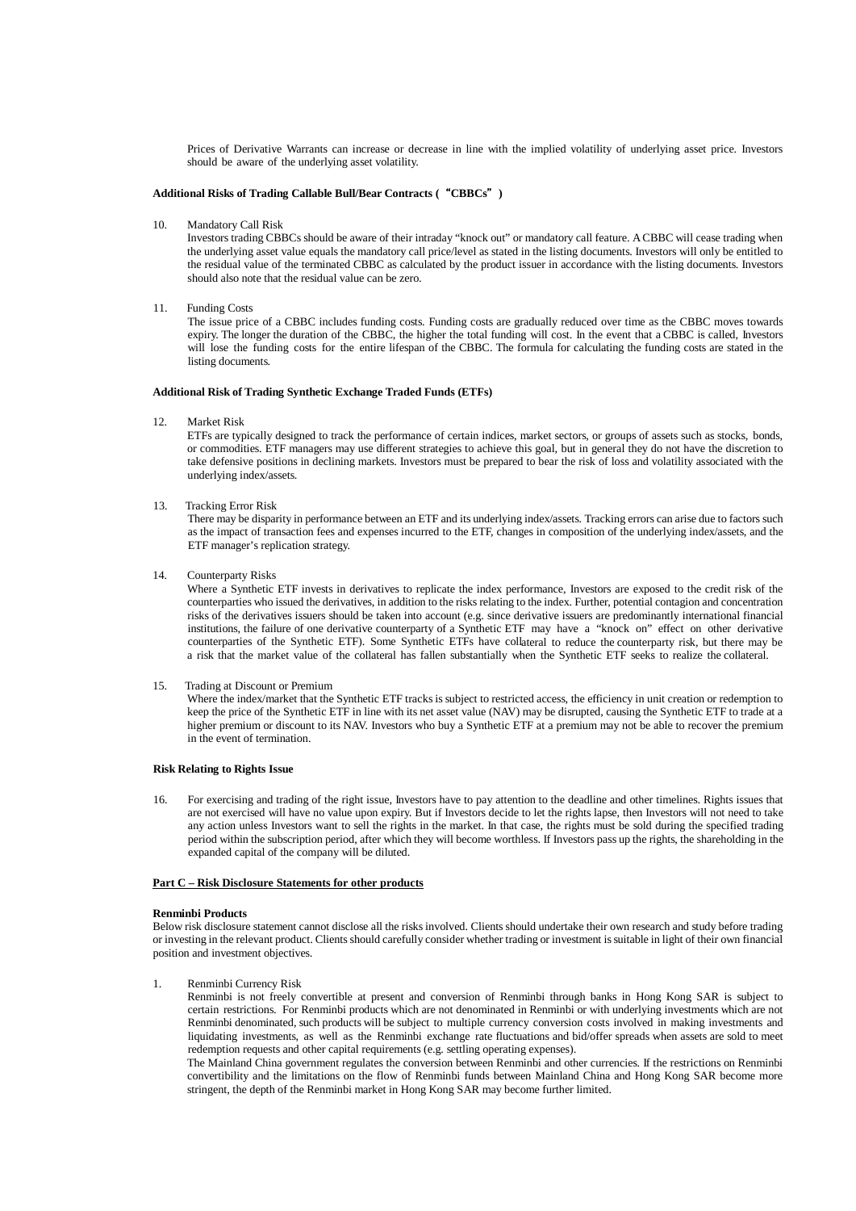Prices of Derivative Warrants can increase or decrease in line with the implied volatility of underlying asset price. Investors should be aware of the underlying asset volatility.

**Additional Risks of Trading Callable Bull/Bear Contracts (“CBBCs”)**

10. Mandatory Call Risk
    Investors trading CBBCs should be aware of their intraday “knock out” or mandatory call feature. A CBBC will cease trading when the underlying asset value equals the mandatory call price/level as stated in the listing documents. Investors will only be entitled to the residual value of the terminated CBBC as calculated by the product issuer in accordance with the listing documents. Investors should also note that the residual value can be zero.

11. Funding Costs
    The issue price of a CBBC includes funding costs. Funding costs are gradually reduced over time as the CBBC moves towards expiry. The longer the duration of the CBBC, the higher the total funding will cost. In the event that a CBBC is called, Investors will lose the funding costs for the entire lifespan of the CBBC. The formula for calculating the funding costs are stated in the listing documents.

**Additional Risk of Trading Synthetic Exchange Traded Funds (ETFs)**

12. Market Risk
    ETFs are typically designed to track the performance of certain indices, market sectors, or groups of assets such as stocks, bonds, or commodities. ETF managers may use different strategies to achieve this goal, but in general they do not have the discretion to take defensive positions in declining markets. Investors must be prepared to bear the risk of loss and volatility associated with the underlying index/assets.

13. Tracking Error Risk
    There may be disparity in performance between an ETF and its underlying index/assets. Tracking errors can arise due to factors such as the impact of transaction fees and expenses incurred to the ETF, changes in composition of the underlying index/assets, and the ETF manager’s replication strategy.

14. Counterparty Risks
    Where a Synthetic ETF invests in derivatives to replicate the index performance, Investors are exposed to the credit risk of the counterparties who issued the derivatives, in addition to the risks relating to the index. Further, potential contagion and concentration risks of the derivatives issuers should be taken into account (e.g. since derivative issuers are predominantly international financial institutions, the failure of one derivative counterparty of a Synthetic ETF may have a “knock on” effect on other derivative counterparties of the Synthetic ETF). Some Synthetic ETFs have collateral to reduce the counterparty risk, but there may be a risk that the market value of the collateral has fallen substantially when the Synthetic ETF seeks to realize the collateral.

15. Trading at Discount or Premium
    Where the index/market that the Synthetic ETF tracks is subject to restricted access, the efficiency in unit creation or redemption to keep the price of the Synthetic ETF in line with its net asset value (NAV) may be disrupted, causing the Synthetic ETF to trade at a higher premium or discount to its NAV. Investors who buy a Synthetic ETF at a premium may not be able to recover the premium in the event of termination.

**Risk Relating to Rights Issue**

16. For exercising and trading of the right issue, Investors have to pay attention to the deadline and other timelines. Rights issues that are not exercised will have no value upon expiry. But if Investors decide to let the rights lapse, then Investors will not need to take any action unless Investors want to sell the rights in the market. In that case, the rights must be sold during the specified trading period within the subscription period, after which they will become worthless. If Investors pass up the rights, the shareholding in the expanded capital of the company will be diluted.

**<u>Part C – Risk Disclosure Statements for other products</u>**

**Renminbi Products**

Below risk disclosure statement cannot disclose all the risks involved. Clients should undertake their own research and study before trading or investing in the relevant product. Clients should carefully consider whether trading or investment is suitable in light of their own financial position and investment objectives.

1. Renminbi Currency Risk
   Renminbi is not freely convertible at present and conversion of Renminbi through banks in Hong Kong SAR is subject to certain restrictions. For Renminbi products which are not denominated in Renminbi or with underlying investments which are not Renminbi denominated, such products will be subject to multiple currency conversion costs involved in making investments and liquidating investments, as well as the Renminbi exchange rate fluctuations and bid/offer spreads when assets are sold to meet redemption requests and other capital requirements (e.g. settling operating expenses).
   The Mainland China government regulates the conversion between Renminbi and other currencies. If the restrictions on Renminbi convertibility and the limitations on the flow of Renminbi funds between Mainland China and Hong Kong SAR become more stringent, the depth of the Renminbi market in Hong Kong SAR may become further limited.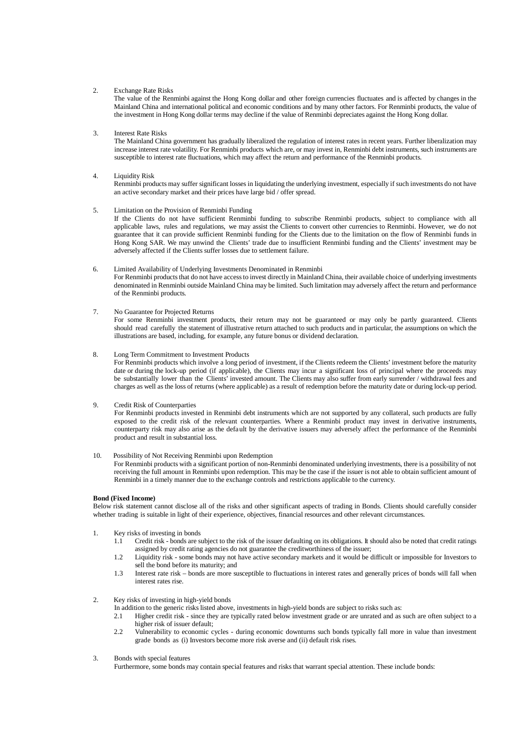2. Exchange Rate Risks
   The value of the Renminbi against the Hong Kong dollar and other foreign currencies fluctuates and is affected by changes in the Mainland China and international political and economic conditions and by many other factors. For Renminbi products, the value of the investment in Hong Kong dollar terms may decline if the value of Renminbi depreciates against the Hong Kong dollar.

3. Interest Rate Risks
   The Mainland China government has gradually liberalized the regulation of interest rates in recent years. Further liberalization may increase interest rate volatility. For Renminbi products which are, or may invest in, Renminbi debt instruments, such instruments are susceptible to interest rate fluctuations, which may affect the return and performance of the Renminbi products.

4. Liquidity Risk
   Renminbi products may suffer significant losses in liquidating the underlying investment, especially if such investments do not have an active secondary market and their prices have large bid / offer spread.

5. Limitation on the Provision of Renminbi Funding
   If the Clients do not have sufficient Renminbi funding to subscribe Renminbi products, subject to compliance with all applicable laws, rules and regulations, we may assist the Clients to convert other currencies to Renminbi. However, we do not guarantee that it can provide sufficient Renminbi funding for the Clients due to the limitation on the flow of Renminbi funds in Hong Kong SAR. We may unwind the Clients' trade due to insufficient Renminbi funding and the Clients' investment may be adversely affected if the Clients suffer losses due to settlement failure.

6. Limited Availability of Underlying Investments Denominated in Renminbi
   For Renminbi products that do not have access to invest directly in Mainland China, their available choice of underlying investments denominated in Renminbi outside Mainland China may be limited. Such limitation may adversely affect the return and performance of the Renminbi products.

7. No Guarantee for Projected Returns
   For some Renminbi investment products, their return may not be guaranteed or may only be partly guaranteed. Clients should read carefully the statement of illustrative return attached to such products and in particular, the assumptions on which the illustrations are based, including, for example, any future bonus or dividend declaration.

8. Long Term Commitment to Investment Products
   For Renminbi products which involve a long period of investment, if the Clients redeem the Clients' investment before the maturity date or during the lock-up period (if applicable), the Clients may incur a significant loss of principal where the proceeds may be substantially lower than the Clients' invested amount. The Clients may also suffer from early surrender / withdrawal fees and charges as well as the loss of returns (where applicable) as a result of redemption before the maturity date or during lock-up period.

9. Credit Risk of Counterparties
   For Renminbi products invested in Renminbi debt instruments which are not supported by any collateral, such products are fully exposed to the credit risk of the relevant counterparties. Where a Renminbi product may invest in derivative instruments, counterparty risk may also arise as the default by the derivative issuers may adversely affect the performance of the Renminbi product and result in substantial loss.

10. Possibility of Not Receiving Renminbi upon Redemption
    For Renminbi products with a significant portion of non-Renminbi denominated underlying investments, there is a possibility of not receiving the full amount in Renminbi upon redemption. This may be the case if the issuer is not able to obtain sufficient amount of Renminbi in a timely manner due to the exchange controls and restrictions applicable to the currency.

**Bond (Fixed Income)**

Below risk statement cannot disclose all of the risks and other significant aspects of trading in Bonds. Clients should carefully consider whether trading is suitable in light of their experience, objectives, financial resources and other relevant circumstances.

1. Key risks of investing in bonds
   - 1.1 Credit risk - bonds are subject to the risk of the issuer defaulting on its obligations. It should also be noted that credit ratings assigned by credit rating agencies do not guarantee the creditworthiness of the issuer;
   - 1.2 Liquidity risk - some bonds may not have active secondary markets and it would be difficult or impossible for Investors to sell the bond before its maturity; and
   - 1.3 Interest rate risk – bonds are more susceptible to fluctuations in interest rates and generally prices of bonds will fall when interest rates rise.

2. Key risks of investing in high-yield bonds
   In addition to the generic risks listed above, investments in high-yield bonds are subject to risks such as:
   - 2.1 Higher credit risk - since they are typically rated below investment grade or are unrated and as such are often subject to a higher risk of issuer default;
   - 2.2 Vulnerability to economic cycles - during economic downturns such bonds typically fall more in value than investment grade bonds as (i) Investors become more risk averse and (ii) default risk rises.

3. Bonds with special features
   Furthermore, some bonds may contain special features and risks that warrant special attention. These include bonds: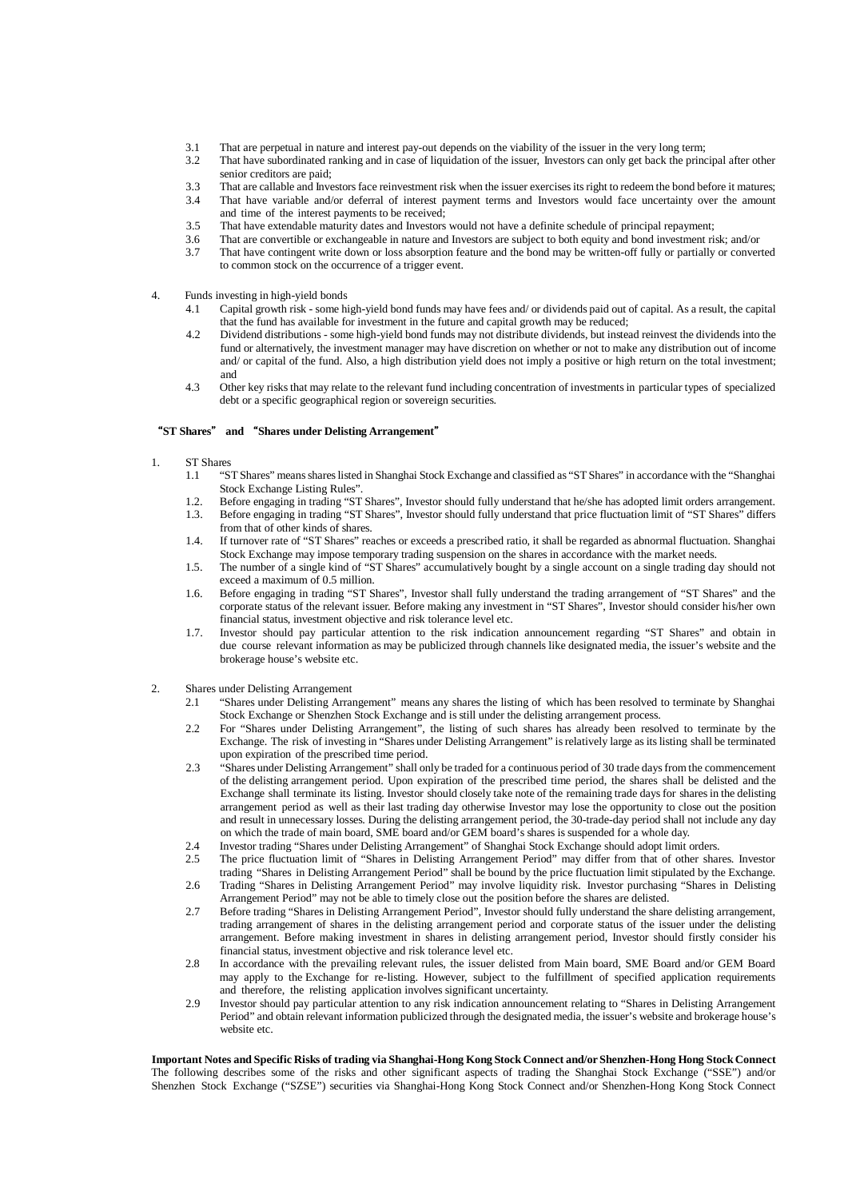3.1 That are perpetual in nature and interest pay-out depends on the viability of the issuer in the very long term;
3.2 That have subordinated ranking and in case of liquidation of the issuer, Investors can only get back the principal after other senior creditors are paid;
3.3 That are callable and Investors face reinvestment risk when the issuer exercises its right to redeem the bond before it matures;
3.4 That have variable and/or deferral of interest payment terms and Investors would face uncertainty over the amount and time of the interest payments to be received;
3.5 That have extendable maturity dates and Investors would not have a definite schedule of principal repayment;
3.6 That are convertible or exchangeable in nature and Investors are subject to both equity and bond investment risk; and/or
3.7 That have contingent write down or loss absorption feature and the bond may be written-off fully or partially or converted to common stock on the occurrence of a trigger event.

4. Funds investing in high-yield bonds
   4.1 Capital growth risk - some high-yield bond funds may have fees and/ or dividends paid out of capital. As a result, the capital that the fund has available for investment in the future and capital growth may be reduced;
   4.2 Dividend distributions - some high-yield bond funds may not distribute dividends, but instead reinvest the dividends into the fund or alternatively, the investment manager may have discretion on whether or not to make any distribution out of income and/ or capital of the fund. Also, a high distribution yield does not imply a positive or high return on the total investment; and
   4.3 Other key risks that may relate to the relevant fund including concentration of investments in particular types of specialized debt or a specific geographical region or sovereign securities.

**"ST Shares" and "Shares under Delisting Arrangement"**

1. ST Shares
   1.1 "ST Shares" means shares listed in Shanghai Stock Exchange and classified as "ST Shares" in accordance with the "Shanghai Stock Exchange Listing Rules".
   1.2. Before engaging in trading "ST Shares", Investor should fully understand that he/she has adopted limit orders arrangement.
   1.3. Before engaging in trading "ST Shares", Investor should fully understand that price fluctuation limit of "ST Shares" differs from that of other kinds of shares.
   1.4. If turnover rate of "ST Shares" reaches or exceeds a prescribed ratio, it shall be regarded as abnormal fluctuation. Shanghai Stock Exchange may impose temporary trading suspension on the shares in accordance with the market needs.
   1.5. The number of a single kind of "ST Shares" accumulatively bought by a single account on a single trading day should not exceed a maximum of 0.5 million.
   1.6. Before engaging in trading "ST Shares", Investor shall fully understand the trading arrangement of "ST Shares" and the corporate status of the relevant issuer. Before making any investment in "ST Shares", Investor should consider his/her own financial status, investment objective and risk tolerance level etc.
   1.7. Investor should pay particular attention to the risk indication announcement regarding "ST Shares" and obtain in due course relevant information as may be publicized through channels like designated media, the issuer's website and the brokerage house's website etc.

2. Shares under Delisting Arrangement
   2.1 "Shares under Delisting Arrangement" means any shares the listing of which has been resolved to terminate by Shanghai Stock Exchange or Shenzhen Stock Exchange and is still under the delisting arrangement process.
   2.2 For "Shares under Delisting Arrangement", the listing of such shares has already been resolved to terminate by the Exchange. The risk of investing in "Shares under Delisting Arrangement" is relatively large as its listing shall be terminated upon expiration of the prescribed time period.
   2.3 "Shares under Delisting Arrangement" shall only be traded for a continuous period of 30 trade days from the commencement of the delisting arrangement period. Upon expiration of the prescribed time period, the shares shall be delisted and the Exchange shall terminate its listing. Investor should closely take note of the remaining trade days for shares in the delisting arrangement period as well as their last trading day otherwise Investor may lose the opportunity to close out the position and result in unnecessary losses. During the delisting arrangement period, the 30-trade-day period shall not include any day on which the trade of main board, SME board and/or GEM board's shares is suspended for a whole day.
   2.4 Investor trading "Shares under Delisting Arrangement" of Shanghai Stock Exchange should adopt limit orders.
   2.5 The price fluctuation limit of "Shares in Delisting Arrangement Period" may differ from that of other shares. Investor trading "Shares in Delisting Arrangement Period" shall be bound by the price fluctuation limit stipulated by the Exchange.
   2.6 Trading "Shares in Delisting Arrangement Period" may involve liquidity risk. Investor purchasing "Shares in Delisting Arrangement Period" may not be able to timely close out the position before the shares are delisted.
   2.7 Before trading "Shares in Delisting Arrangement Period", Investor should fully understand the share delisting arrangement, trading arrangement of shares in the delisting arrangement period and corporate status of the issuer under the delisting arrangement. Before making investment in shares in delisting arrangement period, Investor should firstly consider his financial status, investment objective and risk tolerance level etc.
   2.8 In accordance with the prevailing relevant rules, the issuer delisted from Main board, SME Board and/or GEM Board may apply to the Exchange for re-listing. However, subject to the fulfillment of specified application requirements and therefore, the relisting application involves significant uncertainty.
   2.9 Investor should pay particular attention to any risk indication announcement relating to "Shares in Delisting Arrangement Period" and obtain relevant information publicized through the designated media, the issuer's website and brokerage house's website etc.

**Important Notes and Specific Risks of trading via Shanghai-Hong Kong Stock Connect and/or Shenzhen-Hong Hong Stock Connect**

The following describes some of the risks and other significant aspects of trading the Shanghai Stock Exchange ("SSE") and/or Shenzhen Stock Exchange ("SZSE") securities via Shanghai-Hong Kong Stock Connect and/or Shenzhen-Hong Kong Stock Connect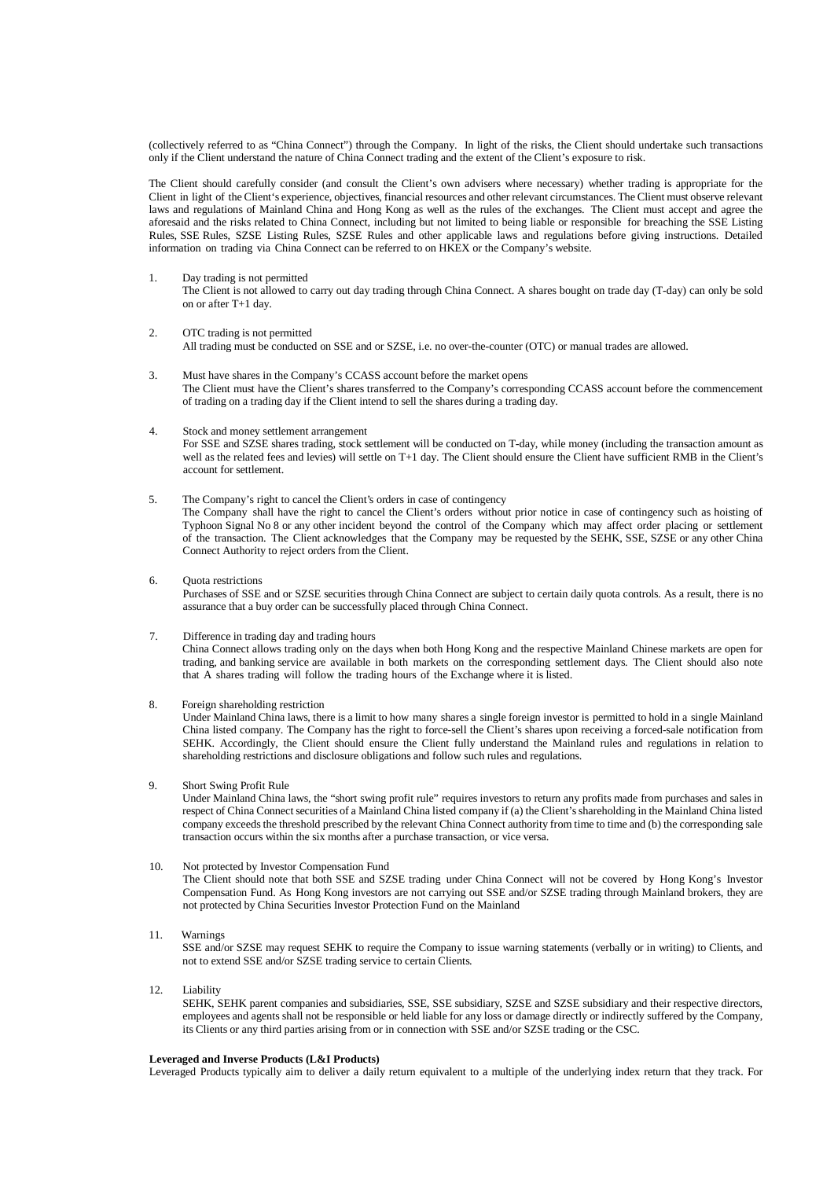(collectively referred to as "China Connect") through the Company. In light of the risks, the Client should undertake such transactions only if the Client understand the nature of China Connect trading and the extent of the Client's exposure to risk.

The Client should carefully consider (and consult the Client's own advisers where necessary) whether trading is appropriate for the Client in light of the Client's experience, objectives, financial resources and other relevant circumstances. The Client must observe relevant laws and regulations of Mainland China and Hong Kong as well as the rules of the exchanges. The Client must accept and agree the aforesaid and the risks related to China Connect, including but not limited to being liable or responsible for breaching the SSE Listing Rules, SSE Rules, SZSE Listing Rules, SZSE Rules and other applicable laws and regulations before giving instructions. Detailed information on trading via China Connect can be referred to on HKEX or the Company's website.

1. Day trading is not permitted
   The Client is not allowed to carry out day trading through China Connect. A shares bought on trade day (T-day) can only be sold on or after T+1 day.

2. OTC trading is not permitted
   All trading must be conducted on SSE and or SZSE, i.e. no over-the-counter (OTC) or manual trades are allowed.

3. Must have shares in the Company's CCASS account before the market opens
   The Client must have the Client's shares transferred to the Company's corresponding CCASS account before the commencement of trading on a trading day if the Client intend to sell the shares during a trading day.

4. Stock and money settlement arrangement
   For SSE and SZSE shares trading, stock settlement will be conducted on T-day, while money (including the transaction amount as well as the related fees and levies) will settle on T+1 day. The Client should ensure the Client have sufficient RMB in the Client's account for settlement.

5. The Company's right to cancel the Client's orders in case of contingency
   The Company shall have the right to cancel the Client's orders without prior notice in case of contingency such as hoisting of Typhoon Signal No 8 or any other incident beyond the control of the Company which may affect order placing or settlement of the transaction. The Client acknowledges that the Company may be requested by the SEHK, SSE, SZSE or any other China Connect Authority to reject orders from the Client.

6. Quota restrictions
   Purchases of SSE and or SZSE securities through China Connect are subject to certain daily quota controls. As a result, there is no assurance that a buy order can be successfully placed through China Connect.

7. Difference in trading day and trading hours
   China Connect allows trading only on the days when both Hong Kong and the respective Mainland Chinese markets are open for trading, and banking service are available in both markets on the corresponding settlement days. The Client should also note that A shares trading will follow the trading hours of the Exchange where it is listed.

8. Foreign shareholding restriction
   Under Mainland China laws, there is a limit to how many shares a single foreign investor is permitted to hold in a single Mainland China listed company. The Company has the right to force-sell the Client's shares upon receiving a forced-sale notification from SEHK. Accordingly, the Client should ensure the Client fully understand the Mainland rules and regulations in relation to shareholding restrictions and disclosure obligations and follow such rules and regulations.

9. Short Swing Profit Rule
   Under Mainland China laws, the "short swing profit rule" requires investors to return any profits made from purchases and sales in respect of China Connect securities of a Mainland China listed company if (a) the Client's shareholding in the Mainland China listed company exceeds the threshold prescribed by the relevant China Connect authority from time to time and (b) the corresponding sale transaction occurs within the six months after a purchase transaction, or vice versa.

10. Not protected by Investor Compensation Fund
    The Client should note that both SSE and SZSE trading under China Connect will not be covered by Hong Kong's Investor Compensation Fund. As Hong Kong investors are not carrying out SSE and/or SZSE trading through Mainland brokers, they are not protected by China Securities Investor Protection Fund on the Mainland

11. Warnings
    SSE and/or SZSE may request SEHK to require the Company to issue warning statements (verbally or in writing) to Clients, and not to extend SSE and/or SZSE trading service to certain Clients.

12. Liability
    SEHK, SEHK parent companies and subsidiaries, SSE, SSE subsidiary, SZSE and SZSE subsidiary and their respective directors, employees and agents shall not be responsible or held liable for any loss or damage directly or indirectly suffered by the Company, its Clients or any third parties arising from or in connection with SSE and/or SZSE trading or the CSC.

**Leveraged and Inverse Products (L&I Products)**

Leveraged Products typically aim to deliver a daily return equivalent to a multiple of the underlying index return that they track. For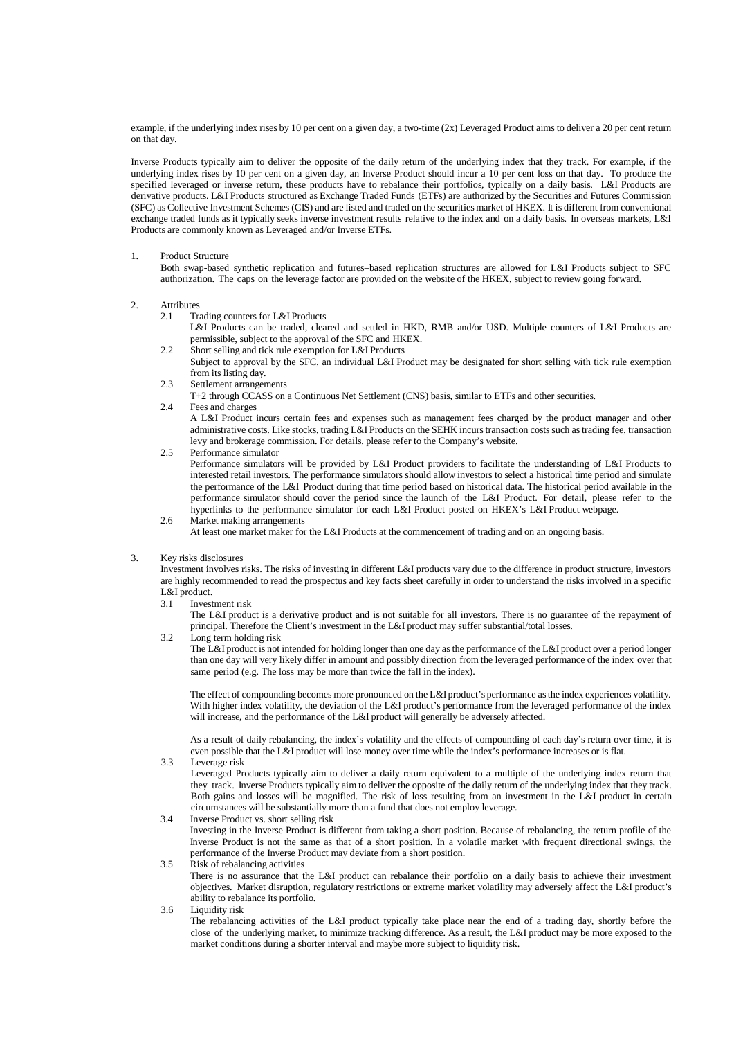example, if the underlying index rises by 10 per cent on a given day, a two-time (2x) Leveraged Product aims to deliver a 20 per cent return on that day.

Inverse Products typically aim to deliver the opposite of the daily return of the underlying index that they track. For example, if the underlying index rises by 10 per cent on a given day, an Inverse Product should incur a 10 per cent loss on that day. To produce the specified leveraged or inverse return, these products have to rebalance their portfolios, typically on a daily basis. L&I Products are derivative products. L&I Products structured as Exchange Traded Funds (ETFs) are authorized by the Securities and Futures Commission (SFC) as Collective Investment Schemes (CIS) and are listed and traded on the securities market of HKEX. It is different from conventional exchange traded funds as it typically seeks inverse investment results relative to the index and on a daily basis. In overseas markets, L&I Products are commonly known as Leveraged and/or Inverse ETFs.

1. Product Structure

   Both swap-based synthetic replication and futures–based replication structures are allowed for L&I Products subject to SFC authorization. The caps on the leverage factor are provided on the website of the HKEX, subject to review going forward.

2. Attributes

   2.1 Trading counters for L&I Products

   L&I Products can be traded, cleared and settled in HKD, RMB and/or USD. Multiple counters of L&I Products are permissible, subject to the approval of the SFC and HKEX.

   2.2 Short selling and tick rule exemption for L&I Products

   Subject to approval by the SFC, an individual L&I Product may be designated for short selling with tick rule exemption from its listing day.

   2.3 Settlement arrangements

   T+2 through CCASS on a Continuous Net Settlement (CNS) basis, similar to ETFs and other securities.

   2.4 Fees and charges

   A L&I Product incurs certain fees and expenses such as management fees charged by the product manager and other administrative costs. Like stocks, trading L&I Products on the SEHK incurs transaction costs such as trading fee, transaction levy and brokerage commission. For details, please refer to the Company's website.

   2.5 Performance simulator

   Performance simulators will be provided by L&I Product providers to facilitate the understanding of L&I Products to interested retail investors. The performance simulators should allow investors to select a historical time period and simulate the performance of the L&I Product during that time period based on historical data. The historical period available in the performance simulator should cover the period since the launch of the L&I Product. For detail, please refer to the hyperlinks to the performance simulator for each L&I Product posted on HKEX's L&I Product webpage.

   2.6 Market making arrangements

   At least one market maker for the L&I Products at the commencement of trading and on an ongoing basis.

3. Key risks disclosures

   Investment involves risks. The risks of investing in different L&I products vary due to the difference in product structure, investors are highly recommended to read the prospectus and key facts sheet carefully in order to understand the risks involved in a specific L&I product.

   3.1 Investment risk

   The L&I product is a derivative product and is not suitable for all investors. There is no guarantee of the repayment of principal. Therefore the Client's investment in the L&I product may suffer substantial/total losses.

   3.2 Long term holding risk

   The L&I product is not intended for holding longer than one day as the performance of the L&I product over a period longer than one day will very likely differ in amount and possibly direction from the leveraged performance of the index over that same period (e.g. The loss may be more than twice the fall in the index).

   The effect of compounding becomes more pronounced on the L&I product's performance as the index experiences volatility. With higher index volatility, the deviation of the L&I product's performance from the leveraged performance of the index will increase, and the performance of the L&I product will generally be adversely affected.

   As a result of daily rebalancing, the index's volatility and the effects of compounding of each day's return over time, it is even possible that the L&I product will lose money over time while the index's performance increases or is flat.

   3.3 Leverage risk

   Leveraged Products typically aim to deliver a daily return equivalent to a multiple of the underlying index return that they track. Inverse Products typically aim to deliver the opposite of the daily return of the underlying index that they track. Both gains and losses will be magnified. The risk of loss resulting from an investment in the L&I product in certain circumstances will be substantially more than a fund that does not employ leverage.

   3.4 Inverse Product vs. short selling risk

   Investing in the Inverse Product is different from taking a short position. Because of rebalancing, the return profile of the Inverse Product is not the same as that of a short position. In a volatile market with frequent directional swings, the performance of the Inverse Product may deviate from a short position.

   3.5 Risk of rebalancing activities

   There is no assurance that the L&I product can rebalance their portfolio on a daily basis to achieve their investment objectives. Market disruption, regulatory restrictions or extreme market volatility may adversely affect the L&I product's ability to rebalance its portfolio.

   3.6 Liquidity risk

   The rebalancing activities of the L&I product typically take place near the end of a trading day, shortly before the close of the underlying market, to minimize tracking difference. As a result, the L&I product may be more exposed to the market conditions during a shorter interval and maybe more subject to liquidity risk.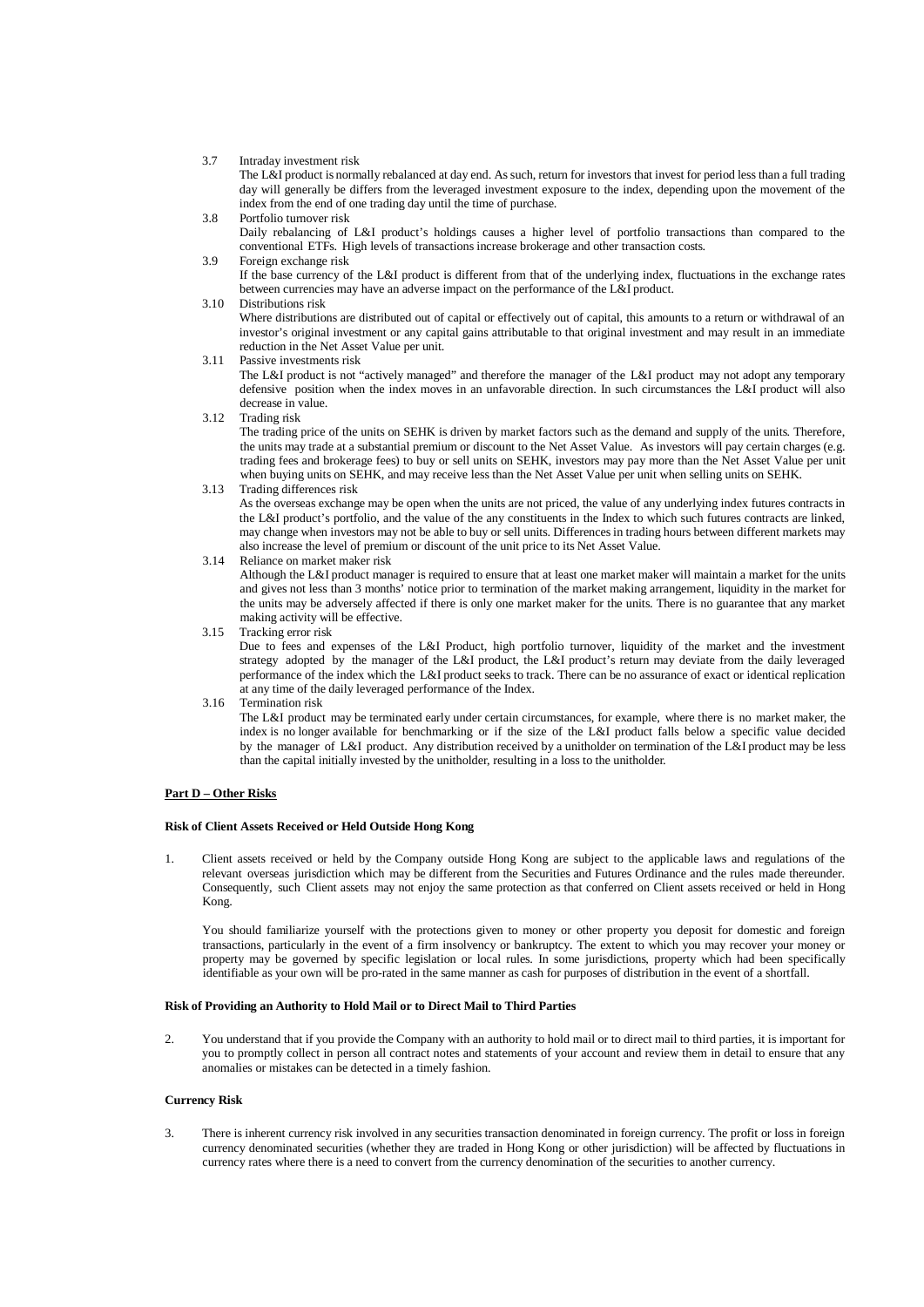3.7 Intraday investment risk

The L&I product is normally rebalanced at day end. As such, return for investors that invest for period less than a full trading day will generally be differs from the leveraged investment exposure to the index, depending upon the movement of the index from the end of one trading day until the time of purchase.

3.8 Portfolio turnover risk

Daily rebalancing of L&I product's holdings causes a higher level of portfolio transactions than compared to the conventional ETFs. High levels of transactions increase brokerage and other transaction costs.

3.9 Foreign exchange risk

If the base currency of the L&I product is different from that of the underlying index, fluctuations in the exchange rates between currencies may have an adverse impact on the performance of the L&I product.

3.10 Distributions risk

Where distributions are distributed out of capital or effectively out of capital, this amounts to a return or withdrawal of an investor's original investment or any capital gains attributable to that original investment and may result in an immediate reduction in the Net Asset Value per unit.

3.11 Passive investments risk

The L&I product is not "actively managed" and therefore the manager of the L&I product may not adopt any temporary defensive position when the index moves in an unfavorable direction. In such circumstances the L&I product will also decrease in value.

3.12 Trading risk

The trading price of the units on SEHK is driven by market factors such as the demand and supply of the units. Therefore, the units may trade at a substantial premium or discount to the Net Asset Value. As investors will pay certain charges (e.g. trading fees and brokerage fees) to buy or sell units on SEHK, investors may pay more than the Net Asset Value per unit when buying units on SEHK, and may receive less than the Net Asset Value per unit when selling units on SEHK.

3.13 Trading differences risk

As the overseas exchange may be open when the units are not priced, the value of any underlying index futures contracts in the L&I product's portfolio, and the value of the any constituents in the Index to which such futures contracts are linked, may change when investors may not be able to buy or sell units. Differences in trading hours between different markets may also increase the level of premium or discount of the unit price to its Net Asset Value.

3.14 Reliance on market maker risk

Although the L&I product manager is required to ensure that at least one market maker will maintain a market for the units and gives not less than 3 months' notice prior to termination of the market making arrangement, liquidity in the market for the units may be adversely affected if there is only one market maker for the units. There is no guarantee that any market making activity will be effective.

3.15 Tracking error risk

Due to fees and expenses of the L&I Product, high portfolio turnover, liquidity of the market and the investment strategy adopted by the manager of the L&I product, the L&I product's return may deviate from the daily leveraged performance of the index which the L&I product seeks to track. There can be no assurance of exact or identical replication at any time of the daily leveraged performance of the Index.

3.16 Termination risk

The L&I product may be terminated early under certain circumstances, for example, where there is no market maker, the index is no longer available for benchmarking or if the size of the L&I product falls below a specific value decided by the manager of L&I product. Any distribution received by a unitholder on termination of the L&I product may be less than the capital initially invested by the unitholder, resulting in a loss to the unitholder.

**Part D – Other Risks**

**Risk of Client Assets Received or Held Outside Hong Kong**

1. Client assets received or held by the Company outside Hong Kong are subject to the applicable laws and regulations of the relevant overseas jurisdiction which may be different from the Securities and Futures Ordinance and the rules made thereunder. Consequently, such Client assets may not enjoy the same protection as that conferred on Client assets received or held in Hong Kong.

   You should familiarize yourself with the protections given to money or other property you deposit for domestic and foreign transactions, particularly in the event of a firm insolvency or bankruptcy. The extent to which you may recover your money or property may be governed by specific legislation or local rules. In some jurisdictions, property which had been specifically identifiable as your own will be pro-rated in the same manner as cash for purposes of distribution in the event of a shortfall.

**Risk of Providing an Authority to Hold Mail or to Direct Mail to Third Parties**

2. You understand that if you provide the Company with an authority to hold mail or to direct mail to third parties, it is important for you to promptly collect in person all contract notes and statements of your account and review them in detail to ensure that any anomalies or mistakes can be detected in a timely fashion.

**Currency Risk**

3. There is inherent currency risk involved in any securities transaction denominated in foreign currency. The profit or loss in foreign currency denominated securities (whether they are traded in Hong Kong or other jurisdiction) will be affected by fluctuations in currency rates where there is a need to convert from the currency denomination of the securities to another currency.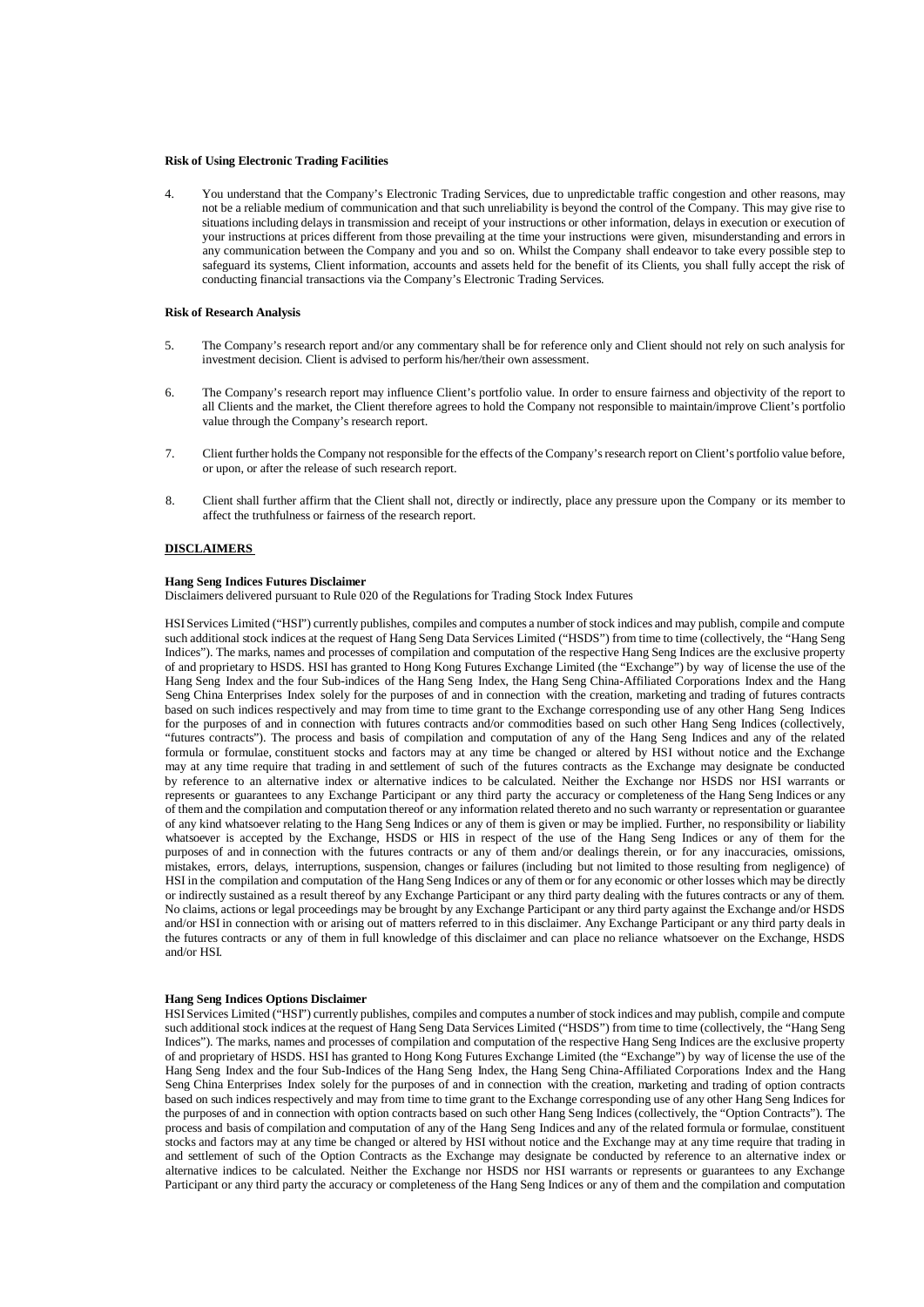**Risk of Using Electronic Trading Facilities**

4. You understand that the Company's Electronic Trading Services, due to unpredictable traffic congestion and other reasons, may not be a reliable medium of communication and that such unreliability is beyond the control of the Company. This may give rise to situations including delays in transmission and receipt of your instructions or other information, delays in execution or execution of your instructions at prices different from those prevailing at the time your instructions were given, misunderstanding and errors in any communication between the Company and you and so on. Whilst the Company shall endeavor to take every possible step to safeguard its systems, Client information, accounts and assets held for the benefit of its Clients, you shall fully accept the risk of conducting financial transactions via the Company's Electronic Trading Services.

**Risk of Research Analysis**

5. The Company's research report and/or any commentary shall be for reference only and Client should not rely on such analysis for investment decision. Client is advised to perform his/her/their own assessment.

6. The Company's research report may influence Client's portfolio value. In order to ensure fairness and objectivity of the report to all Clients and the market, the Client therefore agrees to hold the Company not responsible to maintain/improve Client's portfolio value through the Company's research report.

7. Client further holds the Company not responsible for the effects of the Company's research report on Client's portfolio value before, or upon, or after the release of such research report.

8. Client shall further affirm that the Client shall not, directly or indirectly, place any pressure upon the Company or its member to affect the truthfulness or fairness of the research report.

**DISCLAIMERS**

**Hang Seng Indices Futures Disclaimer**

Disclaimers delivered pursuant to Rule 020 of the Regulations for Trading Stock Index Futures

HSI Services Limited ("HSI") currently publishes, compiles and computes a number of stock indices and may publish, compile and compute such additional stock indices at the request of Hang Seng Data Services Limited ("HSDS") from time to time (collectively, the "Hang Seng Indices"). The marks, names and processes of compilation and computation of the respective Hang Seng Indices are the exclusive property of and proprietary to HSDS. HSI has granted to Hong Kong Futures Exchange Limited (the "Exchange") by way of license the use of the Hang Seng Index and the four Sub-indices of the Hang Seng Index, the Hang Seng China-Affiliated Corporations Index and the Hang Seng China Enterprises Index solely for the purposes of and in connection with the creation, marketing and trading of futures contracts based on such indices respectively and may from time to time grant to the Exchange corresponding use of any other Hang Seng Indices for the purposes of and in connection with futures contracts and/or commodities based on such other Hang Seng Indices (collectively, "futures contracts"). The process and basis of compilation and computation of any of the Hang Seng Indices and any of the related formula or formulae, constituent stocks and factors may at any time be changed or altered by HSI without notice and the Exchange may at any time require that trading in and settlement of such of the futures contracts as the Exchange may designate be conducted by reference to an alternative index or alternative indices to be calculated. Neither the Exchange nor HSDS nor HSI warrants or represents or guarantees to any Exchange Participant or any third party the accuracy or completeness of the Hang Seng Indices or any of them and the compilation and computation thereof or any information related thereto and no such warranty or representation or guarantee of any kind whatsoever relating to the Hang Seng Indices or any of them is given or may be implied. Further, no responsibility or liability whatsoever is accepted by the Exchange, HSDS or HIS in respect of the use of the Hang Seng Indices or any of them for the purposes of and in connection with the futures contracts or any of them and/or dealings therein, or for any inaccuracies, omissions, mistakes, errors, delays, interruptions, suspension, changes or failures (including but not limited to those resulting from negligence) of HSI in the compilation and computation of the Hang Seng Indices or any of them or for any economic or other losses which may be directly or indirectly sustained as a result thereof by any Exchange Participant or any third party dealing with the futures contracts or any of them. No claims, actions or legal proceedings may be brought by any Exchange Participant or any third party against the Exchange and/or HSDS and/or HSI in connection with or arising out of matters referred to in this disclaimer. Any Exchange Participant or any third party deals in the futures contracts or any of them in full knowledge of this disclaimer and can place no reliance whatsoever on the Exchange, HSDS and/or HSI.

**Hang Seng Indices Options Disclaimer**

HSI Services Limited ("HSI") currently publishes, compiles and computes a number of stock indices and may publish, compile and compute such additional stock indices at the request of Hang Seng Data Services Limited ("HSDS") from time to time (collectively, the "Hang Seng Indices"). The marks, names and processes of compilation and computation of the respective Hang Seng Indices are the exclusive property of and proprietary to HSDS. HSI has granted to Hong Kong Futures Exchange Limited (the "Exchange") by way of license the use of the Hang Seng Index and the four Sub-Indices of the Hang Seng Index, the Hang Seng China-Affiliated Corporations Index and the Hang Seng China Enterprises Index solely for the purposes of and in connection with the creation, marketing and trading of option contracts based on such indices respectively and may from time to time grant to the Exchange corresponding use of any other Hang Seng Indices for the purposes of and in connection with option contracts based on such other Hang Seng Indices (collectively, the "Option Contracts"). The process and basis of compilation and computation of any of the Hang Seng Indices and any of the related formula or formulae, constituent stocks and factors may at any time be changed or altered by HSI without notice and the Exchange may at any time require that trading in and settlement of such of the Option Contracts as the Exchange may designate be conducted by reference to an alternative index or alternative indices to be calculated. Neither the Exchange nor HSDS nor HSI warrants or represents or guarantees to any Exchange Participant or any third party the accuracy or completeness of the Hang Seng Indices or any of them and the compilation and computation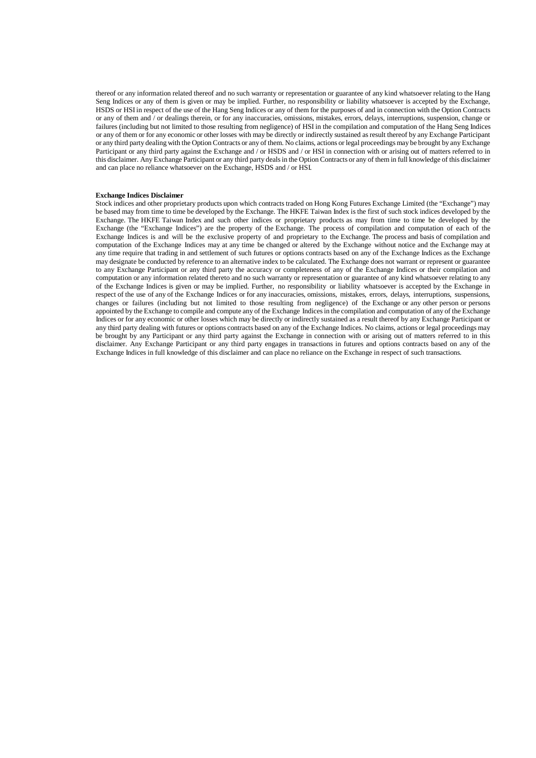thereof or any information related thereof and no such warranty or representation or guarantee of any kind whatsoever relating to the Hang Seng Indices or any of them is given or may be implied. Further, no responsibility or liability whatsoever is accepted by the Exchange, HSDS or HSI in respect of the use of the Hang Seng Indices or any of them for the purposes of and in connection with the Option Contracts or any of them and / or dealings therein, or for any inaccuracies, omissions, mistakes, errors, delays, interruptions, suspension, change or failures (including but not limited to those resulting from negligence) of HSI in the compilation and computation of the Hang Seng Indices or any of them or for any economic or other losses with may be directly or indirectly sustained as result thereof by any Exchange Participant or any third party dealing with the Option Contracts or any of them. No claims, actions or legal proceedings may be brought by any Exchange Participant or any third party against the Exchange and / or HSDS and / or HSI in connection with or arising out of matters referred to in this disclaimer. Any Exchange Participant or any third party deals in the Option Contracts or any of them in full knowledge of this disclaimer and can place no reliance whatsoever on the Exchange, HSDS and / or HSI.

**Exchange Indices Disclaimer**

Stock indices and other proprietary products upon which contracts traded on Hong Kong Futures Exchange Limited (the "Exchange") may be based may from time to time be developed by the Exchange. The HKFE Taiwan Index is the first of such stock indices developed by the Exchange. The HKFE Taiwan Index and such other indices or proprietary products as may from time to time be developed by the Exchange (the "Exchange Indices") are the property of the Exchange. The process of compilation and computation of each of the Exchange Indices is and will be the exclusive property of and proprietary to the Exchange. The process and basis of compilation and computation of the Exchange Indices may at any time be changed or altered by the Exchange without notice and the Exchange may at any time require that trading in and settlement of such futures or options contracts based on any of the Exchange Indices as the Exchange may designate be conducted by reference to an alternative index to be calculated. The Exchange does not warrant or represent or guarantee to any Exchange Participant or any third party the accuracy or completeness of any of the Exchange Indices or their compilation and computation or any information related thereto and no such warranty or representation or guarantee of any kind whatsoever relating to any of the Exchange Indices is given or may be implied. Further, no responsibility or liability whatsoever is accepted by the Exchange in respect of the use of any of the Exchange Indices or for any inaccuracies, omissions, mistakes, errors, delays, interruptions, suspensions, changes or failures (including but not limited to those resulting from negligence) of the Exchange or any other person or persons appointed by the Exchange to compile and compute any of the Exchange Indices in the compilation and computation of any of the Exchange Indices or for any economic or other losses which may be directly or indirectly sustained as a result thereof by any Exchange Participant or any third party dealing with futures or options contracts based on any of the Exchange Indices. No claims, actions or legal proceedings may be brought by any Participant or any third party against the Exchange in connection with or arising out of matters referred to in this disclaimer. Any Exchange Participant or any third party engages in transactions in futures and options contracts based on any of the Exchange Indices in full knowledge of this disclaimer and can place no reliance on the Exchange in respect of such transactions.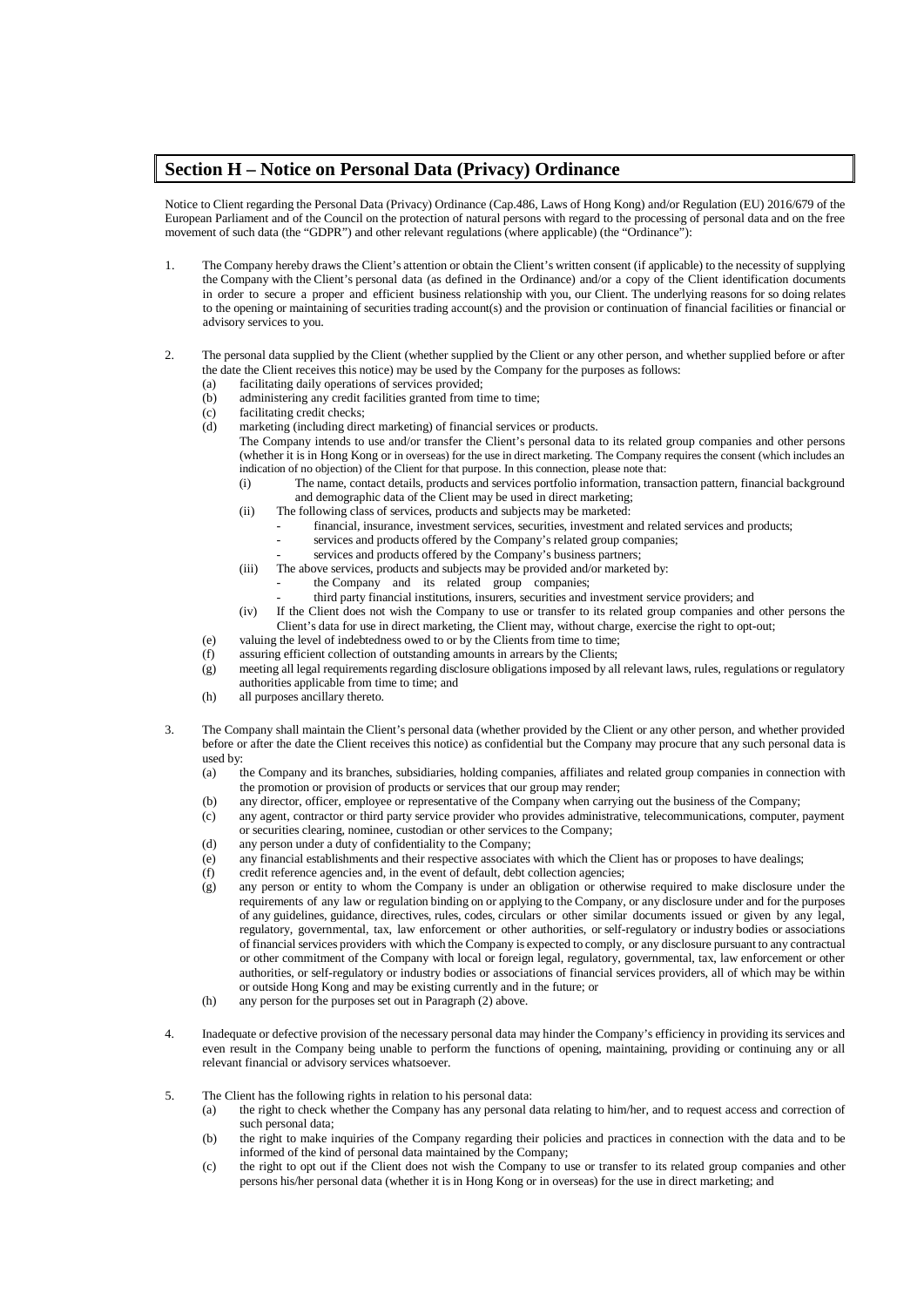## Section H – Notice on Personal Data (Privacy) Ordinance

Notice to Client regarding the Personal Data (Privacy) Ordinance (Cap.486, Laws of Hong Kong) and/or Regulation (EU) 2016/679 of the European Parliament and of the Council on the protection of natural persons with regard to the processing of personal data and on the free movement of such data (the "GDPR") and other relevant regulations (where applicable) (the "Ordinance"):

1. The Company hereby draws the Client's attention or obtain the Client's written consent (if applicable) to the necessity of supplying the Company with the Client's personal data (as defined in the Ordinance) and/or a copy of the Client identification documents in order to secure a proper and efficient business relationship with you, our Client. The underlying reasons for so doing relates to the opening or maintaining of securities trading account(s) and the provision or continuation of financial facilities or financial or advisory services to you.

2. The personal data supplied by the Client (whether supplied by the Client or any other person, and whether supplied before or after the date the Client receives this notice) may be used by the Company for the purposes as follows:
   (a) facilitating daily operations of services provided;
   (b) administering any credit facilities granted from time to time;
   (c) facilitating credit checks;
   (d) marketing (including direct marketing) of financial services or products.
   The Company intends to use and/or transfer the Client's personal data to its related group companies and other persons (whether it is in Hong Kong or in overseas) for the use in direct marketing. The Company requires the consent (which includes an indication of no objection) of the Client for that purpose. In this connection, please note that:
      (i) The name, contact details, products and services portfolio information, transaction pattern, financial background and demographic data of the Client may be used in direct marketing;
      (ii) The following class of services, products and subjects may be marketed:
         - financial, insurance, investment services, securities, investment and related services and products;
         - services and products offered by the Company's related group companies;
         - services and products offered by the Company's business partners;
      (iii) The above services, products and subjects may be provided and/or marketed by:
         - the Company and its related group companies;
         - third party financial institutions, insurers, securities and investment service providers; and
      (iv) If the Client does not wish the Company to use or transfer to its related group companies and other persons the Client's data for use in direct marketing, the Client may, without charge, exercise the right to opt-out;
   (e) valuing the level of indebtedness owed to or by the Clients from time to time;
   (f) assuring efficient collection of outstanding amounts in arrears by the Clients;
   (g) meeting all legal requirements regarding disclosure obligations imposed by all relevant laws, rules, regulations or regulatory authorities applicable from time to time; and
   (h) all purposes ancillary thereto.

3. The Company shall maintain the Client's personal data (whether provided by the Client or any other person, and whether provided before or after the date the Client receives this notice) as confidential but the Company may procure that any such personal data is used by:
   (a) the Company and its branches, subsidiaries, holding companies, affiliates and related group companies in connection with the promotion or provision of products or services that our group may render;
   (b) any director, officer, employee or representative of the Company when carrying out the business of the Company;
   (c) any agent, contractor or third party service provider who provides administrative, telecommunications, computer, payment or securities clearing, nominee, custodian or other services to the Company;
   (d) any person under a duty of confidentiality to the Company;
   (e) any financial establishments and their respective associates with which the Client has or proposes to have dealings;
   (f) credit reference agencies and, in the event of default, debt collection agencies;
   (g) any person or entity to whom the Company is under an obligation or otherwise required to make disclosure under the requirements of any law or regulation binding on or applying to the Company, or any disclosure under and for the purposes of any guidelines, guidance, directives, rules, codes, circulars or other similar documents issued or given by any legal, regulatory, governmental, tax, law enforcement or other authorities, or self-regulatory or industry bodies or associations of financial services providers with which the Company is expected to comply, or any disclosure pursuant to any contractual or other commitment of the Company with local or foreign legal, regulatory, governmental, tax, law enforcement or other authorities, or self-regulatory or industry bodies or associations of financial services providers, all of which may be within or outside Hong Kong and may be existing currently and in the future; or
   (h) any person for the purposes set out in Paragraph (2) above.

4. Inadequate or defective provision of the necessary personal data may hinder the Company's efficiency in providing its services and even result in the Company being unable to perform the functions of opening, maintaining, providing or continuing any or all relevant financial or advisory services whatsoever.

5. The Client has the following rights in relation to his personal data:
   (a) the right to check whether the Company has any personal data relating to him/her, and to request access and correction of such personal data;
   (b) the right to make inquiries of the Company regarding their policies and practices in connection with the data and to be informed of the kind of personal data maintained by the Company;
   (c) the right to opt out if the Client does not wish the Company to use or transfer to its related group companies and other persons his/her personal data (whether it is in Hong Kong or in overseas) for the use in direct marketing; and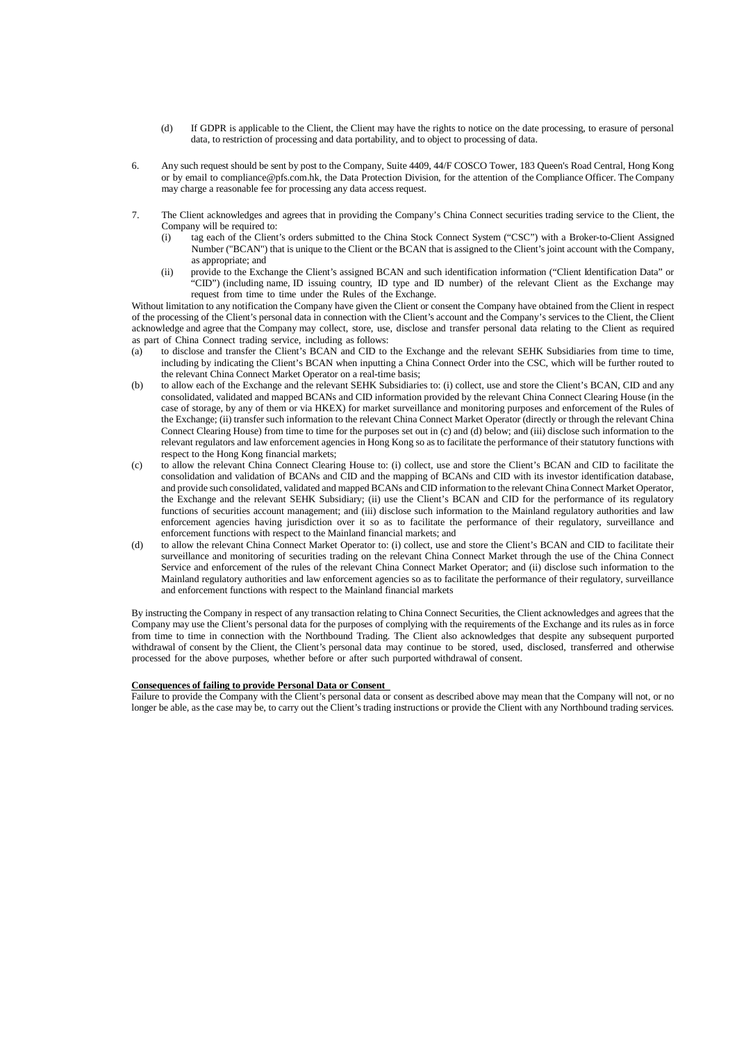(d) If GDPR is applicable to the Client, the Client may have the rights to notice on the date processing, to erasure of personal data, to restriction of processing and data portability, and to object to processing of data.

6. Any such request should be sent by post to the Company, Suite 4409, 44/F COSCO Tower, 183 Queen's Road Central, Hong Kong or by email to compliance@pfs.com.hk, the Data Protection Division, for the attention of the Compliance Officer. The Company may charge a reasonable fee for processing any data access request.

7. The Client acknowledges and agrees that in providing the Company's China Connect securities trading service to the Client, the Company will be required to:
   (i) tag each of the Client's orders submitted to the China Stock Connect System ("CSC") with a Broker-to-Client Assigned Number ("BCAN") that is unique to the Client or the BCAN that is assigned to the Client's joint account with the Company, as appropriate; and
   (ii) provide to the Exchange the Client's assigned BCAN and such identification information ("Client Identification Data" or "CID") (including name, ID issuing country, ID type and ID number) of the relevant Client as the Exchange may request from time to time under the Rules of the Exchange.

Without limitation to any notification the Company have given the Client or consent the Company have obtained from the Client in respect of the processing of the Client's personal data in connection with the Client's account and the Company's services to the Client, the Client acknowledge and agree that the Company may collect, store, use, disclose and transfer personal data relating to the Client as required as part of China Connect trading service, including as follows:

(a) to disclose and transfer the Client's BCAN and CID to the Exchange and the relevant SEHK Subsidiaries from time to time, including by indicating the Client's BCAN when inputting a China Connect Order into the CSC, which will be further routed to the relevant China Connect Market Operator on a real-time basis;

(b) to allow each of the Exchange and the relevant SEHK Subsidiaries to: (i) collect, use and store the Client's BCAN, CID and any consolidated, validated and mapped BCANs and CID information provided by the relevant China Connect Clearing House (in the case of storage, by any of them or via HKEX) for market surveillance and monitoring purposes and enforcement of the Rules of the Exchange; (ii) transfer such information to the relevant China Connect Market Operator (directly or through the relevant China Connect Clearing House) from time to time for the purposes set out in (c) and (d) below; and (iii) disclose such information to the relevant regulators and law enforcement agencies in Hong Kong so as to facilitate the performance of their statutory functions with respect to the Hong Kong financial markets;

(c) to allow the relevant China Connect Clearing House to: (i) collect, use and store the Client's BCAN and CID to facilitate the consolidation and validation of BCANs and CID and the mapping of BCANs and CID with its investor identification database, and provide such consolidated, validated and mapped BCANs and CID information to the relevant China Connect Market Operator, the Exchange and the relevant SEHK Subsidiary; (ii) use the Client's BCAN and CID for the performance of its regulatory functions of securities account management; and (iii) disclose such information to the Mainland regulatory authorities and law enforcement agencies having jurisdiction over it so as to facilitate the performance of their regulatory, surveillance and enforcement functions with respect to the Mainland financial markets; and

(d) to allow the relevant China Connect Market Operator to: (i) collect, use and store the Client's BCAN and CID to facilitate their surveillance and monitoring of securities trading on the relevant China Connect Market through the use of the China Connect Service and enforcement of the rules of the relevant China Connect Market Operator; and (ii) disclose such information to the Mainland regulatory authorities and law enforcement agencies so as to facilitate the performance of their regulatory, surveillance and enforcement functions with respect to the Mainland financial markets

By instructing the Company in respect of any transaction relating to China Connect Securities, the Client acknowledges and agrees that the Company may use the Client's personal data for the purposes of complying with the requirements of the Exchange and its rules as in force from time to time in connection with the Northbound Trading. The Client also acknowledges that despite any subsequent purported withdrawal of consent by the Client, the Client's personal data may continue to be stored, used, disclosed, transferred and otherwise processed for the above purposes, whether before or after such purported withdrawal of consent.

**Consequences of failing to provide Personal Data or Consent**

Failure to provide the Company with the Client's personal data or consent as described above may mean that the Company will not, or no longer be able, as the case may be, to carry out the Client's trading instructions or provide the Client with any Northbound trading services.